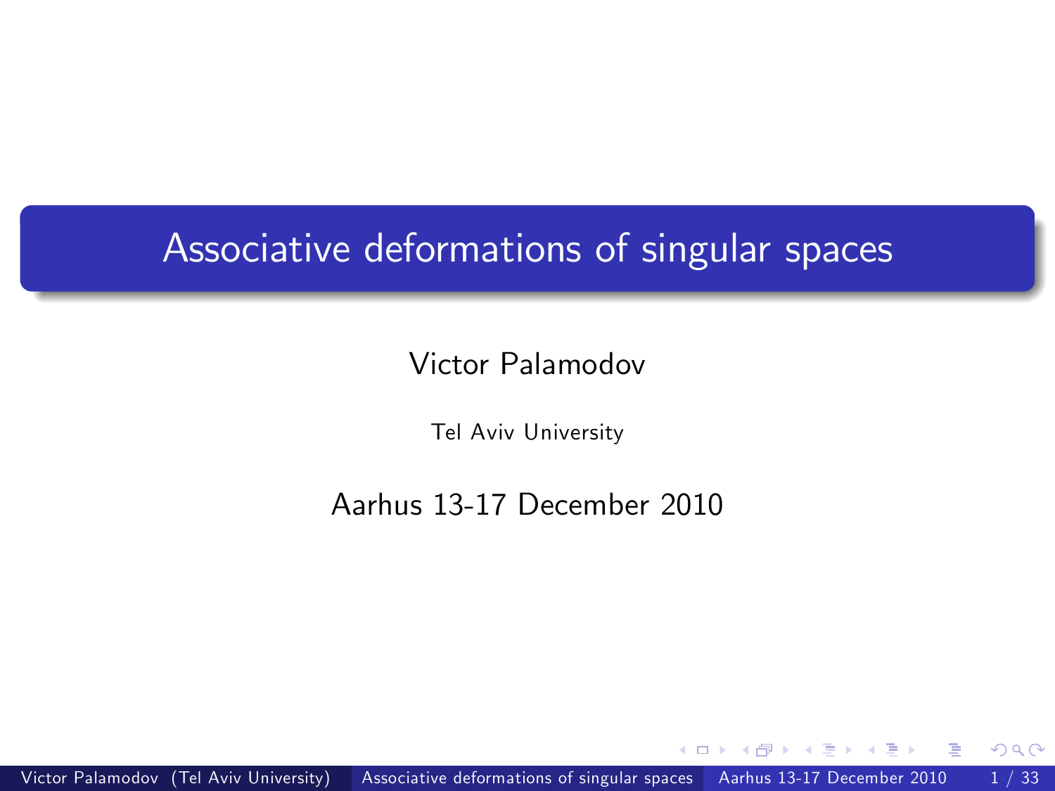# Associative deformations of singular spaces

Victor Palamodov

Tel Aviv University

Aarhus 13-17 December 2010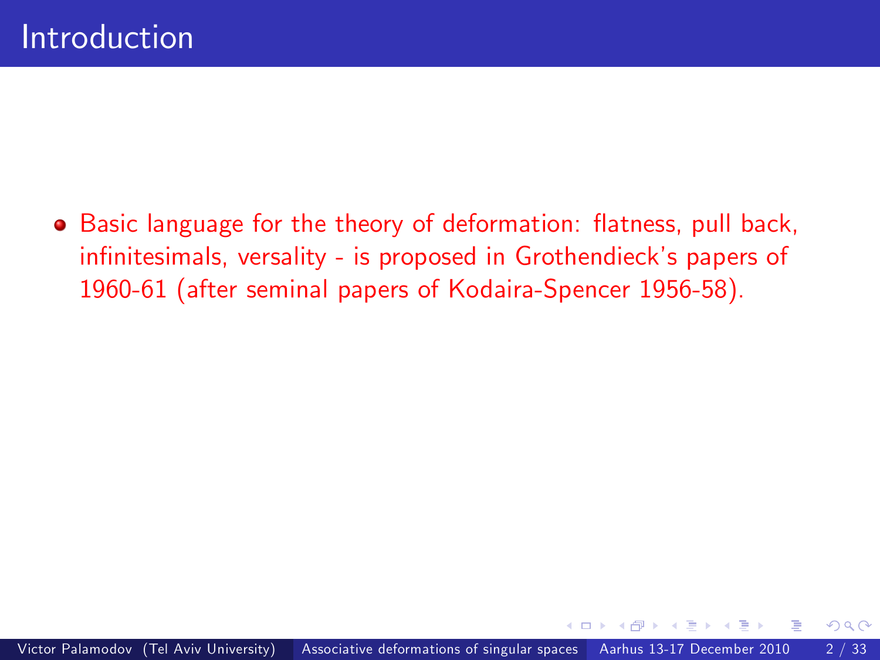# Introduction

- Basic language for the theory of deformation: flatness, pull back, infinitesimals, versality - is proposed in Grothendieck's papers of 1960-61 (after seminal papers of Kodaira-Spencer 1956-58).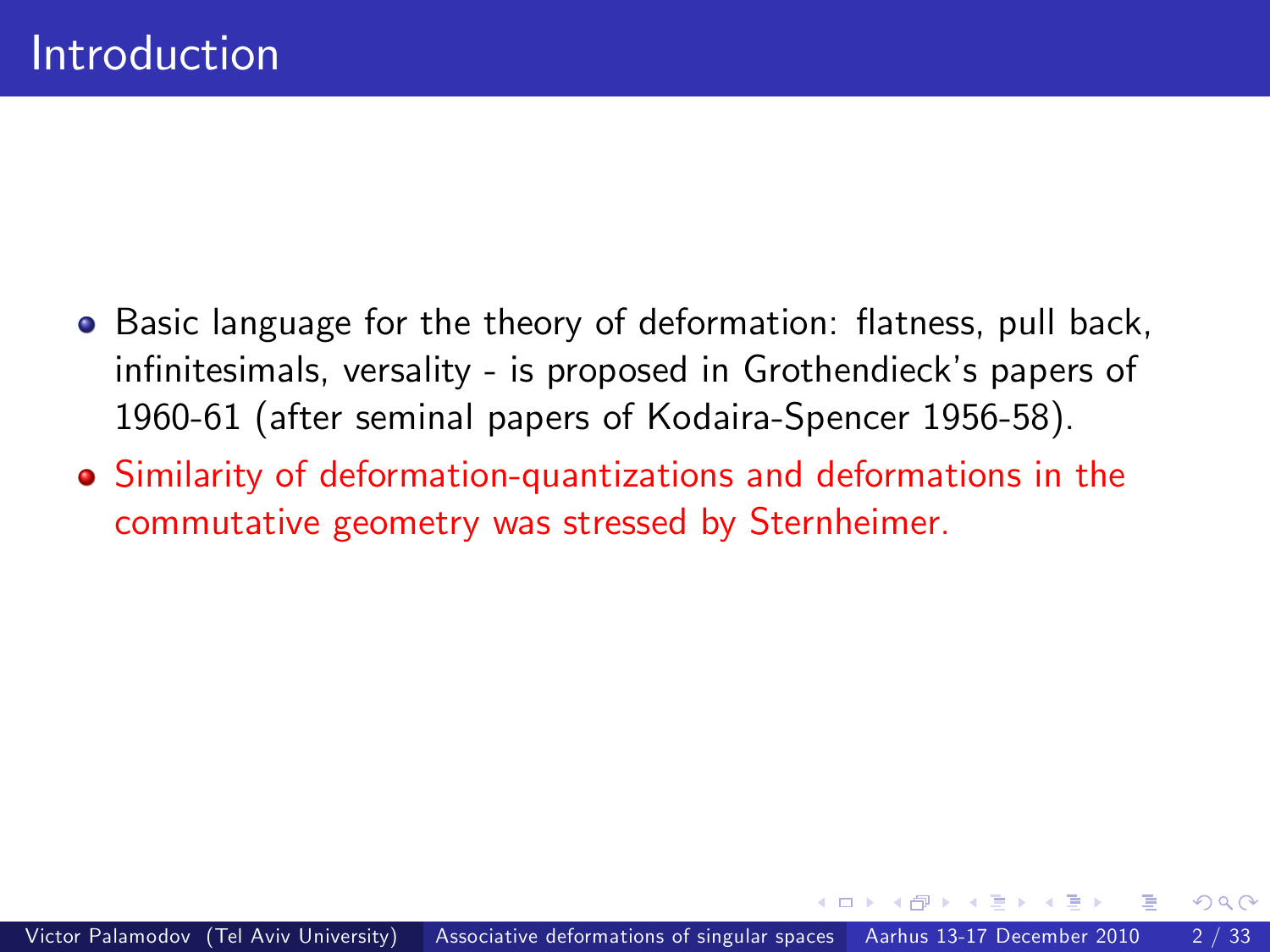# Introduction

- Basic language for the theory of deformation: flatness, pull back, infinitesimals, versality - is proposed in Grothendieck's papers of 1960-61 (after seminal papers of Kodaira-Spencer 1956-58).
- Similarity of deformation-quantizations and deformations in the commutative geometry was stressed by Sternheimer.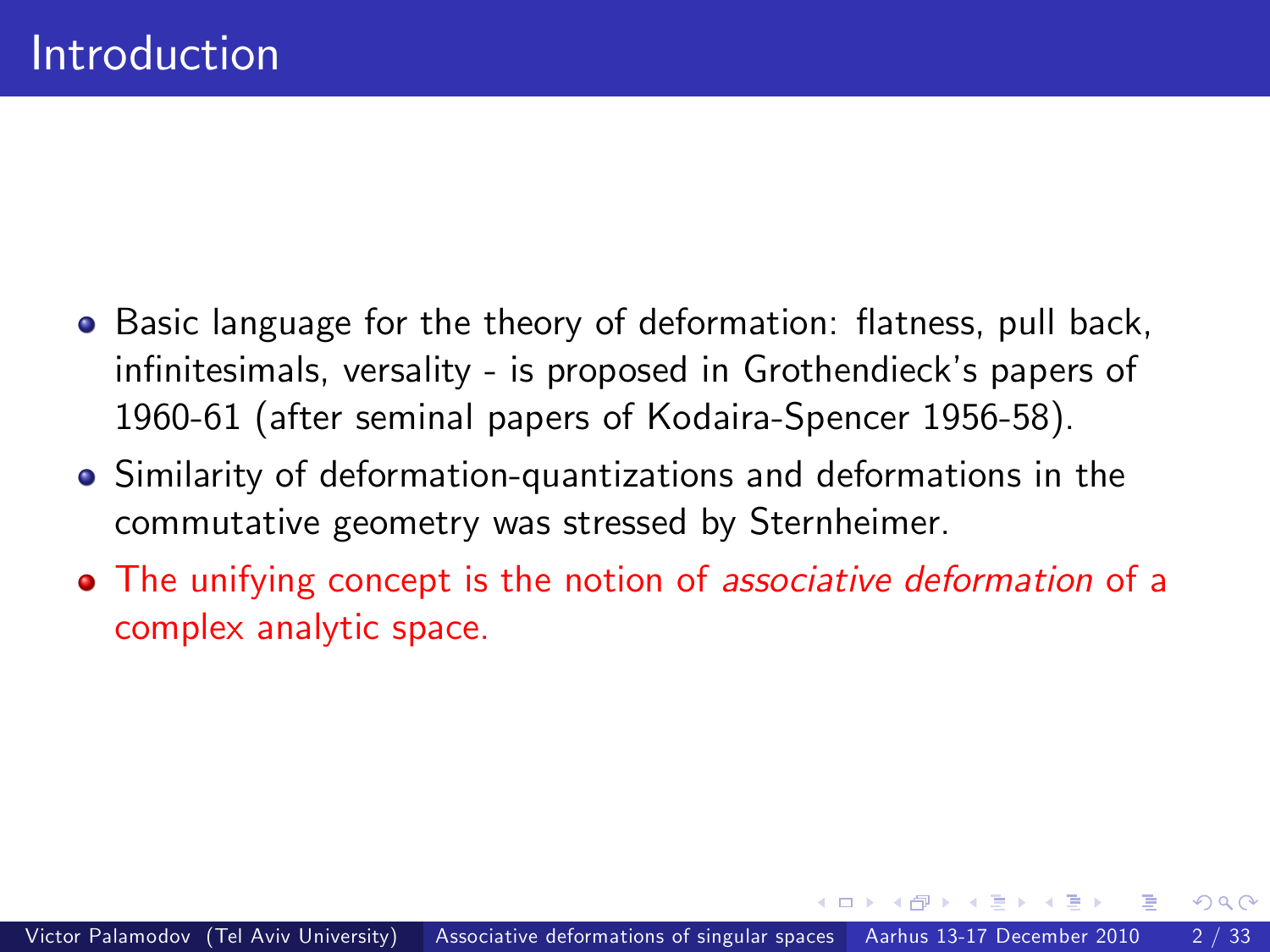# Introduction

- Basic language for the theory of deformation: flatness, pull back, infinitesimals, versality - is proposed in Grothendieck's papers of 1960-61 (after seminal papers of Kodaira-Spencer 1956-58).
- Similarity of deformation-quantizations and deformations in the commutative geometry was stressed by Sternheimer.
- The unifying concept is the notion of *associative deformation* of a complex analytic space.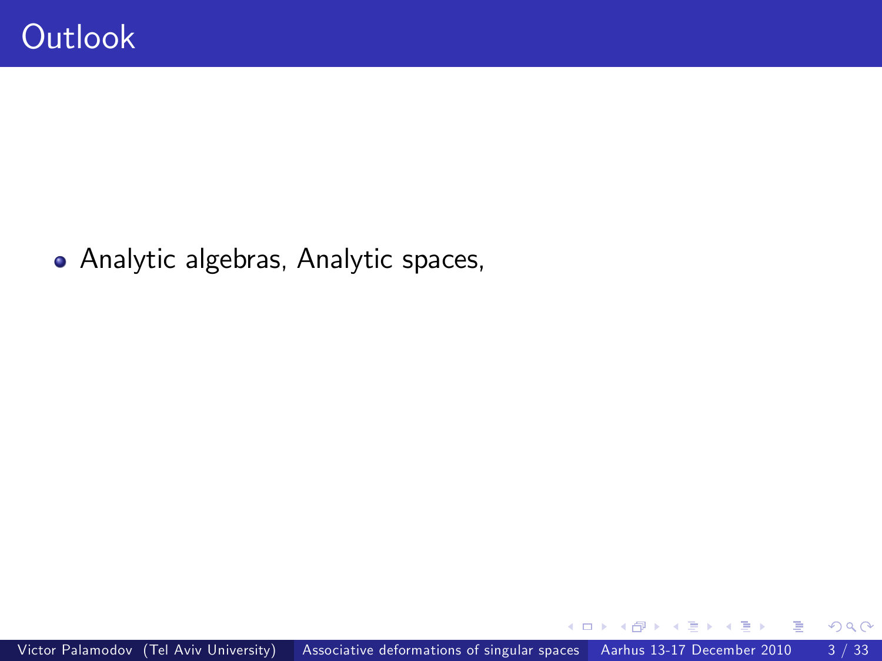# Outlook

- Analytic algebras, Analytic spaces,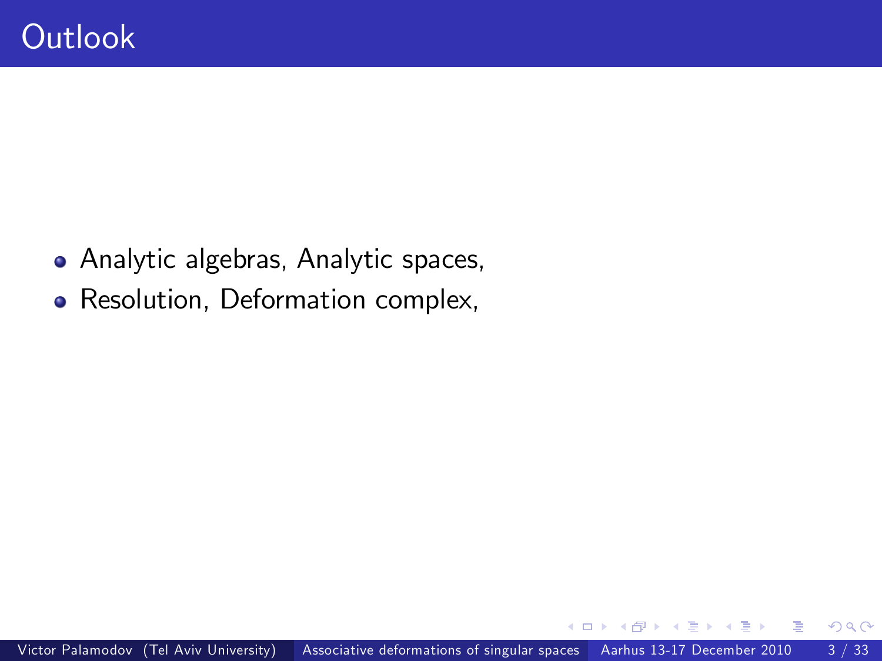# Outlook

- Analytic algebras, Analytic spaces,
- Resolution, Deformation complex,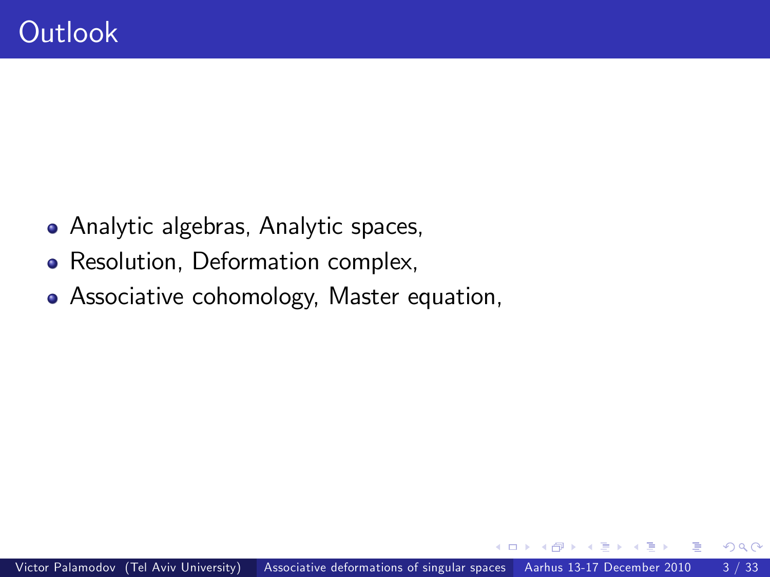# Outlook

- Analytic algebras, Analytic spaces,
- Resolution, Deformation complex,
- Associative cohomology, Master equation,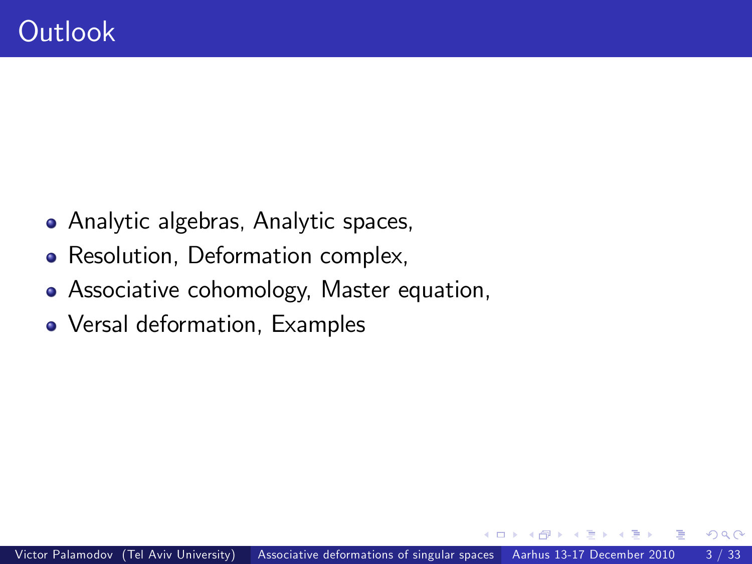# Outlook

- Analytic algebras, Analytic spaces,
- Resolution, Deformation complex,
- Associative cohomology, Master equation,
- Versal deformation, Examples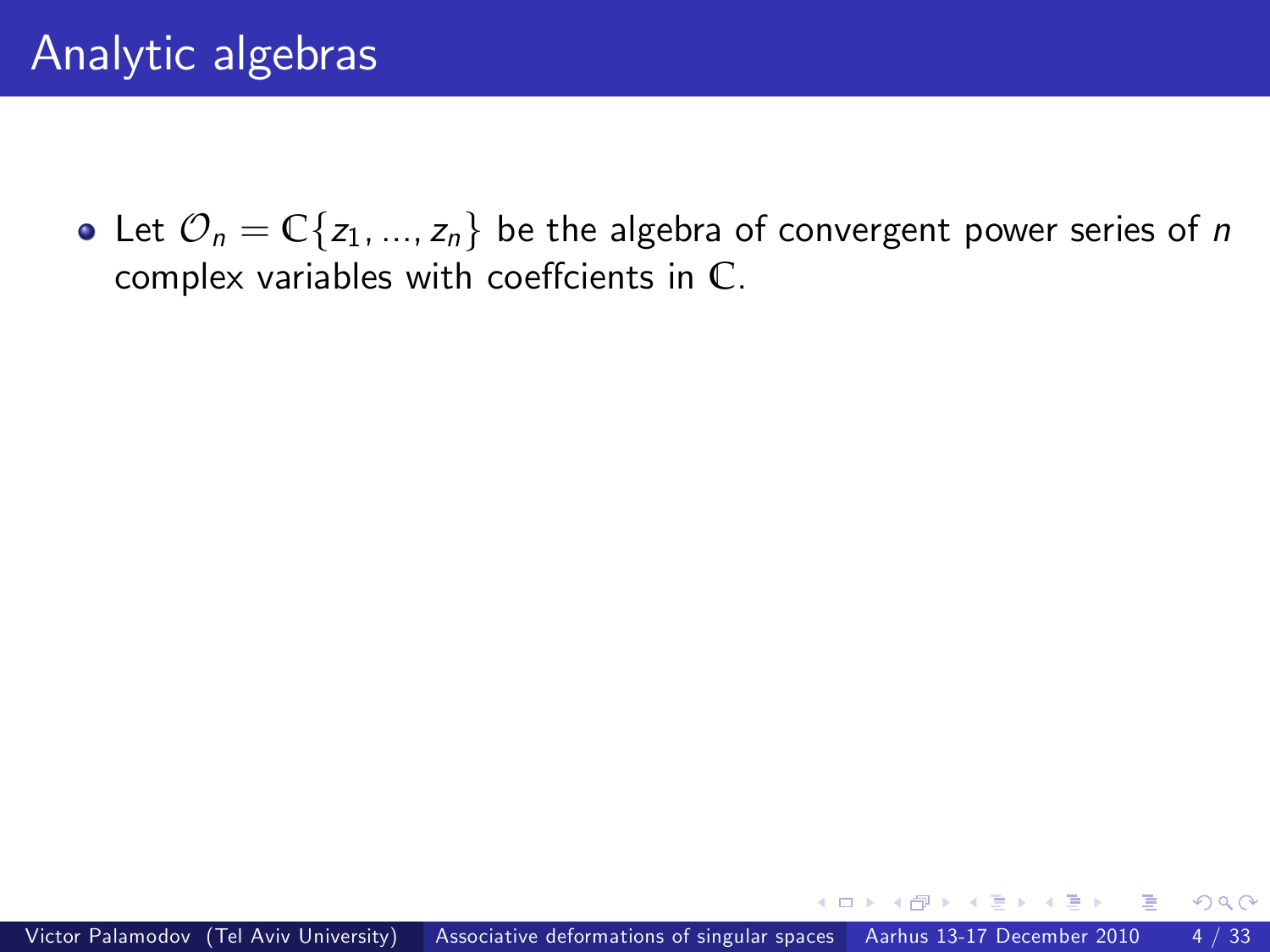# Analytic algebras

- Let $\mathcal{O}_n = \mathbb{C}\{z_1, ..., z_n\}$ be the algebra of convergent power series of $n$ complex variables with coeffcients in $\mathbb{C}$.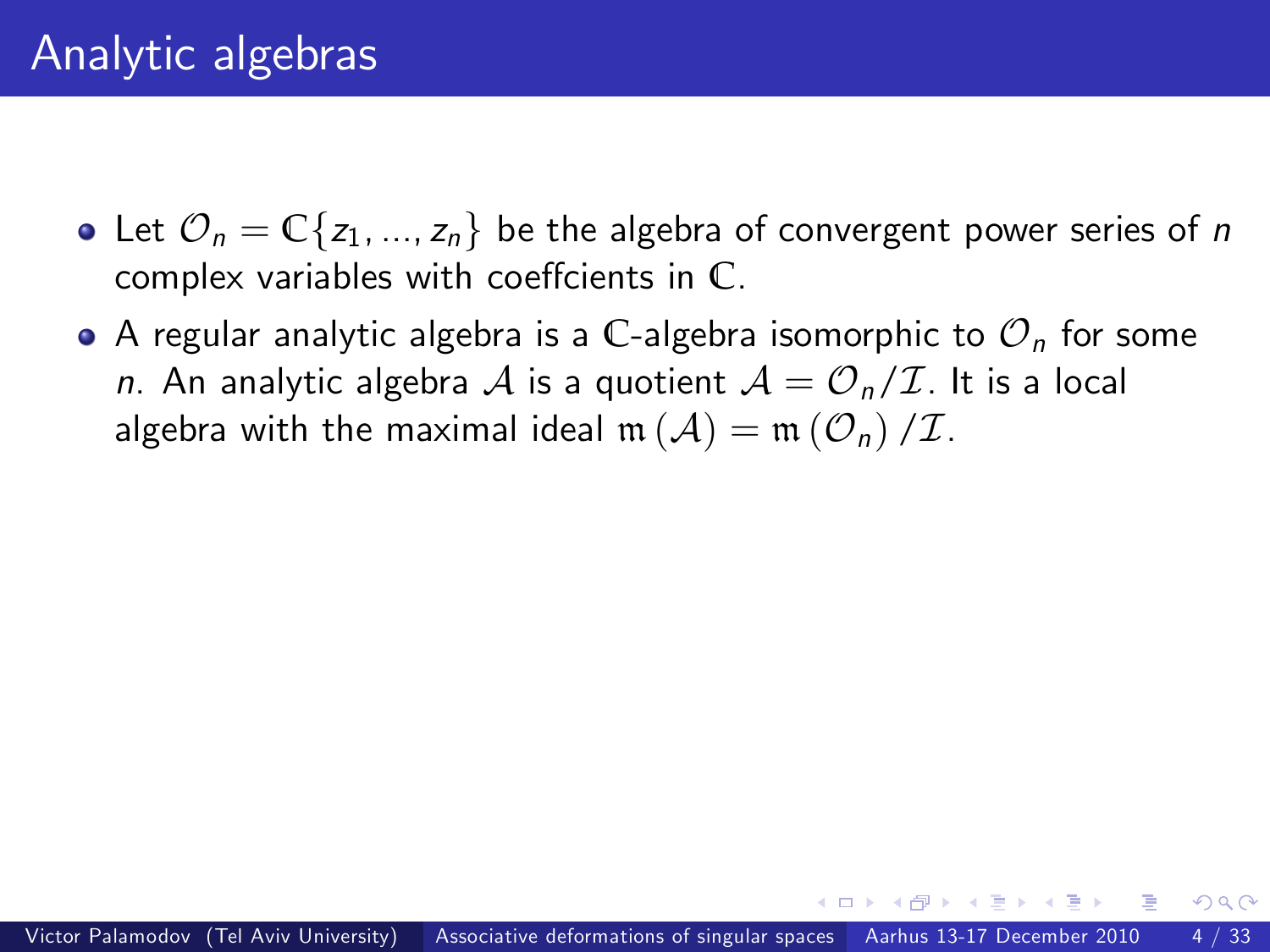# Analytic algebras

- Let $\mathcal{O}_n = \mathbb{C}\{z_1, ..., z_n\}$ be the algebra of convergent power series of $n$ complex variables with coeffcients in $\mathbb{C}$.
- A regular analytic algebra is a $\mathbb{C}$-algebra isomorphic to $\mathcal{O}_n$ for some $n$. An analytic algebra $\mathcal{A}$ is a quotient $\mathcal{A} = \mathcal{O}_n/\mathcal{I}$. It is a local algebra with the maximal ideal $\mathfrak{m}(\mathcal{A}) = \mathfrak{m}(\mathcal{O}_n)/\mathcal{I}$.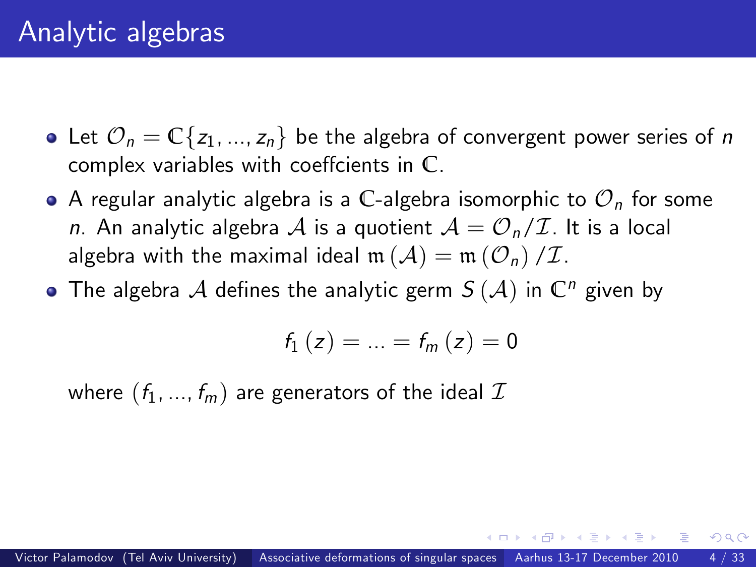# Analytic algebras

- Let $\mathcal{O}_n = \mathbb{C}\{z_1, ..., z_n\}$ be the algebra of convergent power series of $n$ complex variables with coeffcients in $\mathbb{C}$.
- A regular analytic algebra is a $\mathbb{C}$-algebra isomorphic to $\mathcal{O}_n$ for some $n$. An analytic algebra $\mathcal{A}$ is a quotient $\mathcal{A} = \mathcal{O}_n / \mathcal{I}$. It is a local algebra with the maximal ideal $\mathfrak{m}(\mathcal{A}) = \mathfrak{m}(\mathcal{O}_n) / \mathcal{I}$.
- The algebra $\mathcal{A}$ defines the analytic germ $S(\mathcal{A})$ in $\mathbb{C}^n$ given by

$$f_1(z) = ... = f_m(z) = 0$$

where $(f_1, ..., f_m)$ are generators of the ideal $\mathcal{I}$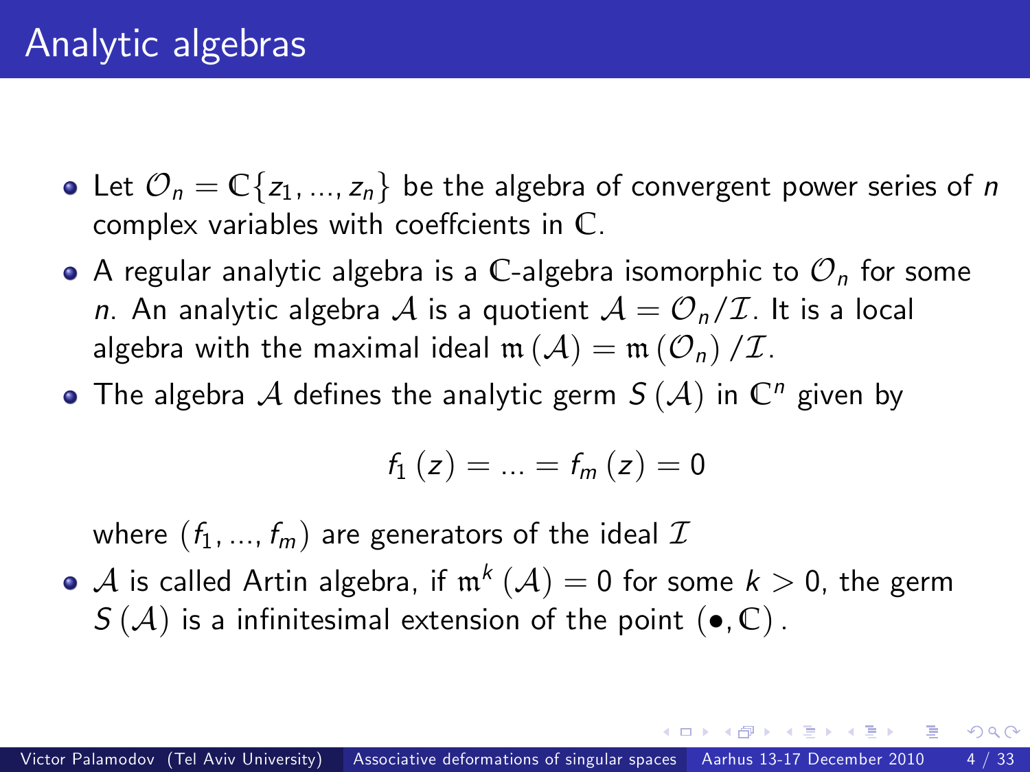# Analytic algebras

- Let $\mathcal{O}_n = \mathbb{C}\{z_1, ..., z_n\}$ be the algebra of convergent power series of $n$ complex variables with coeffcients in $\mathbb{C}$.
- A regular analytic algebra is a $\mathbb{C}$-algebra isomorphic to $\mathcal{O}_n$ for some $n$. An analytic algebra $\mathcal{A}$ is a quotient $\mathcal{A} = \mathcal{O}_n / \mathcal{I}$. It is a local algebra with the maximal ideal $\mathfrak{m}(\mathcal{A}) = \mathfrak{m}(\mathcal{O}_n) / \mathcal{I}$.
- The algebra $\mathcal{A}$ defines the analytic germ $S(\mathcal{A})$ in $\mathbb{C}^n$ given by

$$f_1(z) = ... = f_m(z) = 0$$

  where $(f_1, ..., f_m)$ are generators of the ideal $\mathcal{I}$
- $\mathcal{A}$ is called Artin algebra, if $\mathfrak{m}^k(\mathcal{A}) = 0$ for some $k > 0$, the germ $S(\mathcal{A})$ is a infinitesimal extension of the point $(\bullet, \mathbb{C})$.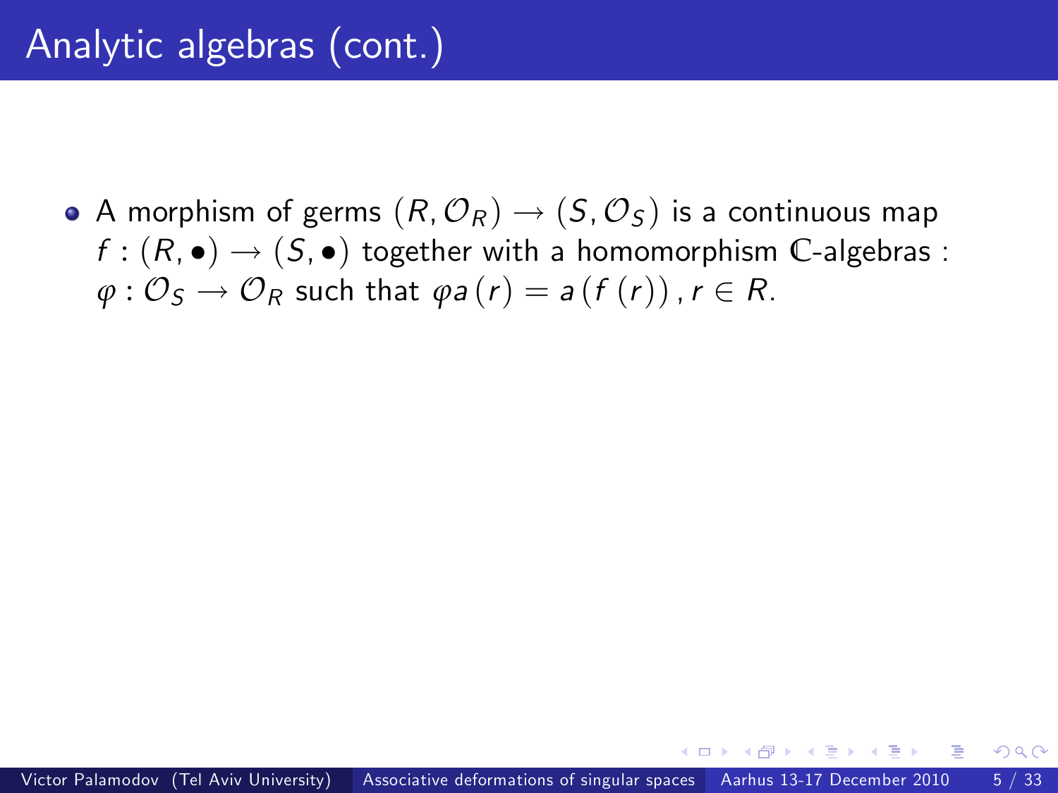# Analytic algebras (cont.)

- A morphism of germs $(R, \mathcal{O}_R) \to (S, \mathcal{O}_S)$ is a continuous map $f : (R, \bullet) \to (S, \bullet)$ together with a homomorphism $\mathbb{C}$-algebras : $\varphi : \mathcal{O}_S \to \mathcal{O}_R$ such that $\varphi a(r) = a(f(r)), r \in R$.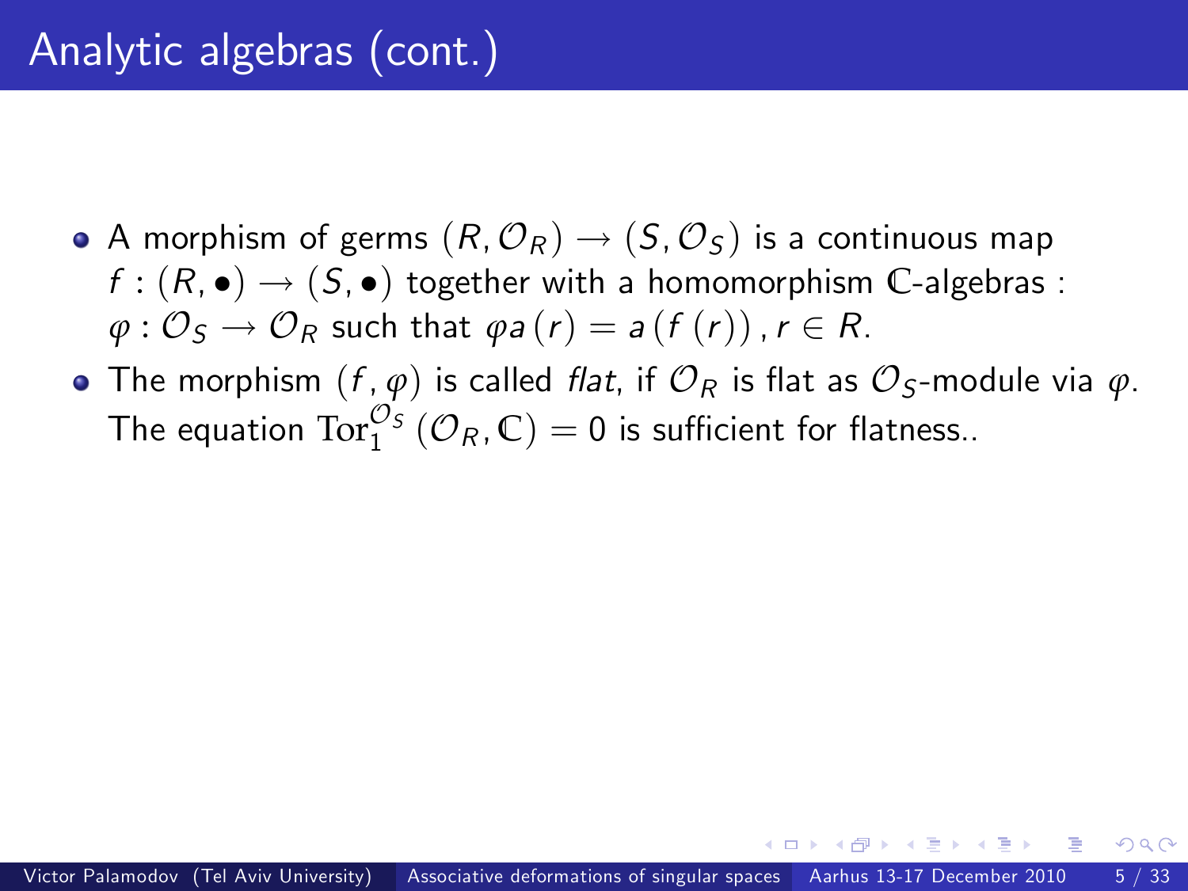# Analytic algebras (cont.)

- A morphism of germs $(R, \mathcal{O}_R) \to (S, \mathcal{O}_S)$ is a continuous map $f : (R, \bullet) \to (S, \bullet)$ together with a homomorphism $\mathbb{C}$-algebras : $\varphi : \mathcal{O}_S \to \mathcal{O}_R$ such that $\varphi a(r) = a(f(r)), r \in R$.
- The morphism $(f, \varphi)$ is called *flat*, if $\mathcal{O}_R$ is flat as $\mathcal{O}_S$-module via $\varphi$. The equation $\mathrm{Tor}_1^{\mathcal{O}_S}(\mathcal{O}_R, \mathbb{C}) = 0$ is sufficient for flatness..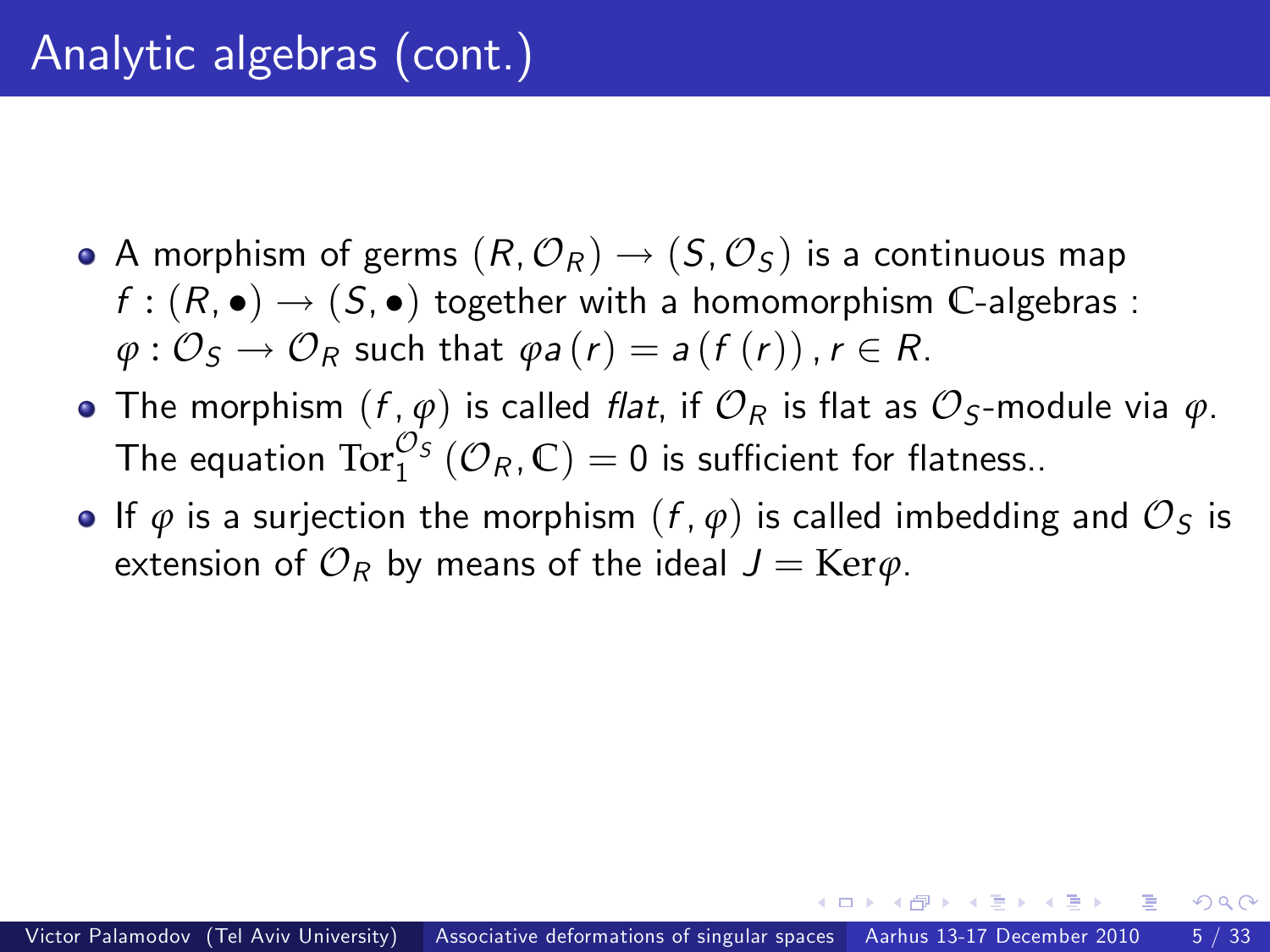# Analytic algebras (cont.)

- A morphism of germs $(R, \mathcal{O}_R) \to (S, \mathcal{O}_S)$ is a continuous map $f : (R, \bullet) \to (S, \bullet)$ together with a homomorphism $\mathbb{C}$-algebras : $\varphi : \mathcal{O}_S \to \mathcal{O}_R$ such that $\varphi a(r) = a(f(r)), r \in R$.
- The morphism $(f, \varphi)$ is called *flat*, if $\mathcal{O}_R$ is flat as $\mathcal{O}_S$-module via $\varphi$. The equation $\mathrm{Tor}_1^{\mathcal{O}_S}(\mathcal{O}_R, \mathbb{C}) = 0$ is sufficient for flatness..
- If $\varphi$ is a surjection the morphism $(f, \varphi)$ is called imbedding and $\mathcal{O}_S$ is extension of $\mathcal{O}_R$ by means of the ideal $J = \mathrm{Ker}\varphi$.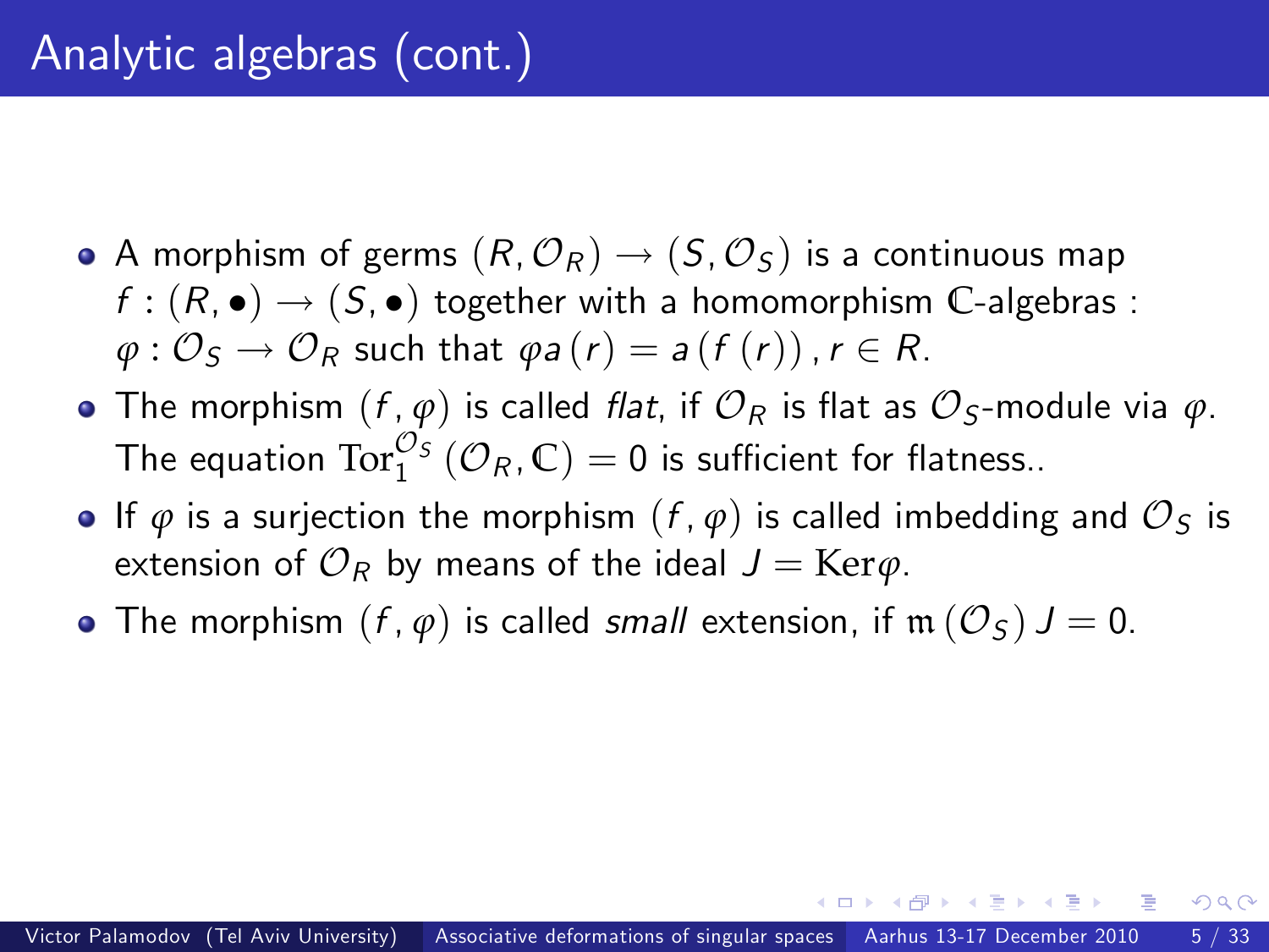# Analytic algebras (cont.)

- A morphism of germs $(R, \mathcal{O}_R) \to (S, \mathcal{O}_S)$ is a continuous map $f : (R, \bullet) \to (S, \bullet)$ together with a homomorphism $\mathbb{C}$-algebras : $\varphi : \mathcal{O}_S \to \mathcal{O}_R$ such that $\varphi a(r) = a(f(r)), r \in R$.
- The morphism $(f, \varphi)$ is called *flat*, if $\mathcal{O}_R$ is flat as $\mathcal{O}_S$-module via $\varphi$. The equation $\mathrm{Tor}_1^{\mathcal{O}_S}(\mathcal{O}_R, \mathbb{C}) = 0$ is sufficient for flatness..
- If $\varphi$ is a surjection the morphism $(f, \varphi)$ is called imbedding and $\mathcal{O}_S$ is extension of $\mathcal{O}_R$ by means of the ideal $J = \mathrm{Ker}\varphi$.
- The morphism $(f, \varphi)$ is called *small* extension, if $\mathfrak{m}(\mathcal{O}_S) J = 0$.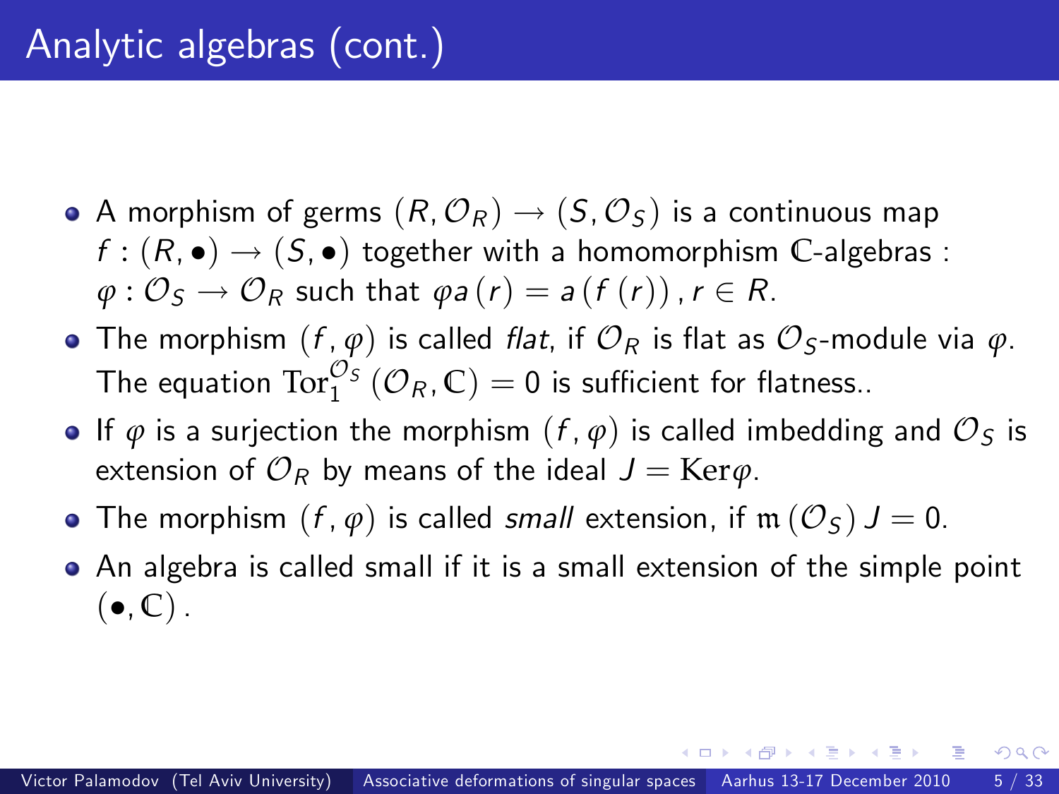# Analytic algebras (cont.)

- A morphism of germs $(R, \mathcal{O}_R) \to (S, \mathcal{O}_S)$ is a continuous map $f : (R, \bullet) \to (S, \bullet)$ together with a homomorphism $\mathbb{C}$-algebras : $\varphi : \mathcal{O}_S \to \mathcal{O}_R$ such that $\varphi a(r) = a(f(r)), r \in R$.
- The morphism $(f, \varphi)$ is called *flat*, if $\mathcal{O}_R$ is flat as $\mathcal{O}_S$-module via $\varphi$. The equation $\mathrm{Tor}_1^{\mathcal{O}_S}(\mathcal{O}_R, \mathbb{C}) = 0$ is sufficient for flatness..
- If $\varphi$ is a surjection the morphism $(f, \varphi)$ is called imbedding and $\mathcal{O}_S$ is extension of $\mathcal{O}_R$ by means of the ideal $J = \mathrm{Ker}\varphi$.
- The morphism $(f, \varphi)$ is called *small* extension, if $\mathfrak{m}(\mathcal{O}_S) J = 0$.
- An algebra is called small if it is a small extension of the simple point $(\bullet, \mathbb{C})$.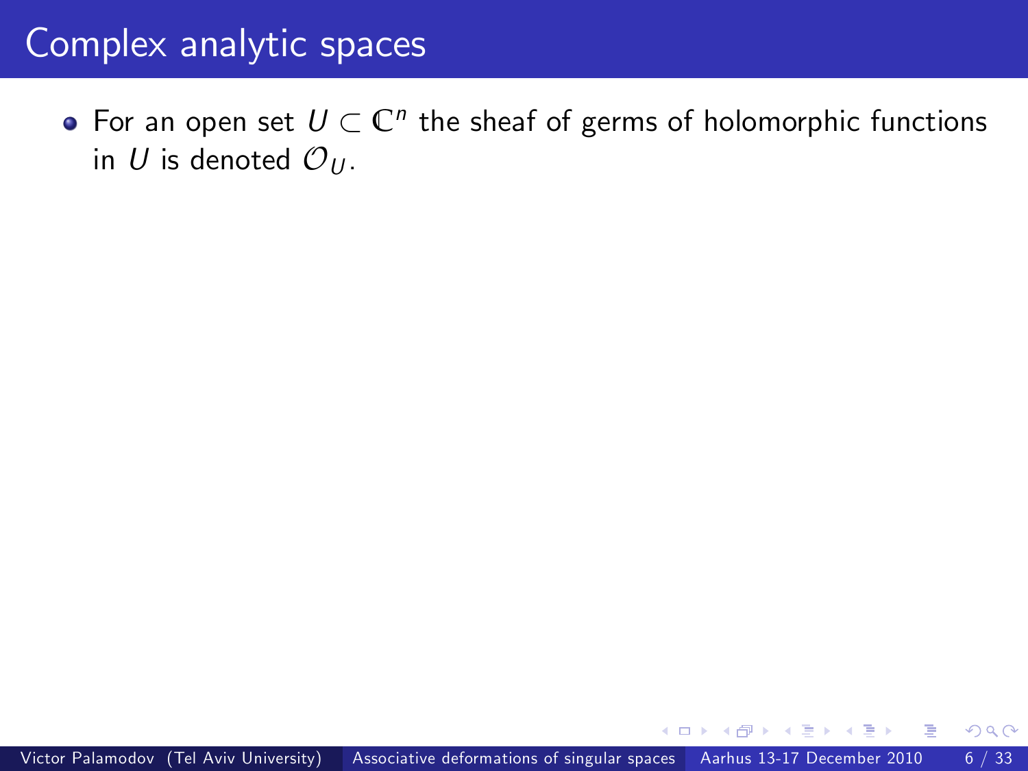# Complex analytic spaces

- For an open set $U \subset \mathbb{C}^n$ the sheaf of germs of holomorphic functions in $U$ is denoted $\mathcal{O}_U$.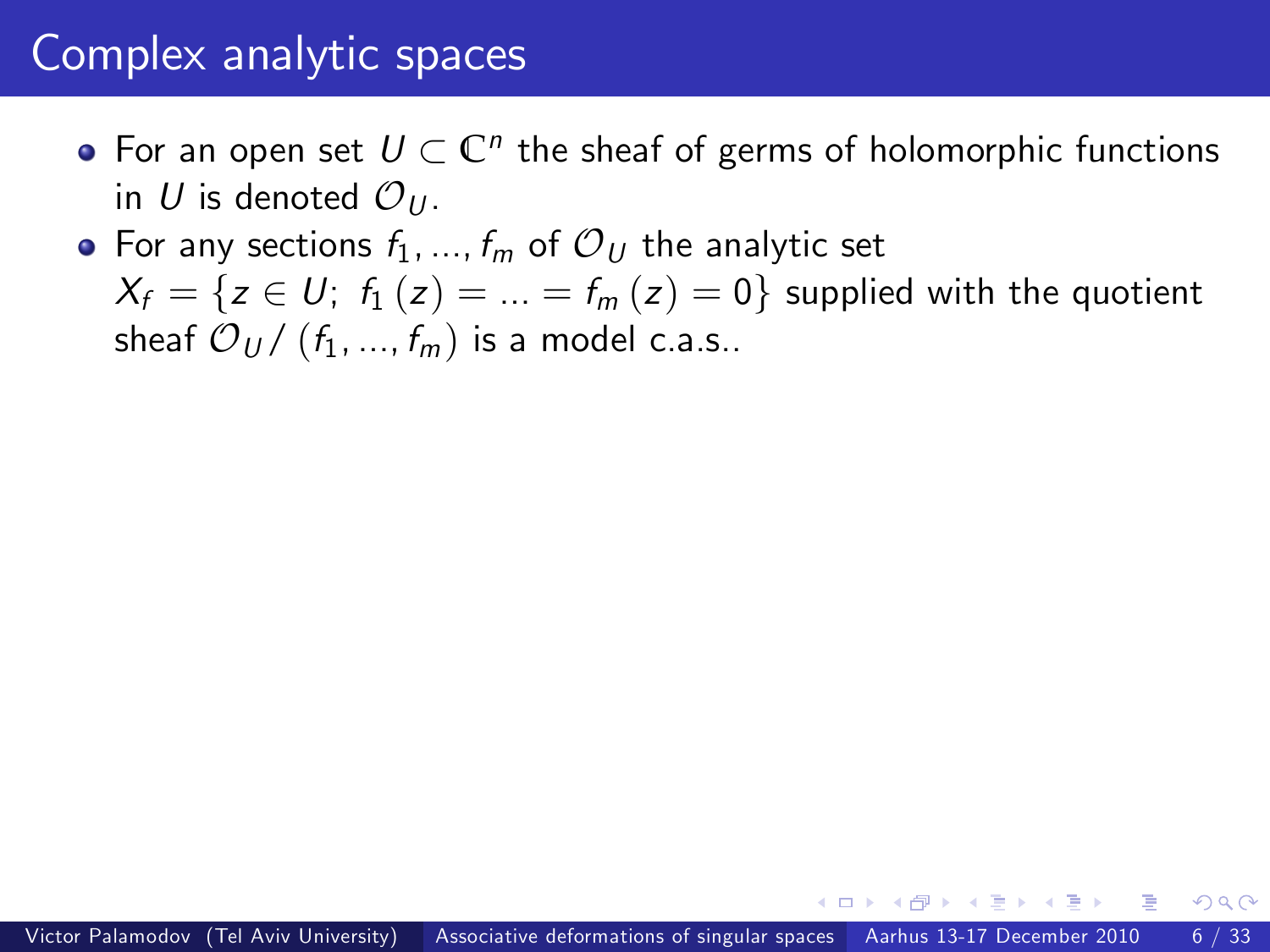# Complex analytic spaces

- For an open set $U \subset \mathbb{C}^n$ the sheaf of germs of holomorphic functions in $U$ is denoted $\mathcal{O}_U$.
- For any sections $f_1, ..., f_m$ of $\mathcal{O}_U$ the analytic set $X_f = \{z \in U;\ f_1(z) = ... = f_m(z) = 0\}$ supplied with the quotient sheaf $\mathcal{O}_U / (f_1, ..., f_m)$ is a model c.a.s..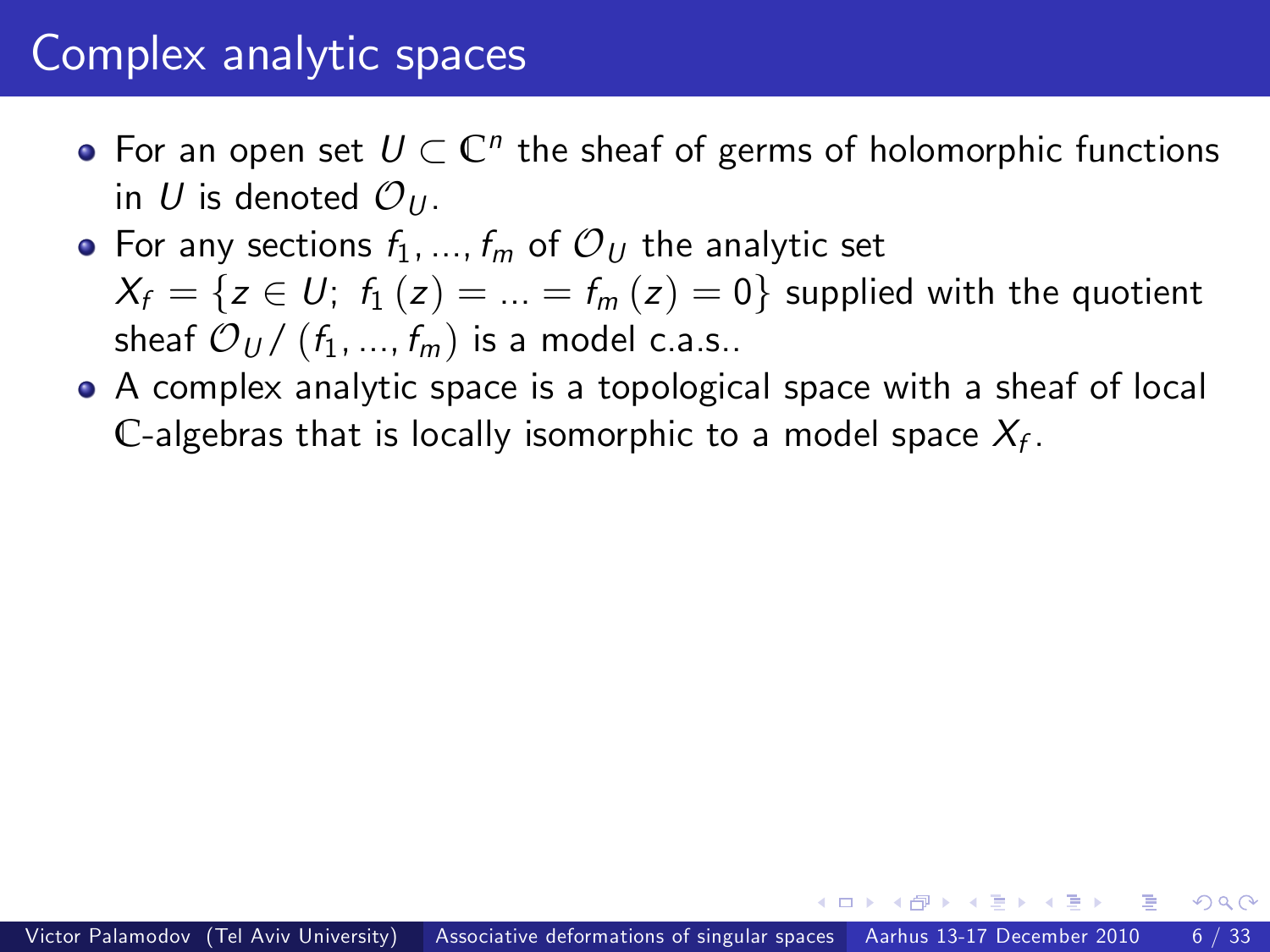# Complex analytic spaces

- For an open set $U \subset \mathbb{C}^n$ the sheaf of germs of holomorphic functions in $U$ is denoted $\mathcal{O}_U$.
- For any sections $f_1, ..., f_m$ of $\mathcal{O}_U$ the analytic set $X_f = \{z \in U;\ f_1(z) = ... = f_m(z) = 0\}$ supplied with the quotient sheaf $\mathcal{O}_U / (f_1, ..., f_m)$ is a model c.a.s..
- A complex analytic space is a topological space with a sheaf of local $\mathbb{C}$-algebras that is locally isomorphic to a model space $X_f$.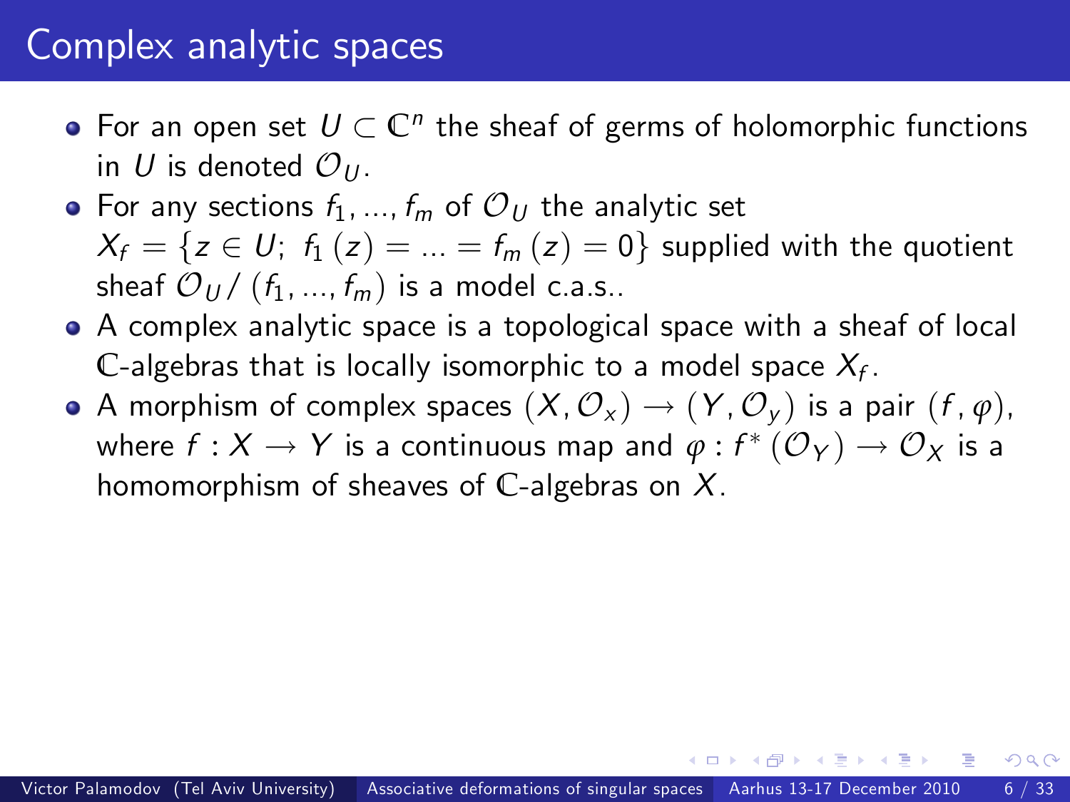# Complex analytic spaces

- For an open set $U \subset \mathbb{C}^n$ the sheaf of germs of holomorphic functions in $U$ is denoted $\mathcal{O}_U$.
- For any sections $f_1, ..., f_m$ of $\mathcal{O}_U$ the analytic set $X_f = \{z \in U;\ f_1(z) = ... = f_m(z) = 0\}$ supplied with the quotient sheaf $\mathcal{O}_U / (f_1, ..., f_m)$ is a model c.a.s..
- A complex analytic space is a topological space with a sheaf of local $\mathbb{C}$-algebras that is locally isomorphic to a model space $X_f$.
- A morphism of complex spaces $(X, \mathcal{O}_x) \to (Y, \mathcal{O}_y)$ is a pair $(f, \varphi)$, where $f : X \to Y$ is a continuous map and $\varphi : f^*(\mathcal{O}_Y) \to \mathcal{O}_X$ is a homomorphism of sheaves of $\mathbb{C}$-algebras on $X$.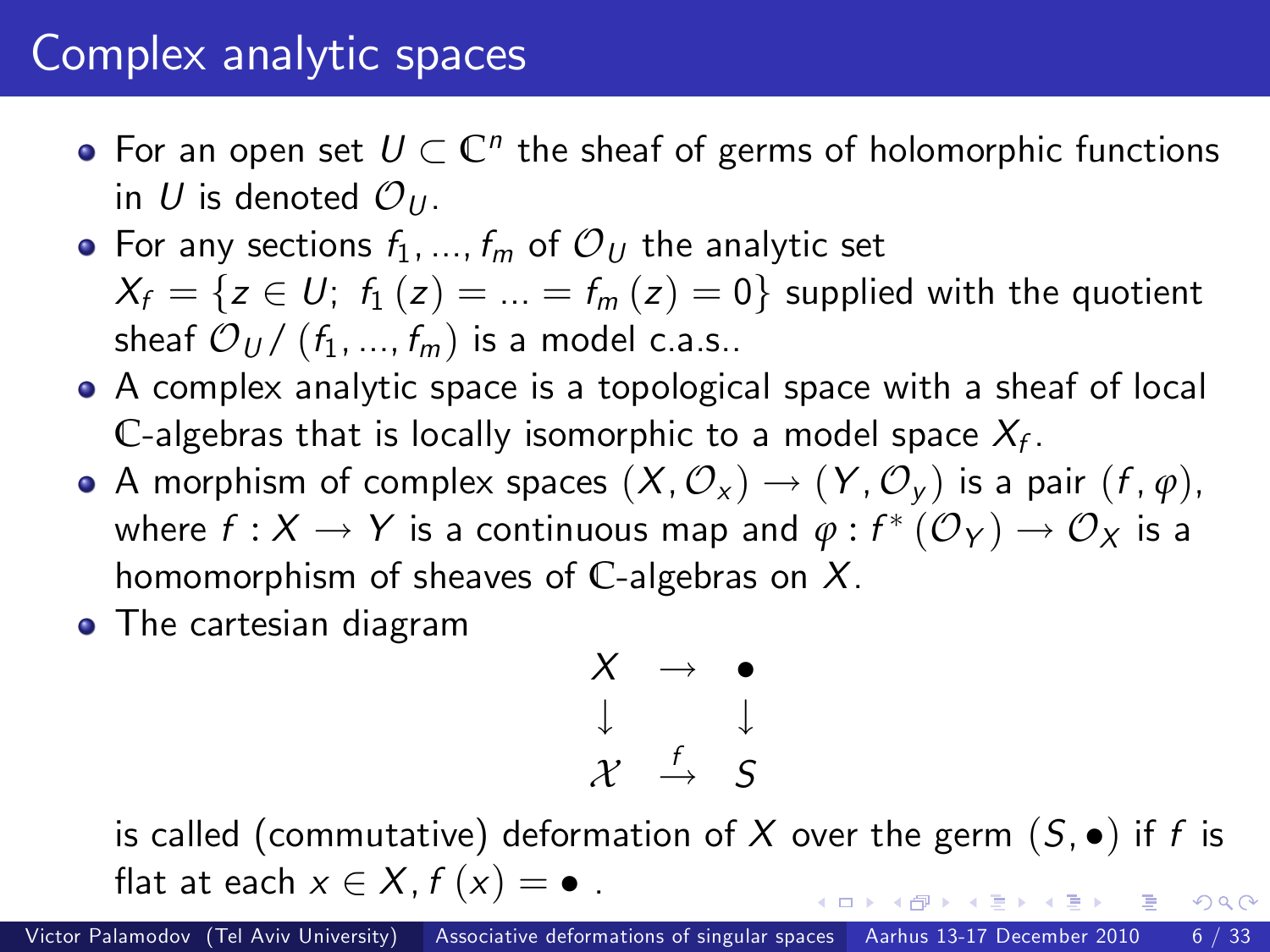# Complex analytic spaces

- For an open set $U \subset \mathbb{C}^n$ the sheaf of germs of holomorphic functions in $U$ is denoted $\mathcal{O}_U$.
- For any sections $f_1, ..., f_m$ of $\mathcal{O}_U$ the analytic set $X_f = \{z \in U;\ f_1(z) = ... = f_m(z) = 0\}$ supplied with the quotient sheaf $\mathcal{O}_U / (f_1, ..., f_m)$ is a model c.a.s..
- A complex analytic space is a topological space with a sheaf of local $\mathbb{C}$-algebras that is locally isomorphic to a model space $X_f$.
- A morphism of complex spaces $(X, \mathcal{O}_x) \to (Y, \mathcal{O}_y)$ is a pair $(f, \varphi)$, where $f : X \to Y$ is a continuous map and $\varphi : f^*(\mathcal{O}_Y) \to \mathcal{O}_X$ is a homomorphism of sheaves of $\mathbb{C}$-algebras on $X$.
- The cartesian diagram

$$\begin{array}{ccc} X & \to & \bullet \\ \downarrow & & \downarrow \\ \mathcal{X} & \xrightarrow{f} & S \end{array}$$

is called (commutative) deformation of $X$ over the germ $(S, \bullet)$ if $f$ is flat at each $x \in X, f(x) = \bullet$ .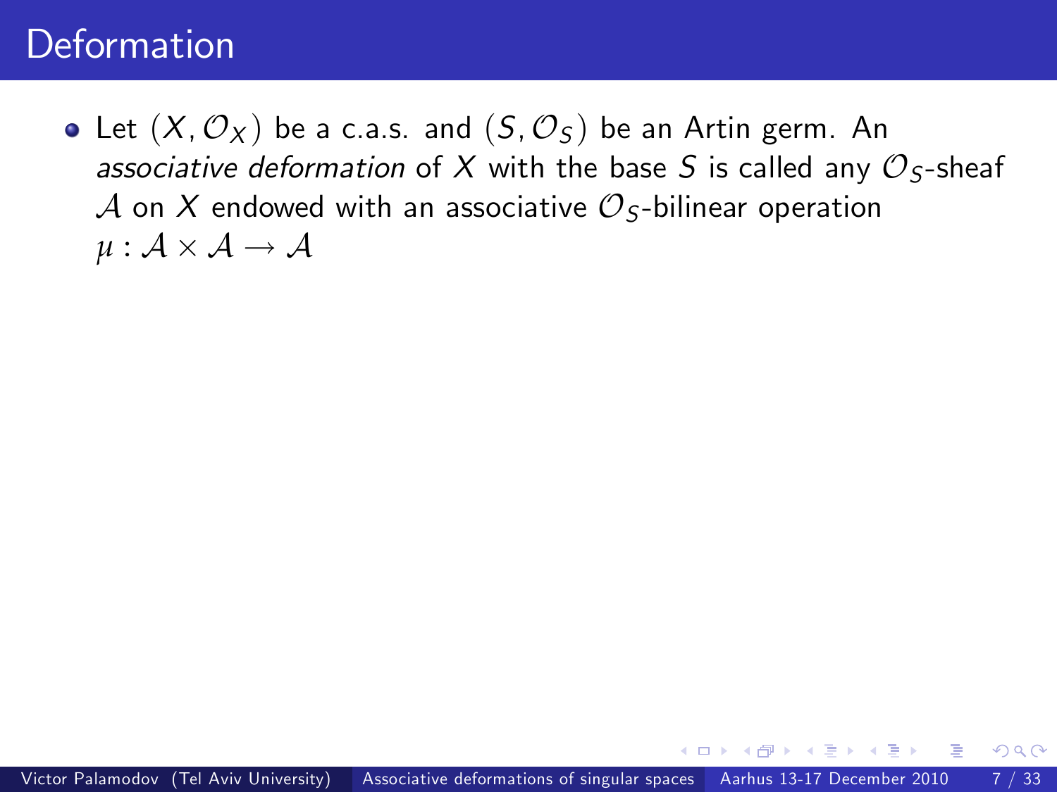# Deformation

- Let $(X, \mathcal{O}_X)$ be a c.a.s. and $(S, \mathcal{O}_S)$ be an Artin germ. An *associative deformation* of $X$ with the base $S$ is called any $\mathcal{O}_S$-sheaf $\mathcal{A}$ on $X$ endowed with an associative $\mathcal{O}_S$-bilinear operation $\mu : \mathcal{A} \times \mathcal{A} \to \mathcal{A}$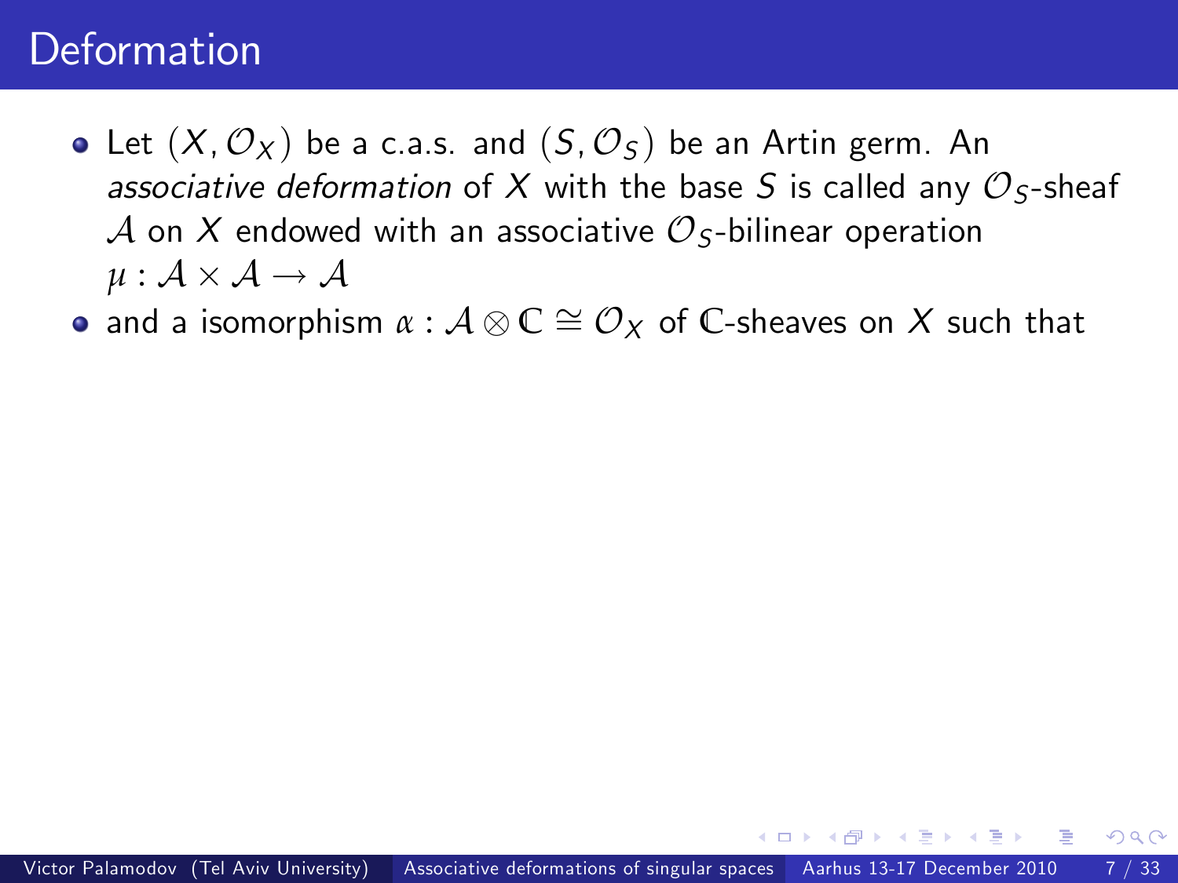# Deformation

- Let $(X, \mathcal{O}_X)$ be a c.a.s. and $(S, \mathcal{O}_S)$ be an Artin germ. An *associative deformation* of $X$ with the base $S$ is called any $\mathcal{O}_S$-sheaf $\mathcal{A}$ on $X$ endowed with an associative $\mathcal{O}_S$-bilinear operation $\mu : \mathcal{A} \times \mathcal{A} \to \mathcal{A}$
- and a isomorphism $\alpha : \mathcal{A} \otimes \mathbb{C} \cong \mathcal{O}_X$ of $\mathbb{C}$-sheaves on $X$ such that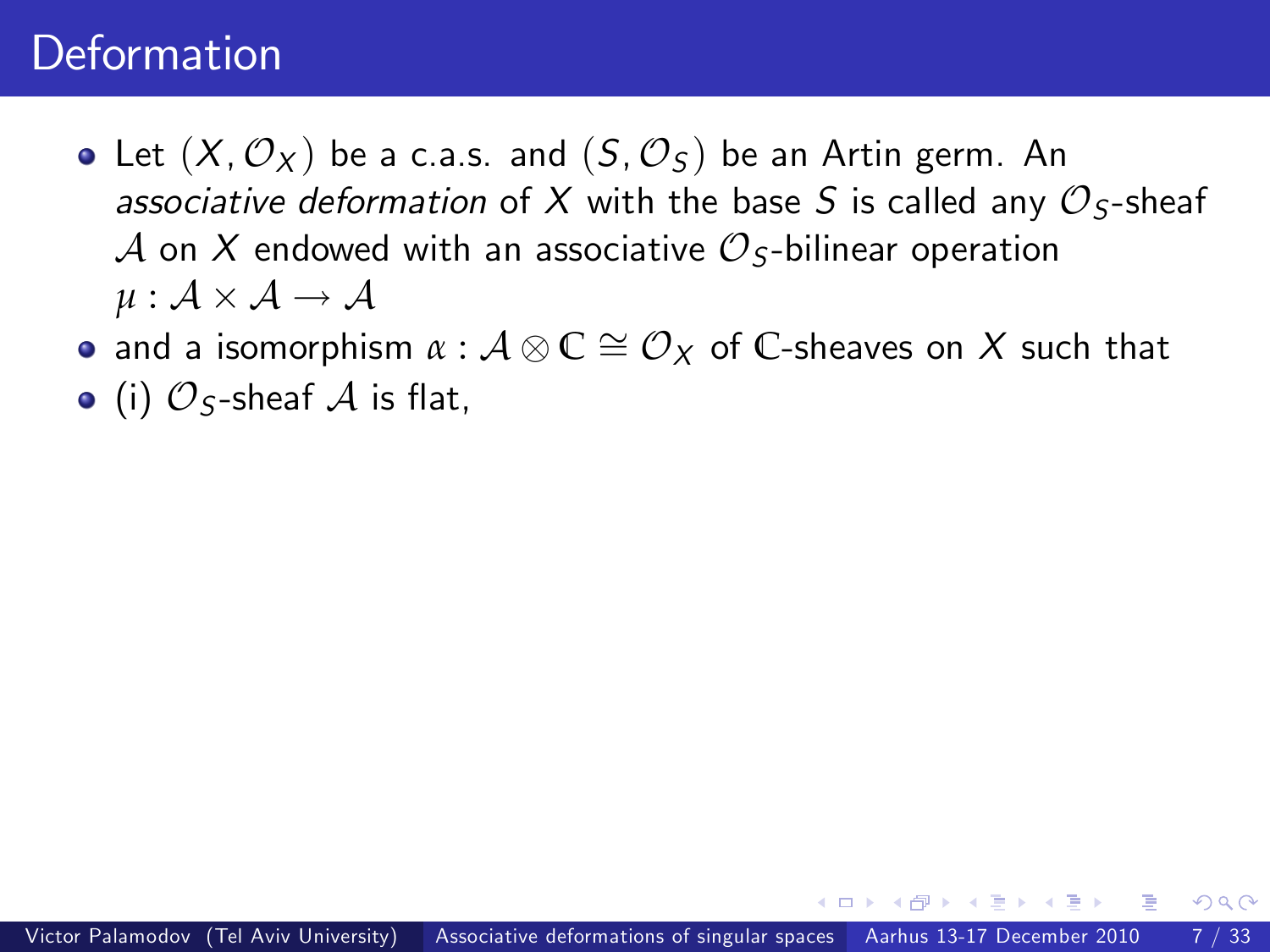# Deformation

- Let $(X, \mathcal{O}_X)$ be a c.a.s. and $(S, \mathcal{O}_S)$ be an Artin germ. An *associative deformation* of $X$ with the base $S$ is called any $\mathcal{O}_S$-sheaf $\mathcal{A}$ on $X$ endowed with an associative $\mathcal{O}_S$-bilinear operation $\mu : \mathcal{A} \times \mathcal{A} \to \mathcal{A}$
- and a isomorphism $\alpha : \mathcal{A} \otimes \mathbb{C} \cong \mathcal{O}_X$ of $\mathbb{C}$-sheaves on $X$ such that
- (i) $\mathcal{O}_S$-sheaf $\mathcal{A}$ is flat,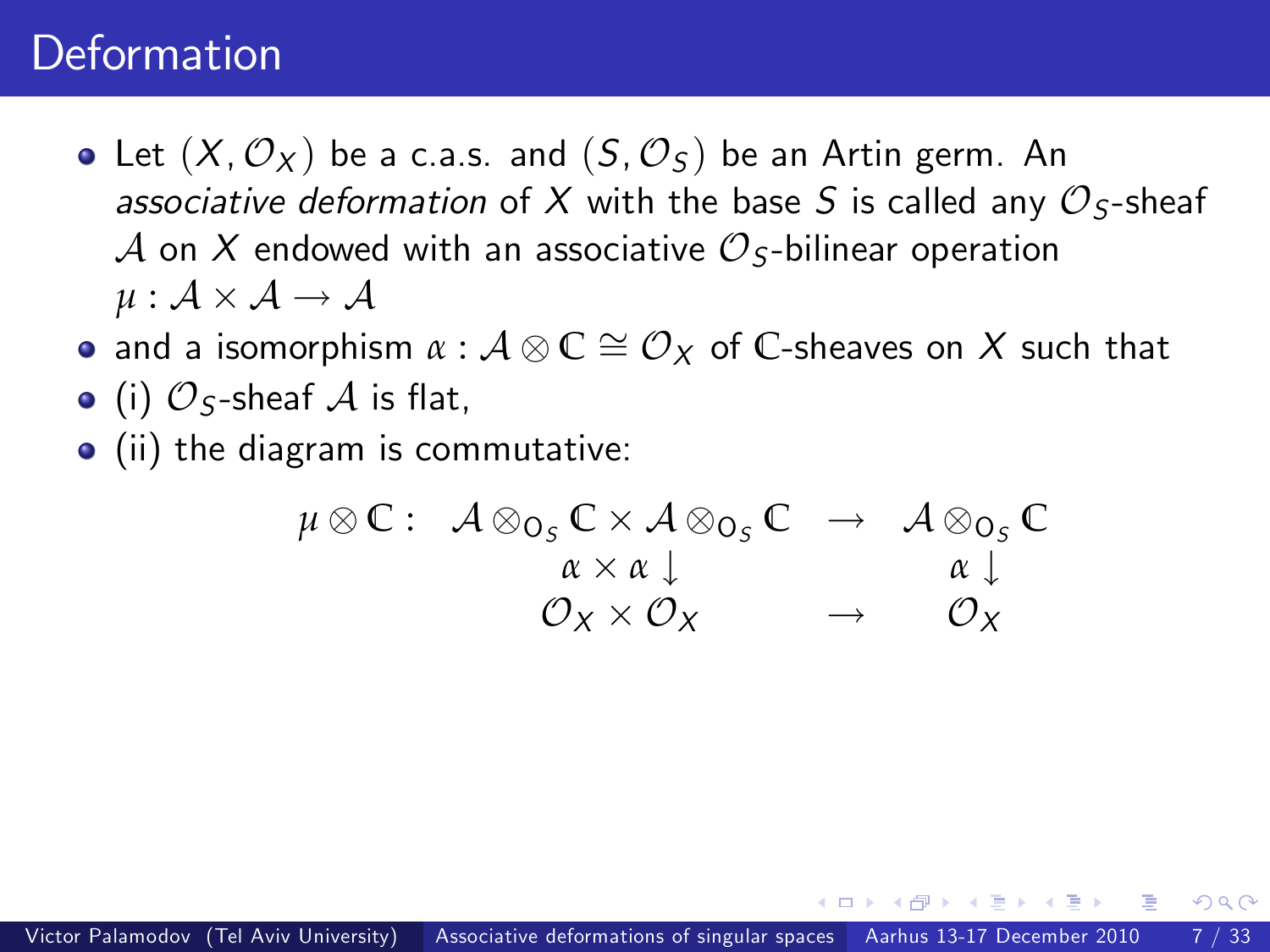# Deformation

- Let $(X, \mathcal{O}_X)$ be a c.a.s. and $(S, \mathcal{O}_S)$ be an Artin germ. An *associative deformation* of $X$ with the base $S$ is called any $\mathcal{O}_S$-sheaf $\mathcal{A}$ on $X$ endowed with an associative $\mathcal{O}_S$-bilinear operation $\mu : \mathcal{A} \times \mathcal{A} \to \mathcal{A}$
- and a isomorphism $\alpha : \mathcal{A} \otimes \mathbb{C} \cong \mathcal{O}_X$ of $\mathbb{C}$-sheaves on $X$ such that
- (i) $\mathcal{O}_S$-sheaf $\mathcal{A}$ is flat,
- (ii) the diagram is commutative:

$$
\begin{array}{rccc}
\mu \otimes \mathbb{C} : & \mathcal{A} \otimes_{\mathrm{O}_S} \mathbb{C} \times \mathcal{A} \otimes_{\mathrm{O}_S} \mathbb{C} & \rightarrow & \mathcal{A} \otimes_{\mathrm{O}_S} \mathbb{C} \\
& \alpha \times \alpha \downarrow & & \alpha \downarrow \\
& \mathcal{O}_X \times \mathcal{O}_X & \rightarrow & \mathcal{O}_X
\end{array}
$$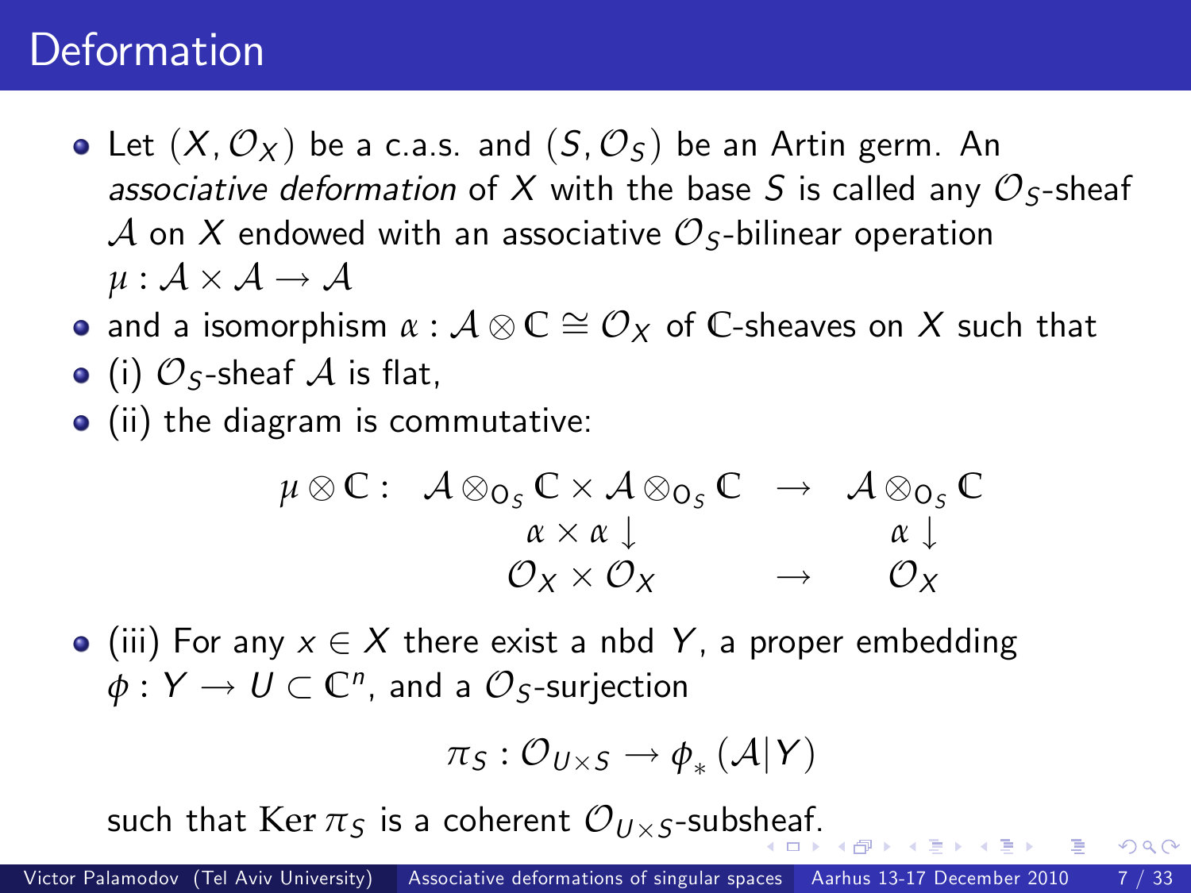# Deformation

- Let $(X, \mathcal{O}_X)$ be a c.a.s. and $(S, \mathcal{O}_S)$ be an Artin germ. An *associative deformation* of $X$ with the base $S$ is called any $\mathcal{O}_S$-sheaf $\mathcal{A}$ on $X$ endowed with an associative $\mathcal{O}_S$-bilinear operation $\mu : \mathcal{A} \times \mathcal{A} \to \mathcal{A}$
- and a isomorphism $\alpha : \mathcal{A} \otimes \mathbb{C} \cong \mathcal{O}_X$ of $\mathbb{C}$-sheaves on $X$ such that
- (i) $\mathcal{O}_S$-sheaf $\mathcal{A}$ is flat,
- (ii) the diagram is commutative:

$$
\begin{array}{cccc}
\mu \otimes \mathbb{C} : & \mathcal{A} \otimes_{0_S} \mathbb{C} \times \mathcal{A} \otimes_{0_S} \mathbb{C} & \to & \mathcal{A} \otimes_{0_S} \mathbb{C} \\
 & \alpha \times \alpha \downarrow & & \alpha \downarrow \\
 & \mathcal{O}_X \times \mathcal{O}_X & \to & \mathcal{O}_X
\end{array}
$$

- (iii) For any $x \in X$ there exist a nbd $Y$, a proper embedding $\phi : Y \to U \subset \mathbb{C}^n$, and a $\mathcal{O}_S$-surjection

$$\pi_S : \mathcal{O}_{U \times S} \to \phi_* (\mathcal{A}|Y)$$

such that $\mathrm{Ker}\, \pi_S$ is a coherent $\mathcal{O}_{U \times S}$-subsheaf.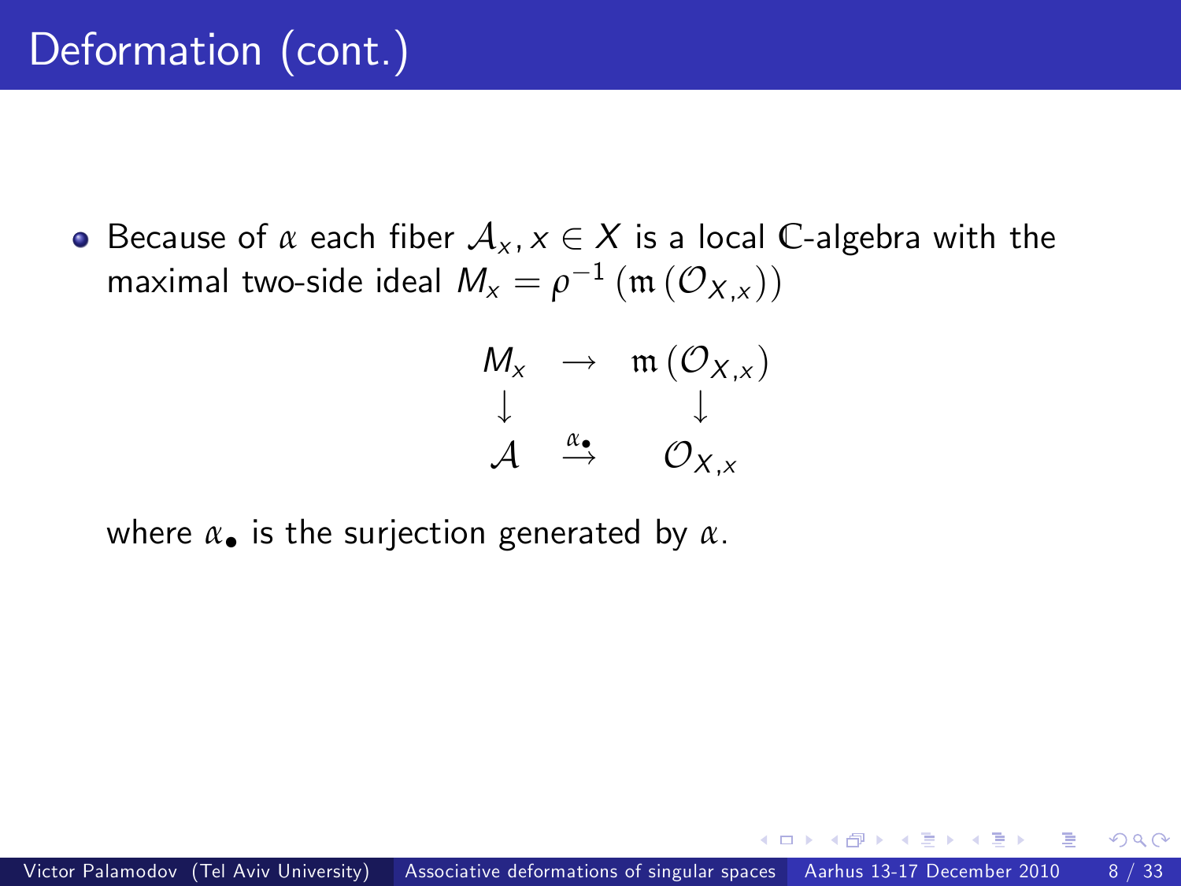# Deformation (cont.)

- Because of $\alpha$ each fiber $\mathcal{A}_x, x \in X$ is a local $\mathbb{C}$-algebra with the maximal two-side ideal $M_x = \rho^{-1}\left(\mathfrak{m}\left(\mathcal{O}_{X,x}\right)\right)$

$$\begin{array}{ccc} M_x & \rightarrow & \mathfrak{m}\left(\mathcal{O}_{X,x}\right) \\ \downarrow & & \downarrow \\ \mathcal{A} & \stackrel{\alpha_\bullet}{\rightarrow} & \mathcal{O}_{X,x} \end{array}$$

  where $\alpha_\bullet$ is the surjection generated by $\alpha$.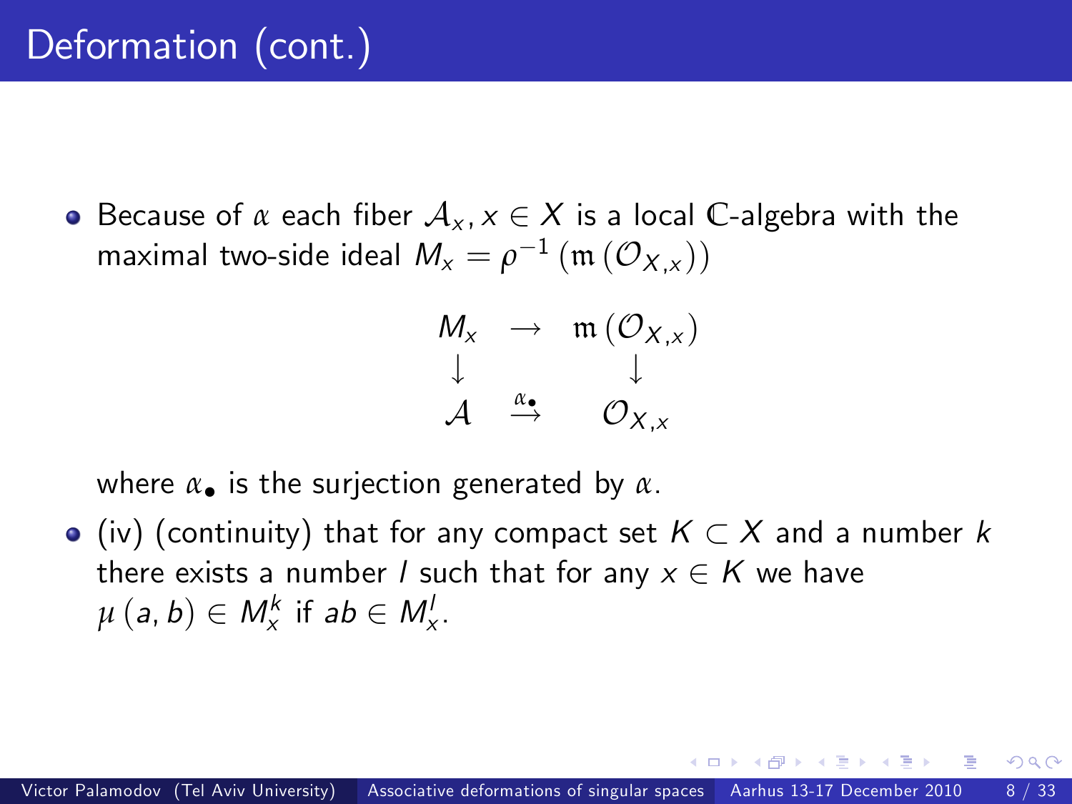# Deformation (cont.)

- Because of $\alpha$ each fiber $\mathcal{A}_x, x \in X$ is a local $\mathbb{C}$-algebra with the maximal two-side ideal $M_x = \rho^{-1}\left(\mathfrak{m}\left(\mathcal{O}_{X,x}\right)\right)$

$$
\begin{array}{ccc}
M_x & \rightarrow & \mathfrak{m}\left(\mathcal{O}_{X,x}\right) \\
\downarrow & & \downarrow \\
\mathcal{A} & \stackrel{\alpha_\bullet}{\rightarrow} & \mathcal{O}_{X,x}
\end{array}
$$

  where $\alpha_\bullet$ is the surjection generated by $\alpha$.

- (iv) (continuity) that for any compact set $K \subset X$ and a number $k$ there exists a number $l$ such that for any $x \in K$ we have $\mu(a, b) \in M_x^k$ if $ab \in M_x^l$.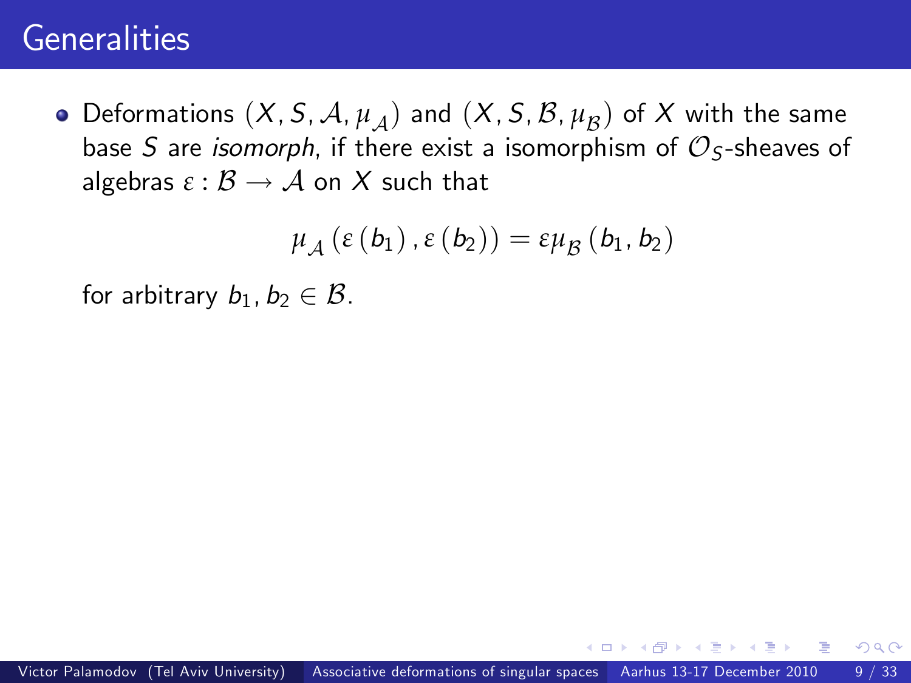# Generalities

- Deformations $(X, S, \mathcal{A}, \mu_{\mathcal{A}})$ and $(X, S, \mathcal{B}, \mu_{\mathcal{B}})$ of $X$ with the same base $S$ are *isomorph*, if there exist a isomorphism of $\mathcal{O}_S$-sheaves of algebras $\varepsilon : \mathcal{B} \to \mathcal{A}$ on $X$ such that

$$\mu_{\mathcal{A}}\left(\varepsilon\left(b_1\right), \varepsilon\left(b_2\right)\right) = \varepsilon\mu_{\mathcal{B}}\left(b_1, b_2\right)$$

for arbitrary $b_1, b_2 \in \mathcal{B}$.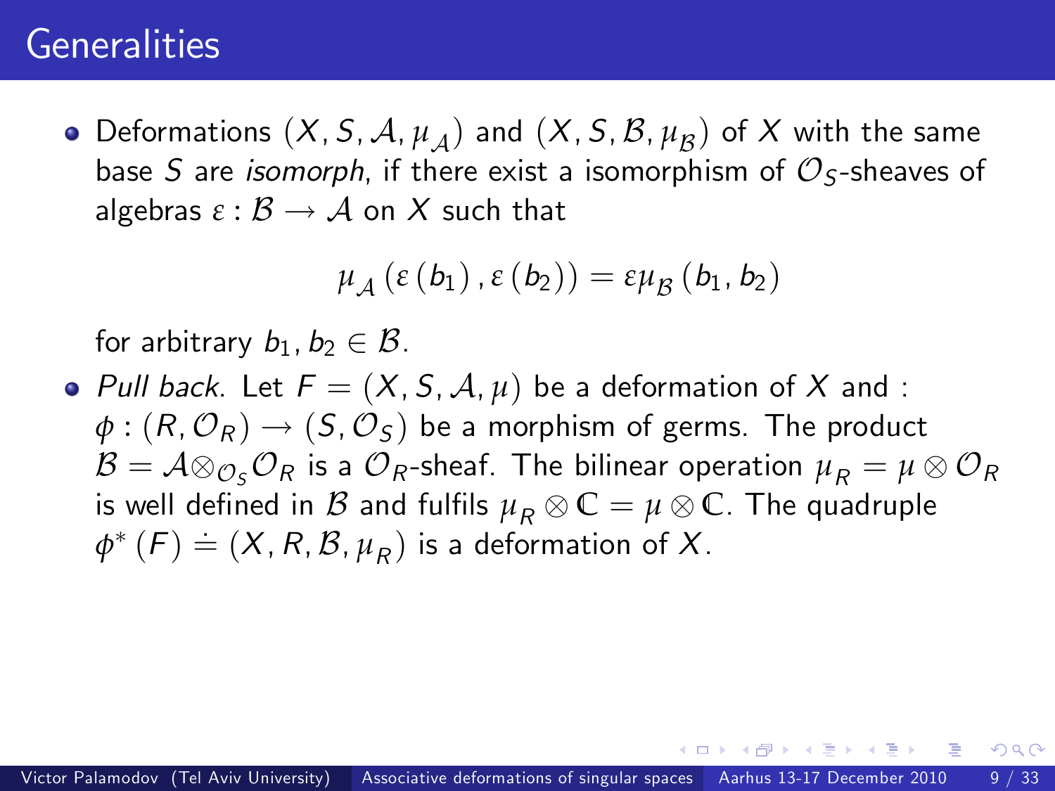# Generalities

- Deformations $(X, S, \mathcal{A}, \mu_{\mathcal{A}})$ and $(X, S, \mathcal{B}, \mu_{\mathcal{B}})$ of $X$ with the same base $S$ are *isomorph*, if there exist a isomorphism of $\mathcal{O}_S$-sheaves of algebras $\varepsilon : \mathcal{B} \to \mathcal{A}$ on $X$ such that

$$\mu_{\mathcal{A}}(\varepsilon(b_1), \varepsilon(b_2)) = \varepsilon\mu_{\mathcal{B}}(b_1, b_2)$$

for arbitrary $b_1, b_2 \in \mathcal{B}$.

- *Pull back*. Let $F = (X, S, \mathcal{A}, \mu)$ be a deformation of $X$ and : $\phi : (R, \mathcal{O}_R) \to (S, \mathcal{O}_S)$ be a morphism of germs. The product $\mathcal{B} = \mathcal{A} \otimes_{\mathcal{O}_S} \mathcal{O}_R$ is a $\mathcal{O}_R$-sheaf. The bilinear operation $\mu_R = \mu \otimes \mathcal{O}_R$ is well defined in $\mathcal{B}$ and fulfils $\mu_R \otimes \mathbb{C} = \mu \otimes \mathbb{C}$. The quadruple $\phi^*(F) \doteq (X, R, \mathcal{B}, \mu_R)$ is a deformation of $X$.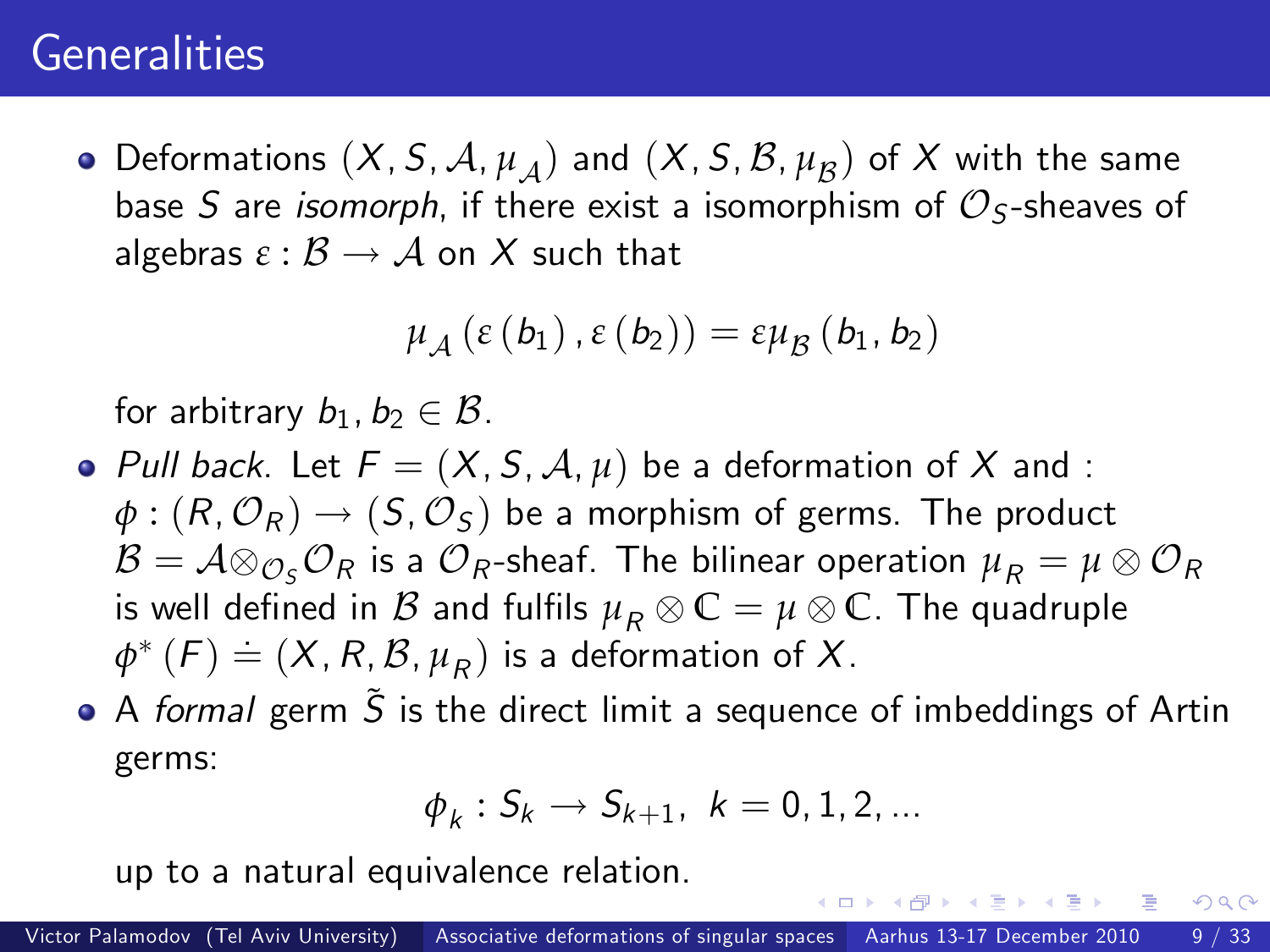# Generalities

- Deformations $(X, S, \mathcal{A}, \mu_{\mathcal{A}})$ and $(X, S, \mathcal{B}, \mu_{\mathcal{B}})$ of $X$ with the same base $S$ are *isomorph*, if there exist a isomorphism of $\mathcal{O}_S$-sheaves of algebras $\varepsilon : \mathcal{B} \to \mathcal{A}$ on $X$ such that

$$\mu_{\mathcal{A}}(\varepsilon(b_1), \varepsilon(b_2)) = \varepsilon\mu_{\mathcal{B}}(b_1, b_2)$$

  for arbitrary $b_1, b_2 \in \mathcal{B}$.

- *Pull back*. Let $F = (X, S, \mathcal{A}, \mu)$ be a deformation of $X$ and : $\phi : (R, \mathcal{O}_R) \to (S, \mathcal{O}_S)$ be a morphism of germs. The product $\mathcal{B} = \mathcal{A} \otimes_{\mathcal{O}_S} \mathcal{O}_R$ is a $\mathcal{O}_R$-sheaf. The bilinear operation $\mu_R = \mu \otimes \mathcal{O}_R$ is well defined in $\mathcal{B}$ and fulfils $\mu_R \otimes \mathbb{C} = \mu \otimes \mathbb{C}$. The quadruple $\phi^*(F) \doteq (X, R, \mathcal{B}, \mu_R)$ is a deformation of $X$.

- A *formal* germ $\tilde{S}$ is the direct limit a sequence of imbeddings of Artin germs:

$$\phi_k : S_k \to S_{k+1}, \; k = 0, 1, 2, ...$$

  up to a natural equivalence relation.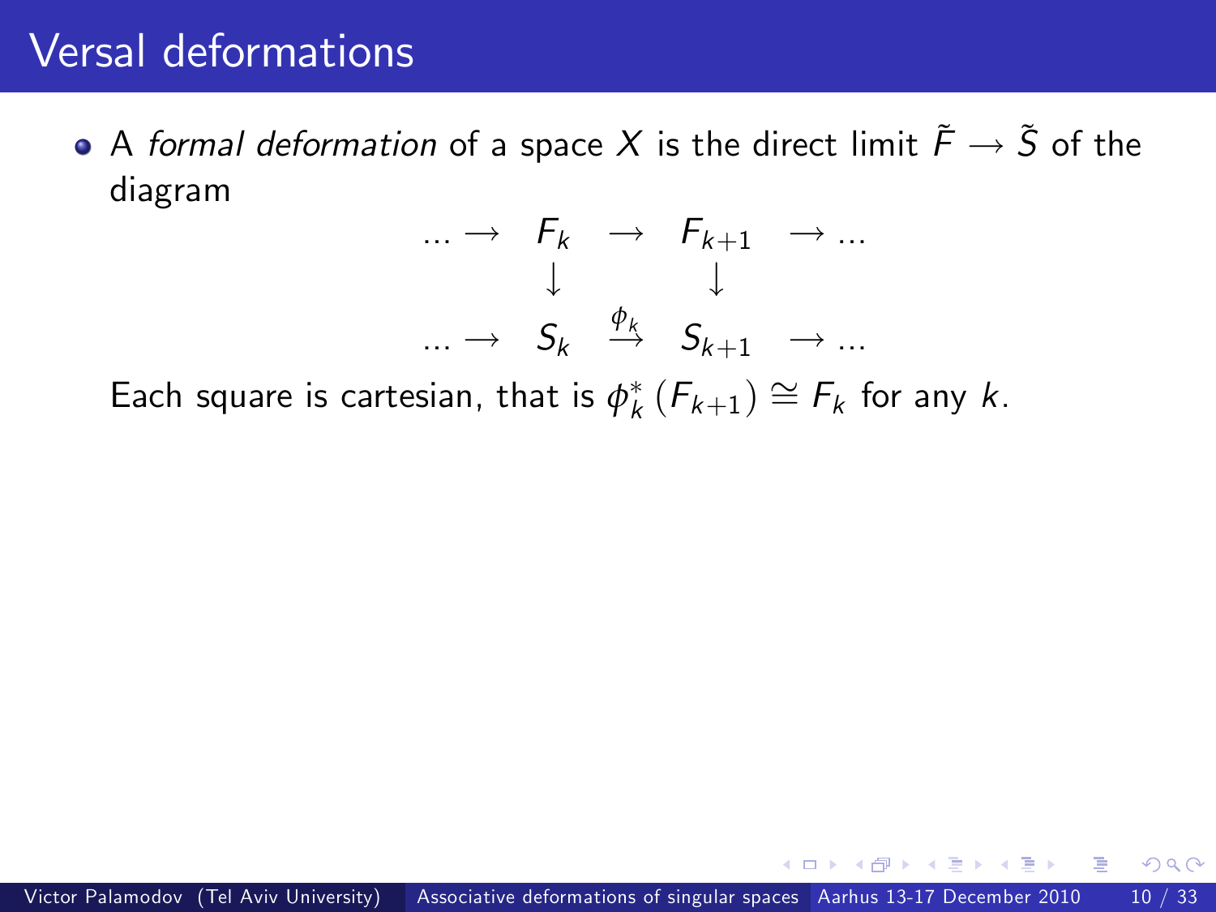# Versal deformations

- A *formal deformation* of a space $X$ is the direct limit $\tilde{F} \to \tilde{S}$ of the diagram

$$
\begin{array}{ccccccc}
\ldots \to & F_k & \to & F_{k+1} & \to \ldots \\
& \downarrow & & \downarrow & \\
\ldots \to & S_k & \xrightarrow{\phi_k} & S_{k+1} & \to \ldots
\end{array}
$$

Each square is cartesian, that is $\phi_k^* \left(F_{k+1}\right) \cong F_k$ for any $k$.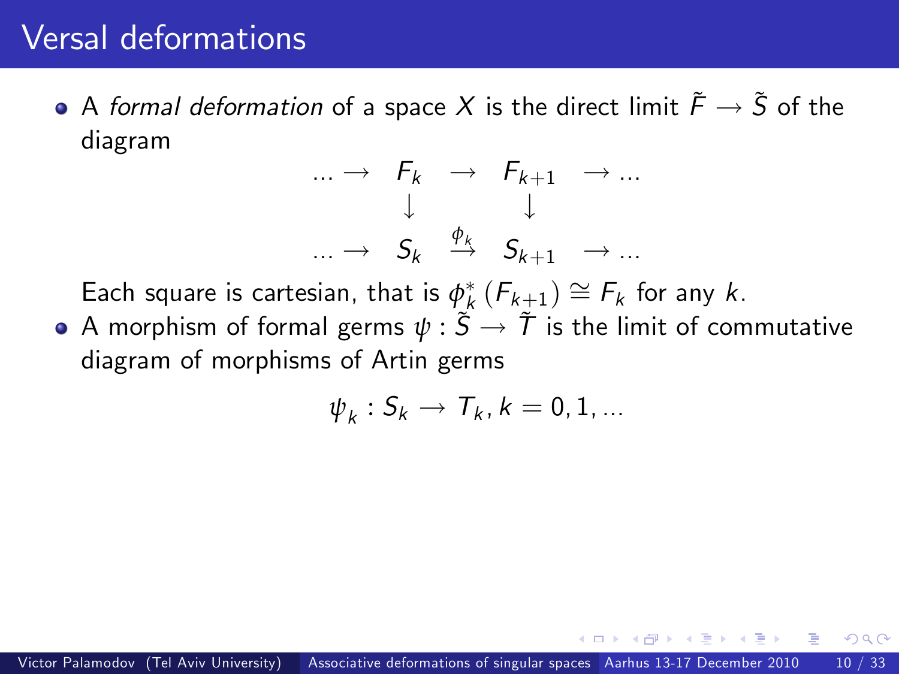# Versal deformations

- A *formal deformation* of a space $X$ is the direct limit $\tilde{F} \to \tilde{S}$ of the diagram

$$\begin{array}{ccccccc} \ldots \to & F_k & \to & F_{k+1} & \to \ldots \\ & \downarrow & & \downarrow & \\ \ldots \to & S_k & \stackrel{\phi_k}{\to} & S_{k+1} & \to \ldots \end{array}$$

  Each square is cartesian, that is $\phi_k^* \left( F_{k+1} \right) \cong F_k$ for any $k$.

- A morphism of formal germs $\psi : \tilde{S} \to \tilde{T}$ is the limit of commutative diagram of morphisms of Artin germs

$$\psi_k : S_k \to T_k, k = 0, 1, \ldots$$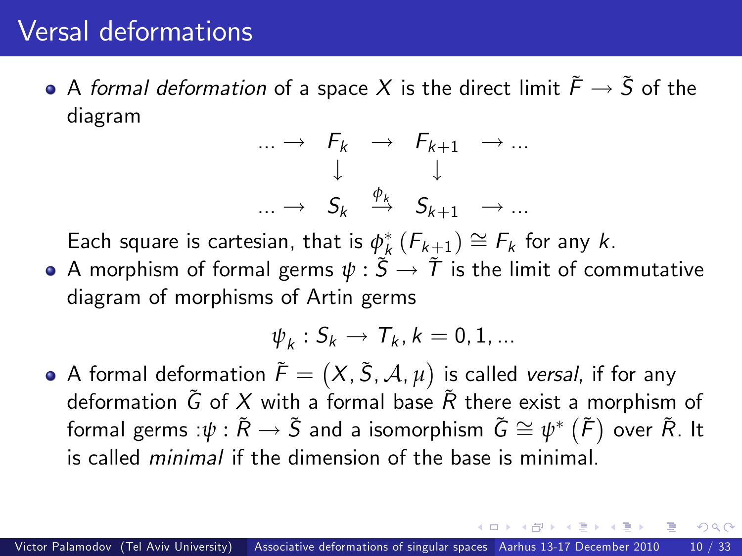# Versal deformations

- A *formal deformation* of a space $X$ is the direct limit $\tilde{F} \to \tilde{S}$ of the diagram

$$
\begin{array}{ccccccc}
\ldots \to & F_k & \to & F_{k+1} & \to \ldots \\
& \downarrow & & \downarrow & \\
\ldots \to & S_k & \stackrel{\phi_k}{\to} & S_{k+1} & \to \ldots
\end{array}
$$

  Each square is cartesian, that is $\phi_k^* \left( F_{k+1} \right) \cong F_k$ for any $k$.

- A morphism of formal germs $\psi : \tilde{S} \to \tilde{T}$ is the limit of commutative diagram of morphisms of Artin germs

$$\psi_k : S_k \to T_k, k = 0, 1, \ldots$$

- A formal deformation $\tilde{F} = \left( X, \tilde{S}, \mathcal{A}, \mu \right)$ is called *versal*, if for any deformation $\tilde{G}$ of $X$ with a formal base $\tilde{R}$ there exist a morphism of formal germs :$\psi : \tilde{R} \to \tilde{S}$ and a isomorphism $\tilde{G} \cong \psi^* \left( \tilde{F} \right)$ over $\tilde{R}$. It is called *minimal* if the dimension of the base is minimal.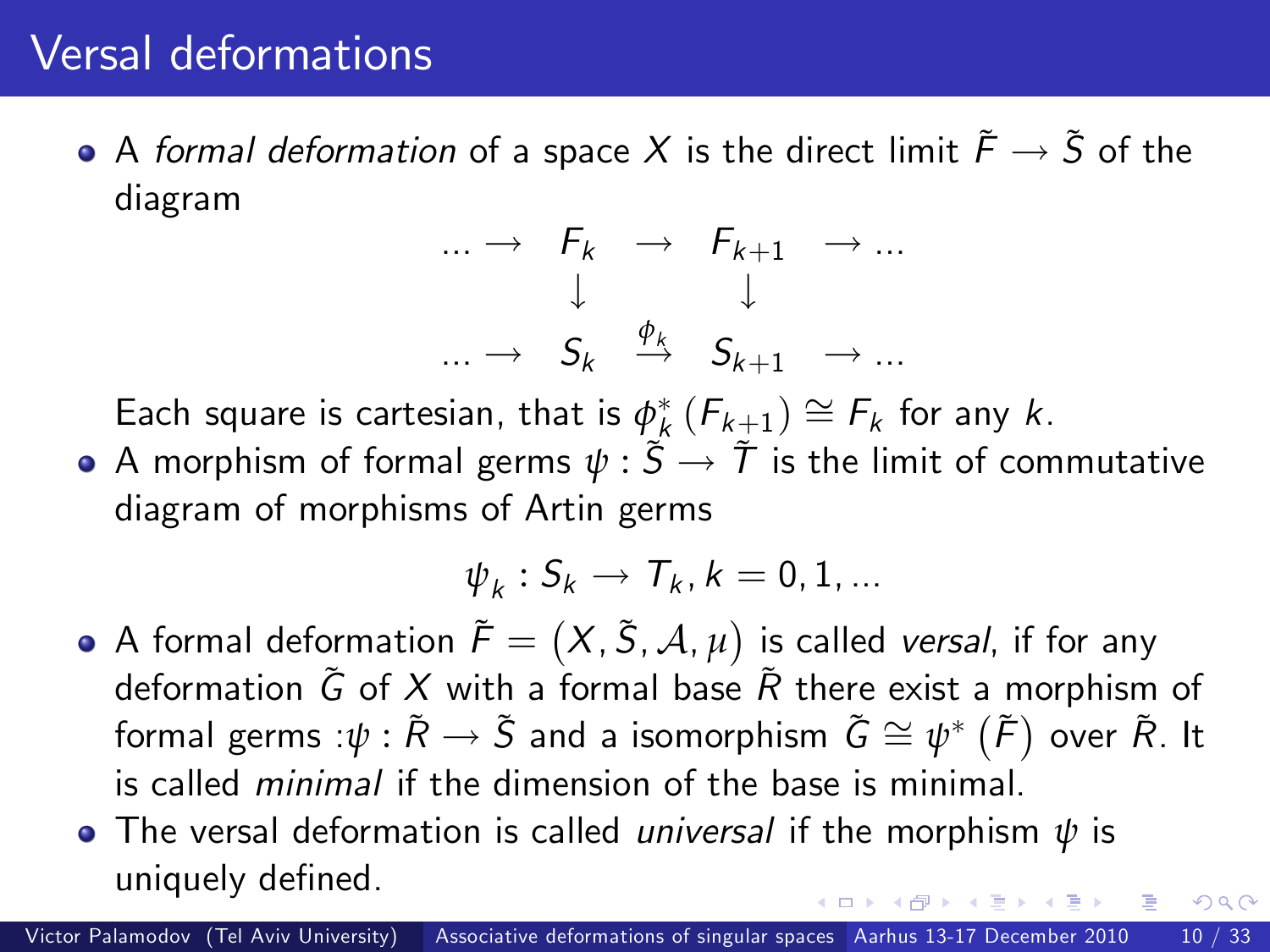# Versal deformations

- A *formal deformation* of a space $X$ is the direct limit $\tilde{F} \to \tilde{S}$ of the diagram

$$
\begin{array}{ccccccc}
\dots \to & F_k & \to & F_{k+1} & \to \dots \\
& \downarrow & & \downarrow & \\
\dots \to & S_k & \overset{\phi_k}{\to} & S_{k+1} & \to \dots
\end{array}
$$

  Each square is cartesian, that is $\phi_k^* (F_{k+1}) \cong F_k$ for any $k$.
- A morphism of formal germs $\psi : \tilde{S} \to \tilde{T}$ is the limit of commutative diagram of morphisms of Artin germs

$$\psi_k : S_k \to T_k, k = 0, 1, \dots$$

- A formal deformation $\tilde{F} = \left(X, \tilde{S}, \mathcal{A}, \mu\right)$ is called *versal*, if for any deformation $\tilde{G}$ of $X$ with a formal base $\tilde{R}$ there exist a morphism of formal germs :$\psi : \tilde{R} \to \tilde{S}$ and a isomorphism $\tilde{G} \cong \psi^* \left(\tilde{F}\right)$ over $\tilde{R}$. It is called *minimal* if the dimension of the base is minimal.
- The versal deformation is called *universal* if the morphism $\psi$ is uniquely defined.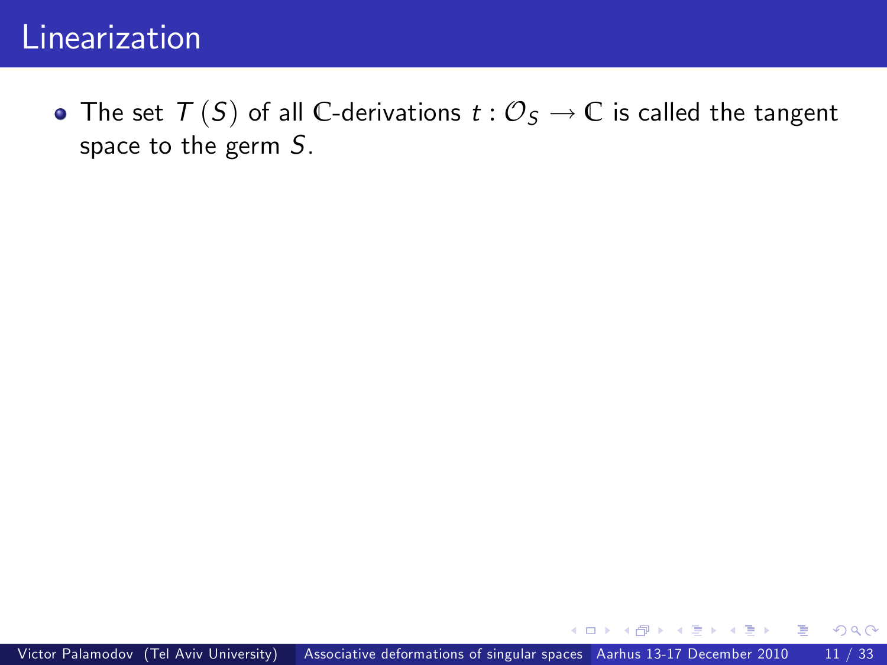# Linearization

- The set $T(S)$ of all $\mathbb{C}$-derivations $t : \mathcal{O}_S \to \mathbb{C}$ is called the tangent space to the germ $S$.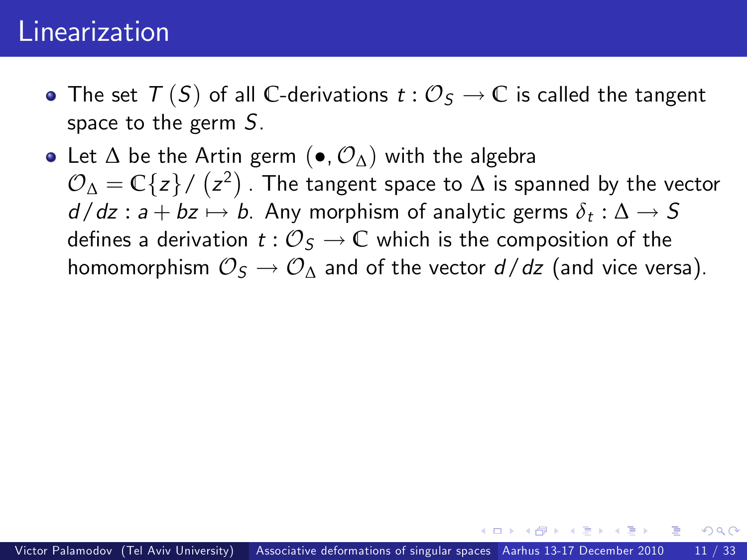# Linearization

- The set $T(S)$ of all $\mathbb{C}$-derivations $t : \mathcal{O}_S \to \mathbb{C}$ is called the tangent space to the germ $S$.
- Let $\Delta$ be the Artin germ $(\bullet, \mathcal{O}_\Delta)$ with the algebra $\mathcal{O}_\Delta = \mathbb{C}\{z\}/(z^2)$. The tangent space to $\Delta$ is spanned by the vector $d/dz : a + bz \mapsto b$. Any morphism of analytic germs $\delta_t : \Delta \to S$ defines a derivation $t : \mathcal{O}_S \to \mathbb{C}$ which is the composition of the homomorphism $\mathcal{O}_S \to \mathcal{O}_\Delta$ and of the vector $d/dz$ (and vice versa).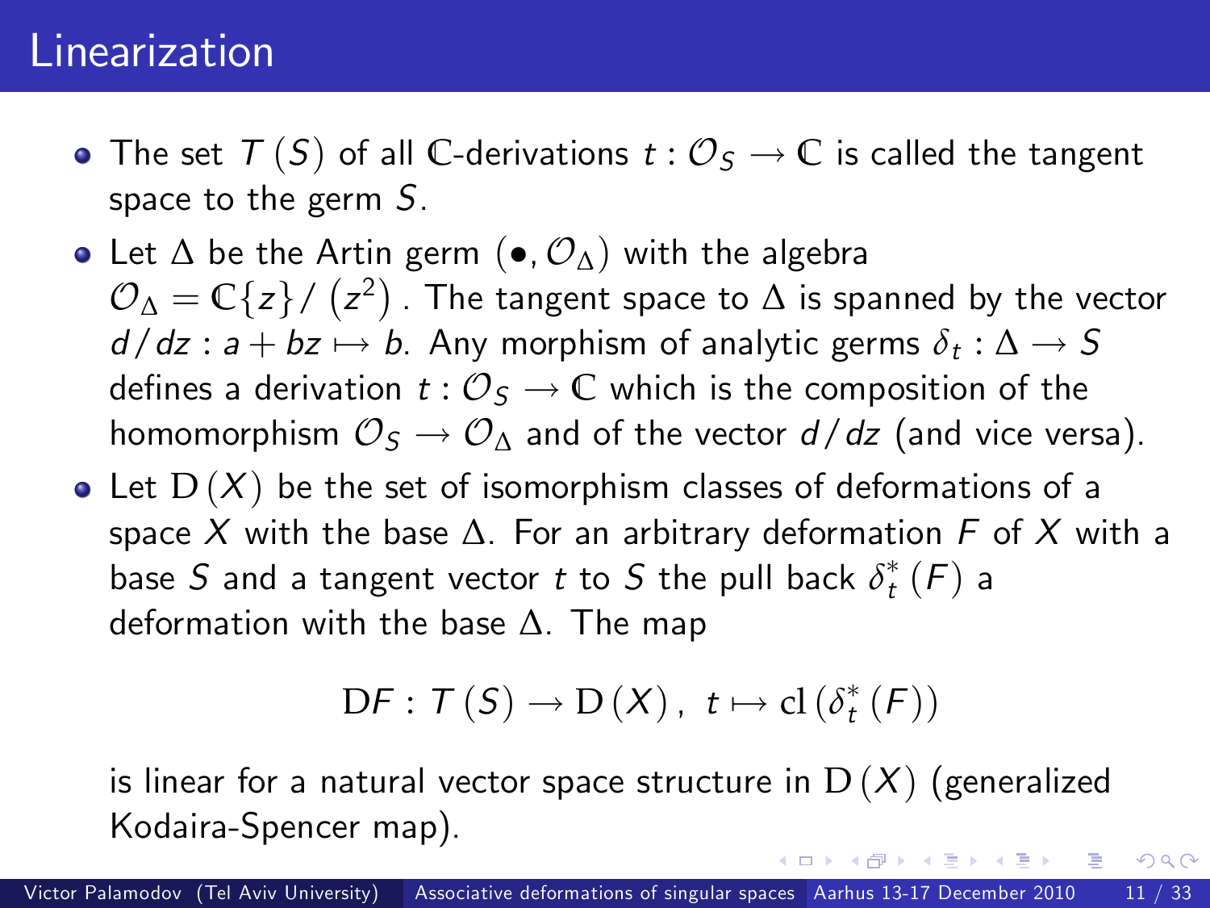# Linearization

- The set $T(S)$ of all $\mathbb{C}$-derivations $t : \mathcal{O}_S \to \mathbb{C}$ is called the tangent space to the germ $S$.
- Let $\Delta$ be the Artin germ $(\bullet, \mathcal{O}_\Delta)$ with the algebra $\mathcal{O}_\Delta = \mathbb{C}\{z\}/\left(z^2\right)$. The tangent space to $\Delta$ is spanned by the vector $d/dz : a + bz \mapsto b$. Any morphism of analytic germs $\delta_t : \Delta \to S$ defines a derivation $t : \mathcal{O}_S \to \mathbb{C}$ which is the composition of the homomorphism $\mathcal{O}_S \to \mathcal{O}_\Delta$ and of the vector $d/dz$ (and vice versa).
- Let $\mathrm{D}(X)$ be the set of isomorphism classes of deformations of a space $X$ with the base $\Delta$. For an arbitrary deformation $F$ of $X$ with a base $S$ and a tangent vector $t$ to $S$ the pull back $\delta_t^*(F)$ a deformation with the base $\Delta$. The map

$$\mathrm{D}F : T(S) \to \mathrm{D}(X), \ t \mapsto \mathrm{cl}\left(\delta_t^*(F)\right)$$

is linear for a natural vector space structure in $\mathrm{D}(X)$ (generalized Kodaira-Spencer map).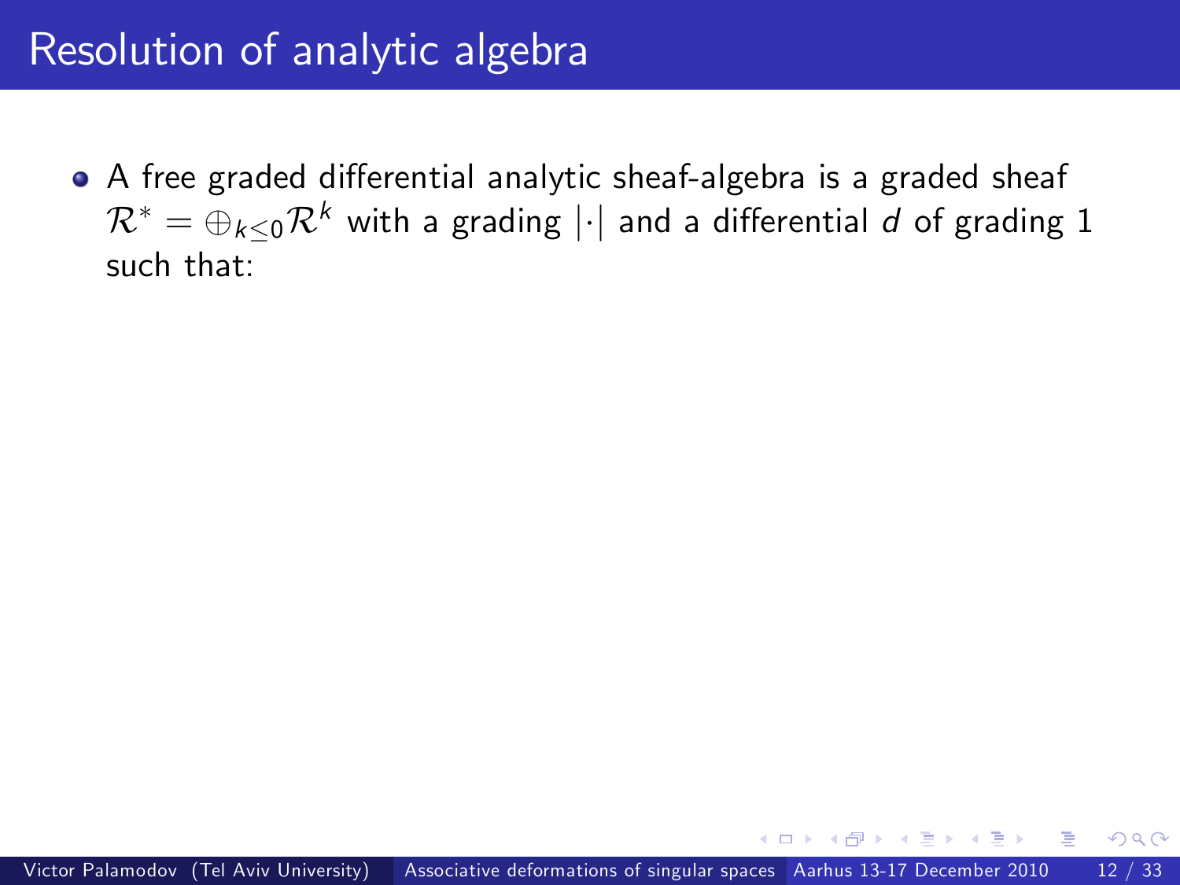# Resolution of analytic algebra

- A free graded differential analytic sheaf-algebra is a graded sheaf $\mathcal{R}^* = \oplus_{k \leq 0} \mathcal{R}^k$ with a grading $|\cdot|$ and a differential $d$ of grading 1 such that: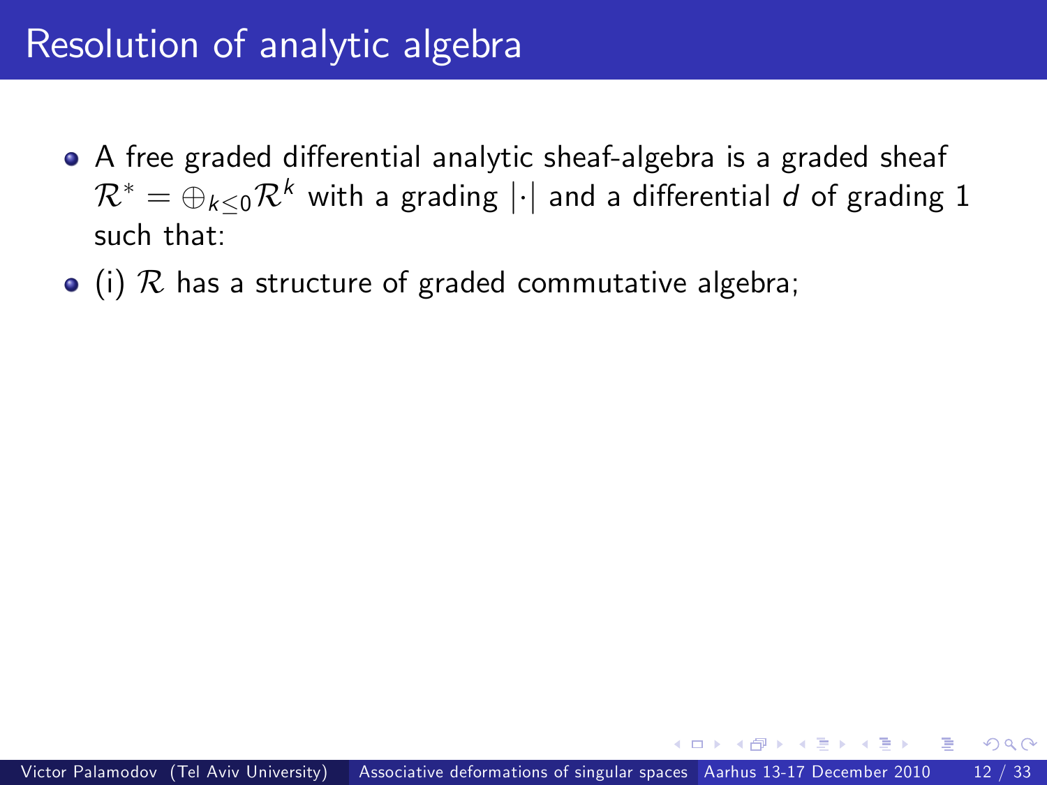# Resolution of analytic algebra

- A free graded differential analytic sheaf-algebra is a graded sheaf $\mathcal{R}^* = \oplus_{k \leq 0} \mathcal{R}^k$ with a grading $|\cdot|$ and a differential $d$ of grading 1 such that:
- (i) $\mathcal{R}$ has a structure of graded commutative algebra;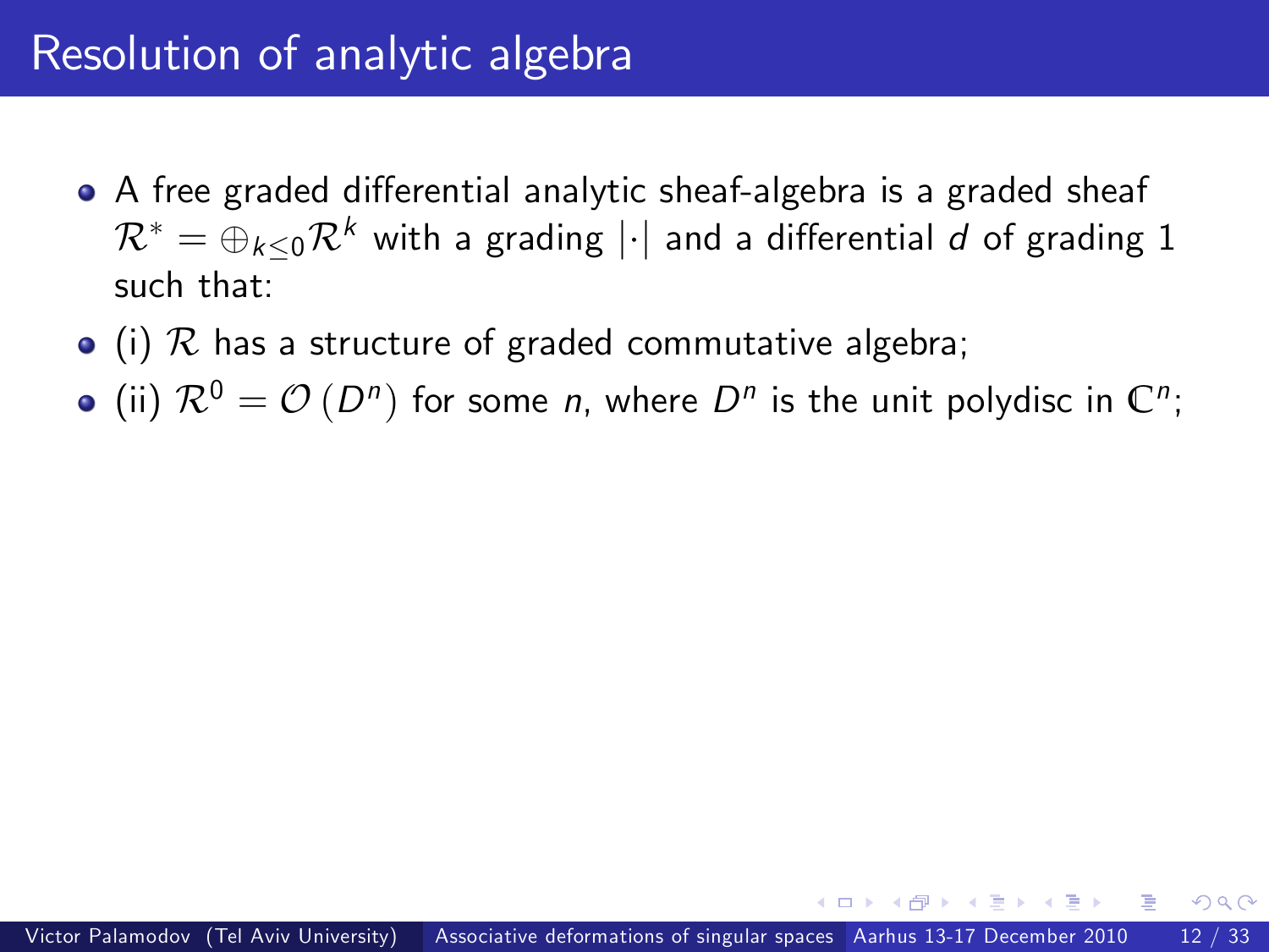# Resolution of analytic algebra

- A free graded differential analytic sheaf-algebra is a graded sheaf $\mathcal{R}^* = \oplus_{k \leq 0} \mathcal{R}^k$ with a grading $|\cdot|$ and a differential $d$ of grading 1 such that:
- (i) $\mathcal{R}$ has a structure of graded commutative algebra;
- (ii) $\mathcal{R}^0 = \mathcal{O}(D^n)$ for some $n$, where $D^n$ is the unit polydisc in $\mathbb{C}^n$;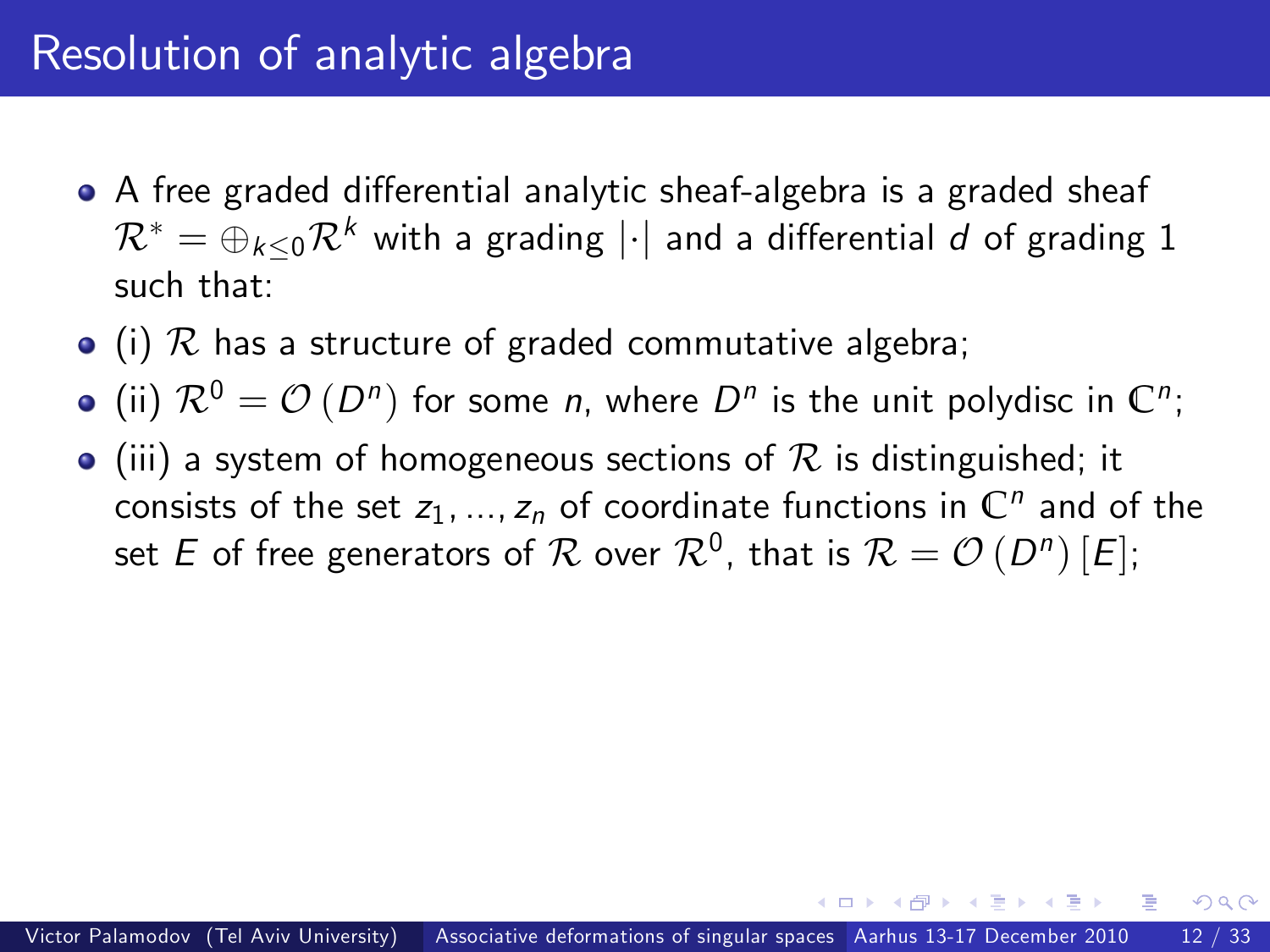# Resolution of analytic algebra

- A free graded differential analytic sheaf-algebra is a graded sheaf $\mathcal{R}^* = \oplus_{k \leq 0} \mathcal{R}^k$ with a grading $|\cdot|$ and a differential $d$ of grading 1 such that:
- (i) $\mathcal{R}$ has a structure of graded commutative algebra;
- (ii) $\mathcal{R}^0 = \mathcal{O}(D^n)$ for some $n$, where $D^n$ is the unit polydisc in $\mathbb{C}^n$;
- (iii) a system of homogeneous sections of $\mathcal{R}$ is distinguished; it consists of the set $z_1, ..., z_n$ of coordinate functions in $\mathbb{C}^n$ and of the set $E$ of free generators of $\mathcal{R}$ over $\mathcal{R}^0$, that is $\mathcal{R} = \mathcal{O}(D^n)[E]$;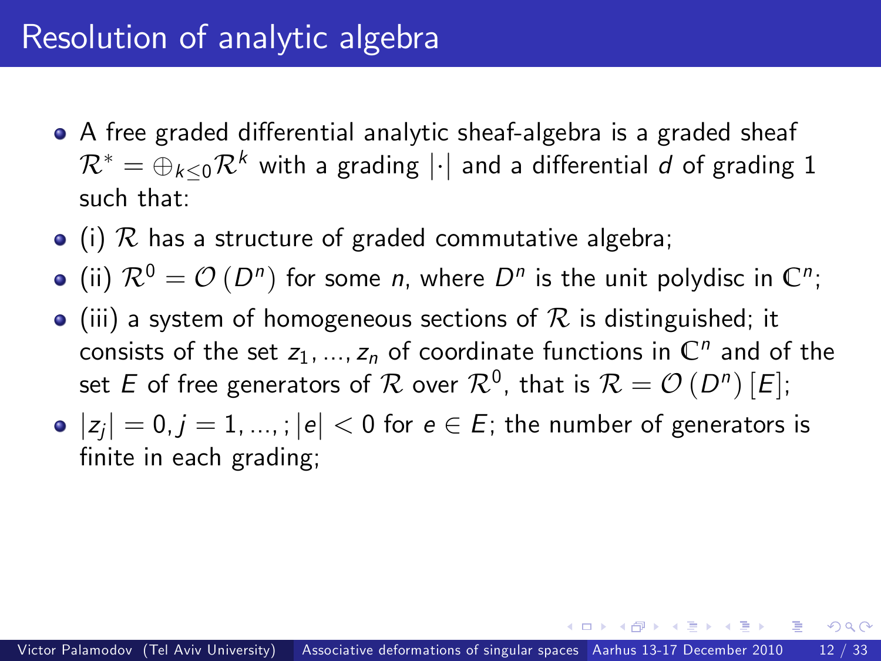# Resolution of analytic algebra

- A free graded differential analytic sheaf-algebra is a graded sheaf $\mathcal{R}^* = \oplus_{k \leq 0} \mathcal{R}^k$ with a grading $|\cdot|$ and a differential $d$ of grading 1 such that:
- (i) $\mathcal{R}$ has a structure of graded commutative algebra;
- (ii) $\mathcal{R}^0 = \mathcal{O}(D^n)$ for some $n$, where $D^n$ is the unit polydisc in $\mathbb{C}^n$;
- (iii) a system of homogeneous sections of $\mathcal{R}$ is distinguished; it consists of the set $z_1, ..., z_n$ of coordinate functions in $\mathbb{C}^n$ and of the set $E$ of free generators of $\mathcal{R}$ over $\mathcal{R}^0$, that is $\mathcal{R} = \mathcal{O}(D^n)[E]$;
- $|z_j| = 0, j = 1, ..., ; |e| < 0$ for $e \in E$; the number of generators is finite in each grading;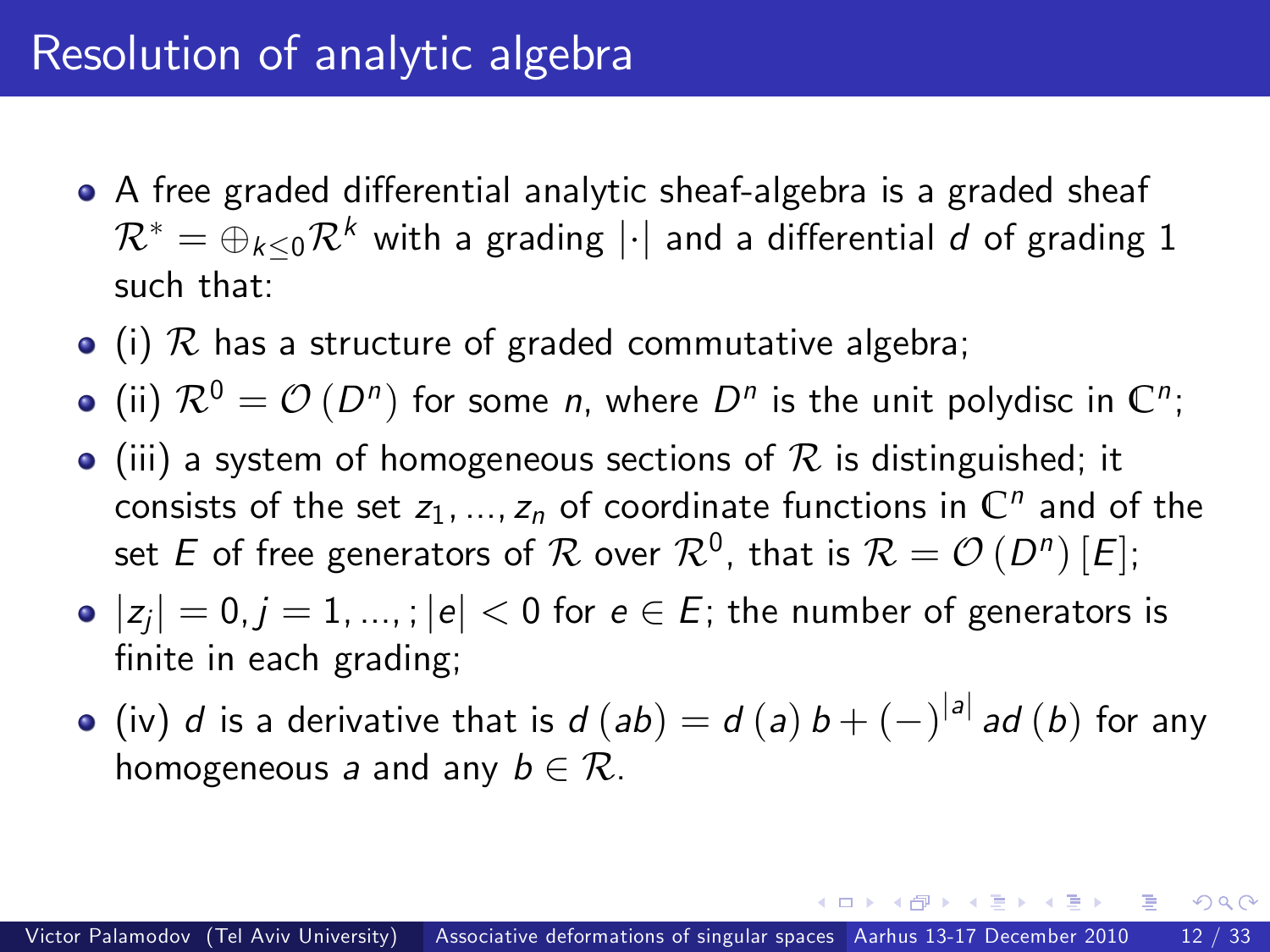# Resolution of analytic algebra

- A free graded differential analytic sheaf-algebra is a graded sheaf $\mathcal{R}^* = \oplus_{k \le 0} \mathcal{R}^k$ with a grading $|\cdot|$ and a differential $d$ of grading 1 such that:
- (i) $\mathcal{R}$ has a structure of graded commutative algebra;
- (ii) $\mathcal{R}^0 = \mathcal{O}(D^n)$ for some $n$, where $D^n$ is the unit polydisc in $\mathbb{C}^n$;
- (iii) a system of homogeneous sections of $\mathcal{R}$ is distinguished; it consists of the set $z_1, ..., z_n$ of coordinate functions in $\mathbb{C}^n$ and of the set $E$ of free generators of $\mathcal{R}$ over $\mathcal{R}^0$, that is $\mathcal{R} = \mathcal{O}(D^n)[E]$;
- $|z_j| = 0, j = 1, ...,; |e| < 0$ for $e \in E$; the number of generators is finite in each grading;
- (iv) $d$ is a derivative that is $d(ab) = d(a)b + (-)^{|a|} ad(b)$ for any homogeneous $a$ and any $b \in \mathcal{R}$.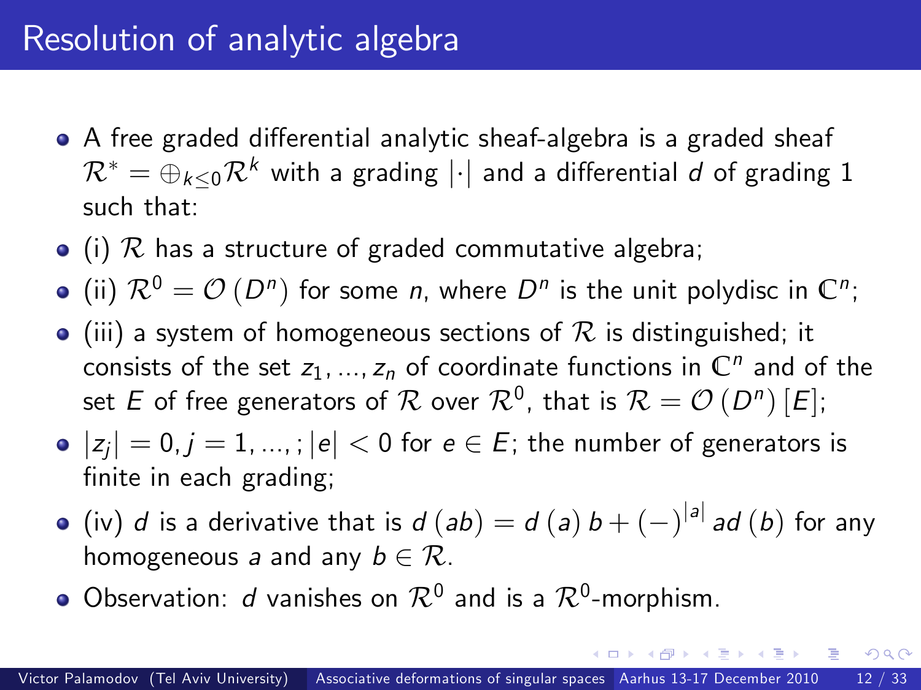# Resolution of analytic algebra

- A free graded differential analytic sheaf-algebra is a graded sheaf $\mathcal{R}^* = \oplus_{k \leq 0} \mathcal{R}^k$ with a grading $|\cdot|$ and a differential $d$ of grading 1 such that:
- (i) $\mathcal{R}$ has a structure of graded commutative algebra;
- (ii) $\mathcal{R}^0 = \mathcal{O}(D^n)$ for some $n$, where $D^n$ is the unit polydisc in $\mathbb{C}^n$;
- (iii) a system of homogeneous sections of $\mathcal{R}$ is distinguished; it consists of the set $z_1, ..., z_n$ of coordinate functions in $\mathbb{C}^n$ and of the set $E$ of free generators of $\mathcal{R}$ over $\mathcal{R}^0$, that is $\mathcal{R} = \mathcal{O}(D^n)[E]$;
- $|z_j| = 0, j = 1, ...,; |e| < 0$ for $e \in E$; the number of generators is finite in each grading;
- (iv) $d$ is a derivative that is $d(ab) = d(a)\, b + (-)^{|a|} a d(b)$ for any homogeneous $a$ and any $b \in \mathcal{R}$.
- Observation: $d$ vanishes on $\mathcal{R}^0$ and is a $\mathcal{R}^0$-morphism.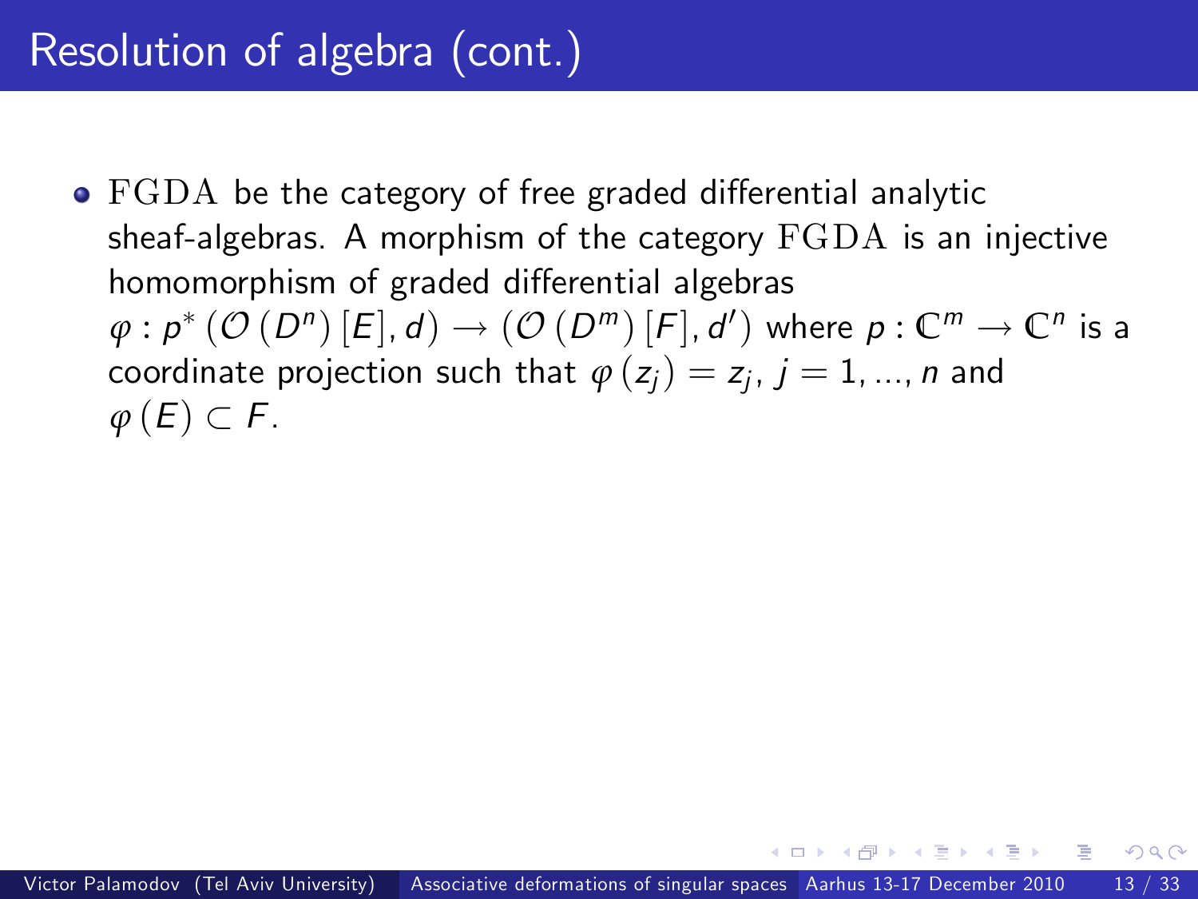# Resolution of algebra (cont.)

- $\mathrm{FGDA}$ be the category of free graded differential analytic sheaf-algebras. A morphism of the category $\mathrm{FGDA}$ is an injective homomorphism of graded differential algebras $\varphi : p^* \left(\mathcal{O}\left(D^n\right)[E], d\right) \to \left(\mathcal{O}\left(D^m\right)[F], d'\right)$ where $p : \mathbb{C}^m \to \mathbb{C}^n$ is a coordinate projection such that $\varphi\left(z_j\right) = z_j$, $j = 1, ..., n$ and $\varphi\left(E\right) \subset F$.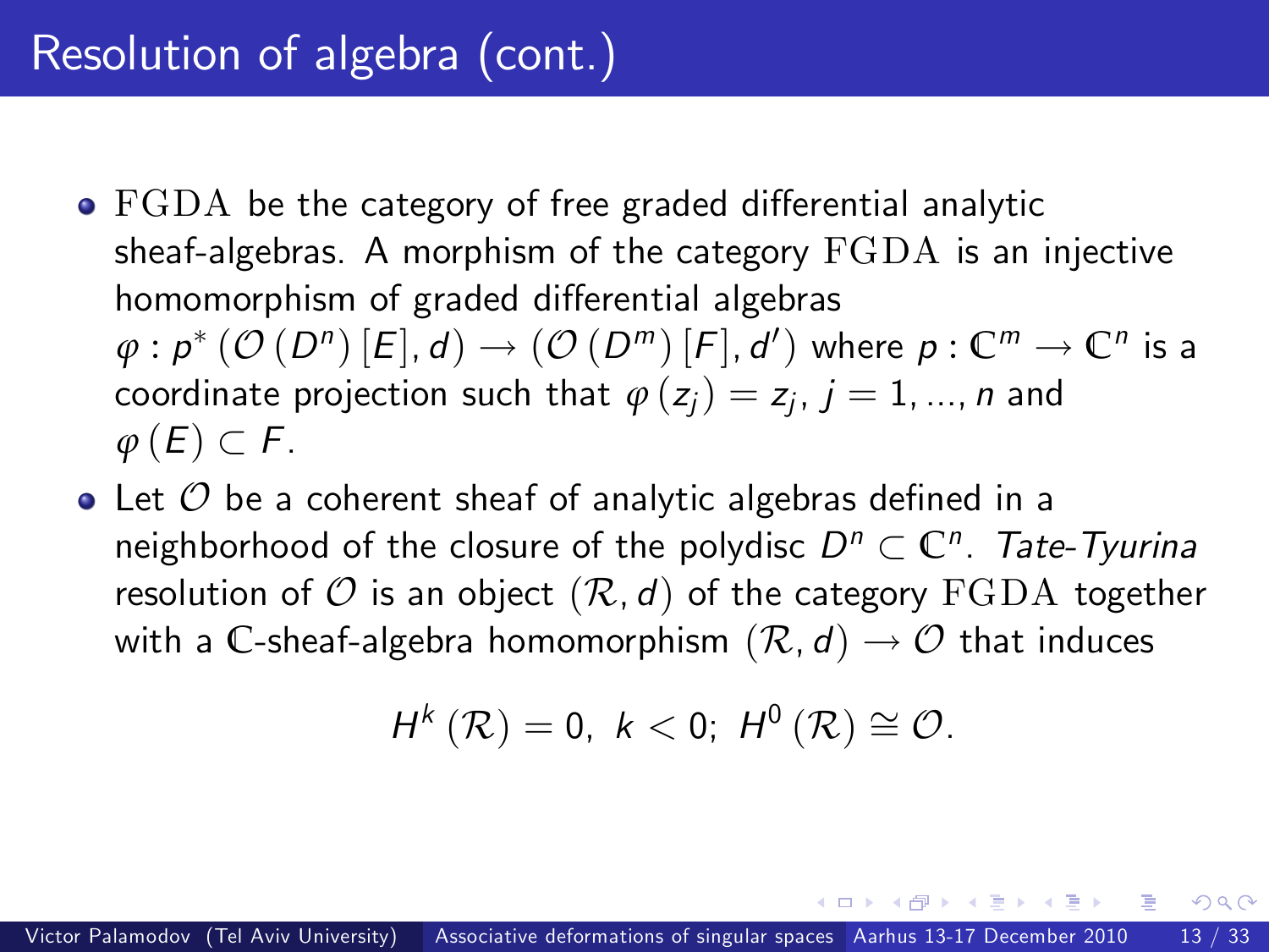# Resolution of algebra (cont.)

- $\mathrm{FGDA}$ be the category of free graded differential analytic sheaf-algebras. A morphism of the category $\mathrm{FGDA}$ is an injective homomorphism of graded differential algebras $\varphi : p^* \left(\mathcal{O}\left(D^n\right)[E], d\right) \to \left(\mathcal{O}\left(D^m\right)[F], d'\right)$ where $p : \mathbb{C}^m \to \mathbb{C}^n$ is a coordinate projection such that $\varphi\left(z_j\right) = z_j$, $j = 1, ..., n$ and $\varphi\left(E\right) \subset F$.
- Let $\mathcal{O}$ be a coherent sheaf of analytic algebras defined in a neighborhood of the closure of the polydisc $D^n \subset \mathbb{C}^n$. *Tate-Tyurina* resolution of $\mathcal{O}$ is an object $(\mathcal{R}, d)$ of the category $\mathrm{FGDA}$ together with a $\mathbb{C}$-sheaf-algebra homomorphism $(\mathcal{R}, d) \to \mathcal{O}$ that induces

$$H^k\left(\mathcal{R}\right) = 0,\ k < 0;\ H^0\left(\mathcal{R}\right) \cong \mathcal{O}.$$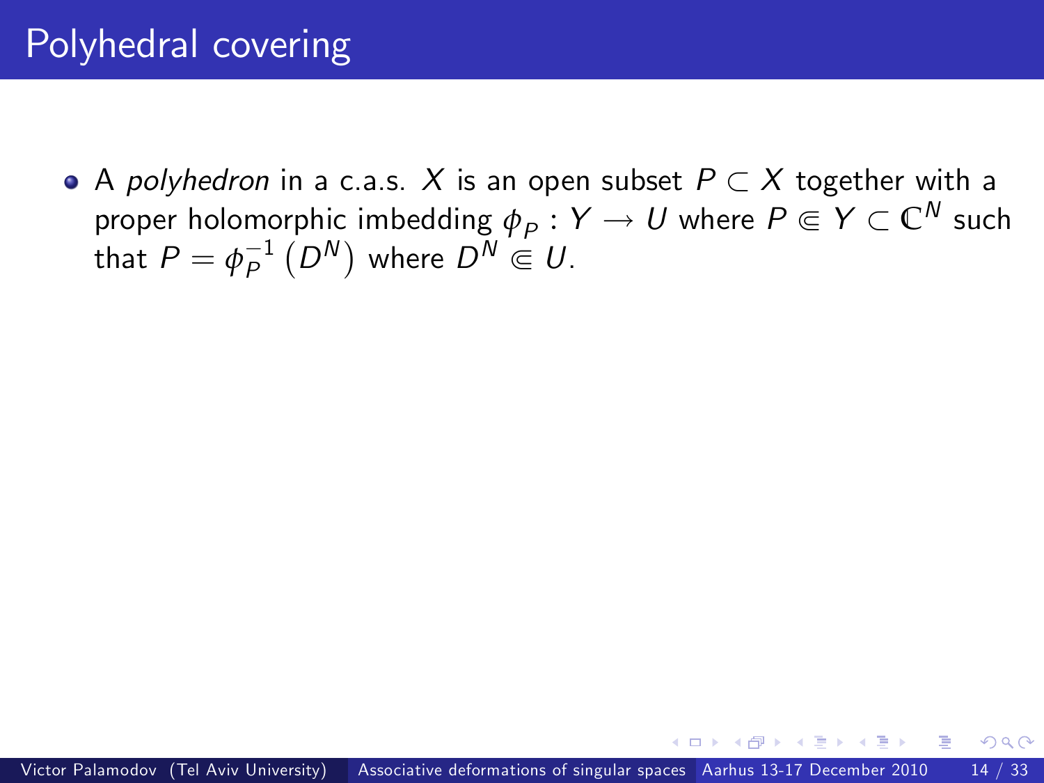# Polyhedral covering

- A *polyhedron* in a c.a.s. $X$ is an open subset $P \subset X$ together with a proper holomorphic imbedding $\phi_P : Y \to U$ where $P \Subset Y \subset \mathbb{C}^N$ such that $P = \phi_P^{-1}\left(D^N\right)$ where $D^N \Subset U$.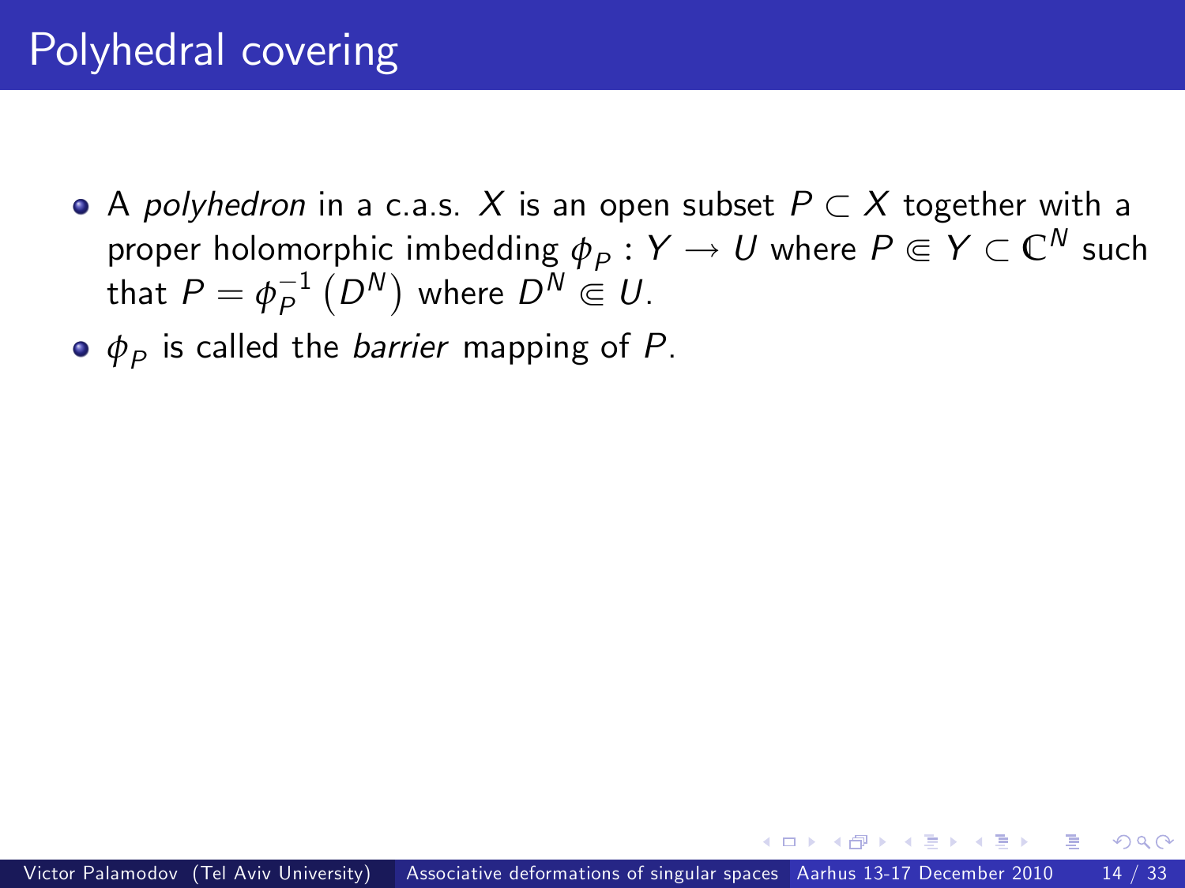# Polyhedral covering

- A *polyhedron* in a c.a.s. $X$ is an open subset $P \subset X$ together with a proper holomorphic imbedding $\phi_P : Y \to U$ where $P \Subset Y \subset \mathbb{C}^N$ such that $P = \phi_P^{-1}\left(D^N\right)$ where $D^N \Subset U$.
- $\phi_P$ is called the *barrier* mapping of $P$.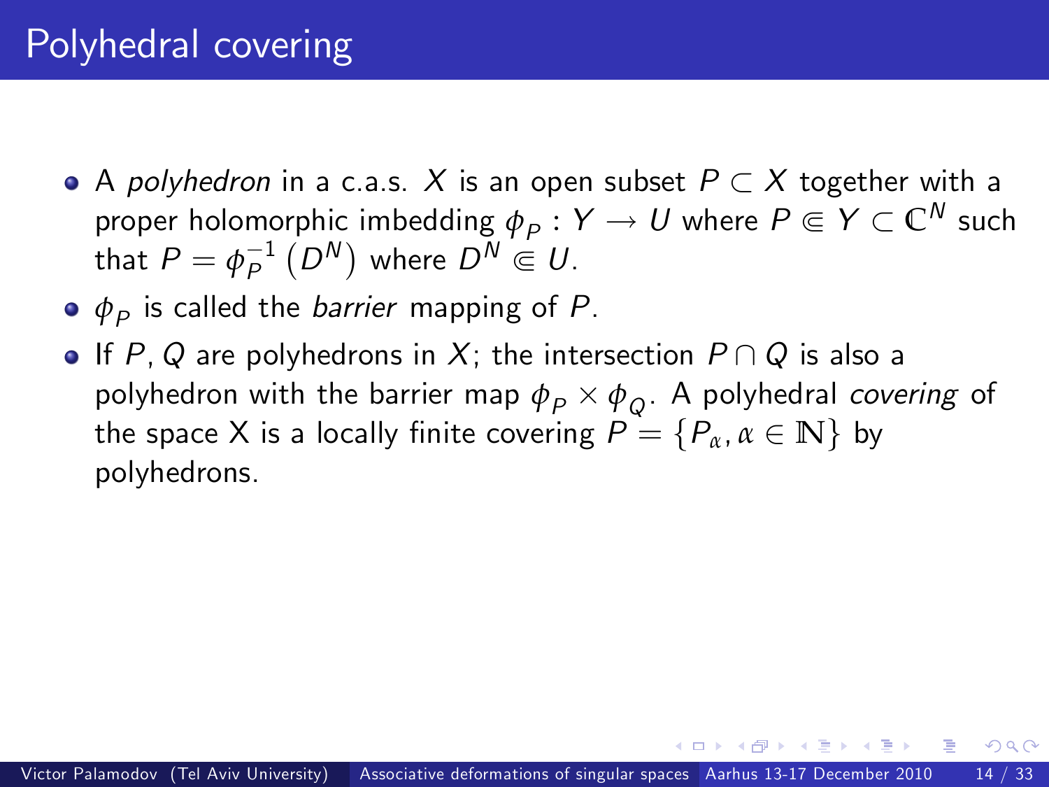# Polyhedral covering

- A *polyhedron* in a c.a.s. $X$ is an open subset $P \subset X$ together with a proper holomorphic imbedding $\phi_P : Y \to U$ where $P \Subset Y \subset \mathbb{C}^N$ such that $P = \phi_P^{-1}\left(D^N\right)$ where $D^N \Subset U$.
- $\phi_P$ is called the *barrier* mapping of $P$.
- If $P, Q$ are polyhedrons in $X$; the intersection $P \cap Q$ is also a polyhedron with the barrier map $\phi_P \times \phi_Q$. A polyhedral *covering* of the space X is a locally finite covering $P = \{P_\alpha, \alpha \in \mathbb{N}\}$ by polyhedrons.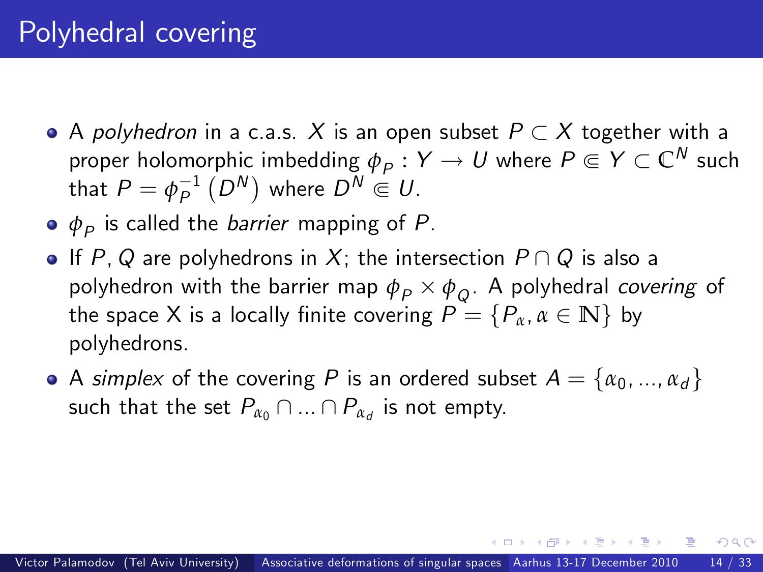# Polyhedral covering

- A *polyhedron* in a c.a.s. $X$ is an open subset $P \subset X$ together with a proper holomorphic imbedding $\phi_P : Y \to U$ where $P \Subset Y \subset \mathbb{C}^N$ such that $P = \phi_P^{-1}\left(D^N\right)$ where $D^N \Subset U$.
- $\phi_P$ is called the *barrier* mapping of $P$.
- If $P, Q$ are polyhedrons in $X$; the intersection $P \cap Q$ is also a polyhedron with the barrier map $\phi_P \times \phi_Q$. A polyhedral *covering* of the space X is a locally finite covering $P = \{P_\alpha, \alpha \in \mathbb{N}\}$ by polyhedrons.
- A *simplex* of the covering $P$ is an ordered subset $A = \{\alpha_0, ..., \alpha_d\}$ such that the set $P_{\alpha_0} \cap ... \cap P_{\alpha_d}$ is not empty.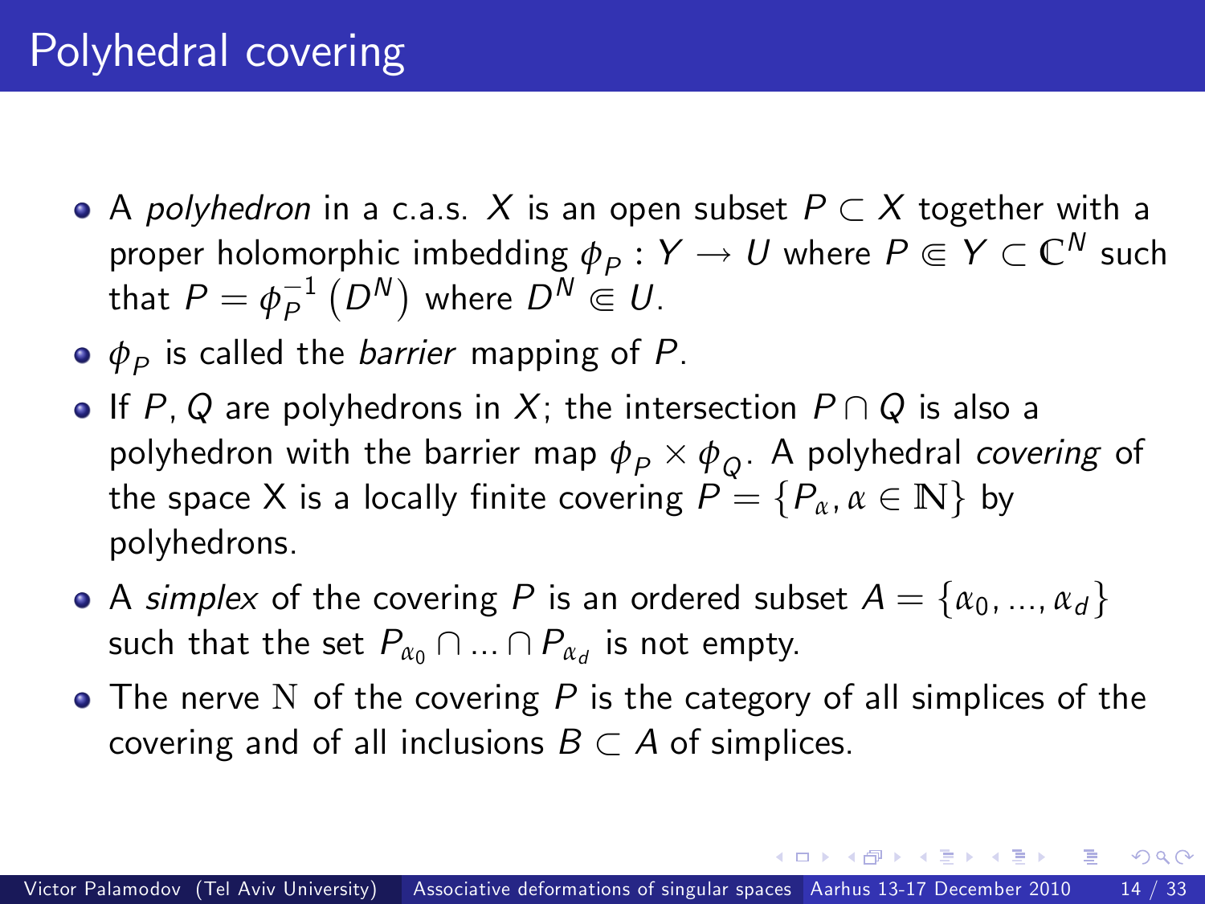# Polyhedral covering

- A *polyhedron* in a c.a.s. $X$ is an open subset $P \subset X$ together with a proper holomorphic imbedding $\phi_P : Y \to U$ where $P \Subset Y \subset \mathbb{C}^N$ such that $P = \phi_P^{-1}\left(D^N\right)$ where $D^N \Subset U$.
- $\phi_P$ is called the *barrier* mapping of $P$.
- If $P, Q$ are polyhedrons in $X$; the intersection $P \cap Q$ is also a polyhedron with the barrier map $\phi_P \times \phi_Q$. A polyhedral *covering* of the space X is a locally finite covering $P = \{P_\alpha, \alpha \in \mathbb{N}\}$ by polyhedrons.
- A *simplex* of the covering $P$ is an ordered subset $A = \{\alpha_0, ..., \alpha_d\}$ such that the set $P_{\alpha_0} \cap ... \cap P_{\alpha_d}$ is not empty.
- The nerve $\mathrm{N}$ of the covering $P$ is the category of all simplices of the covering and of all inclusions $B \subset A$ of simplices.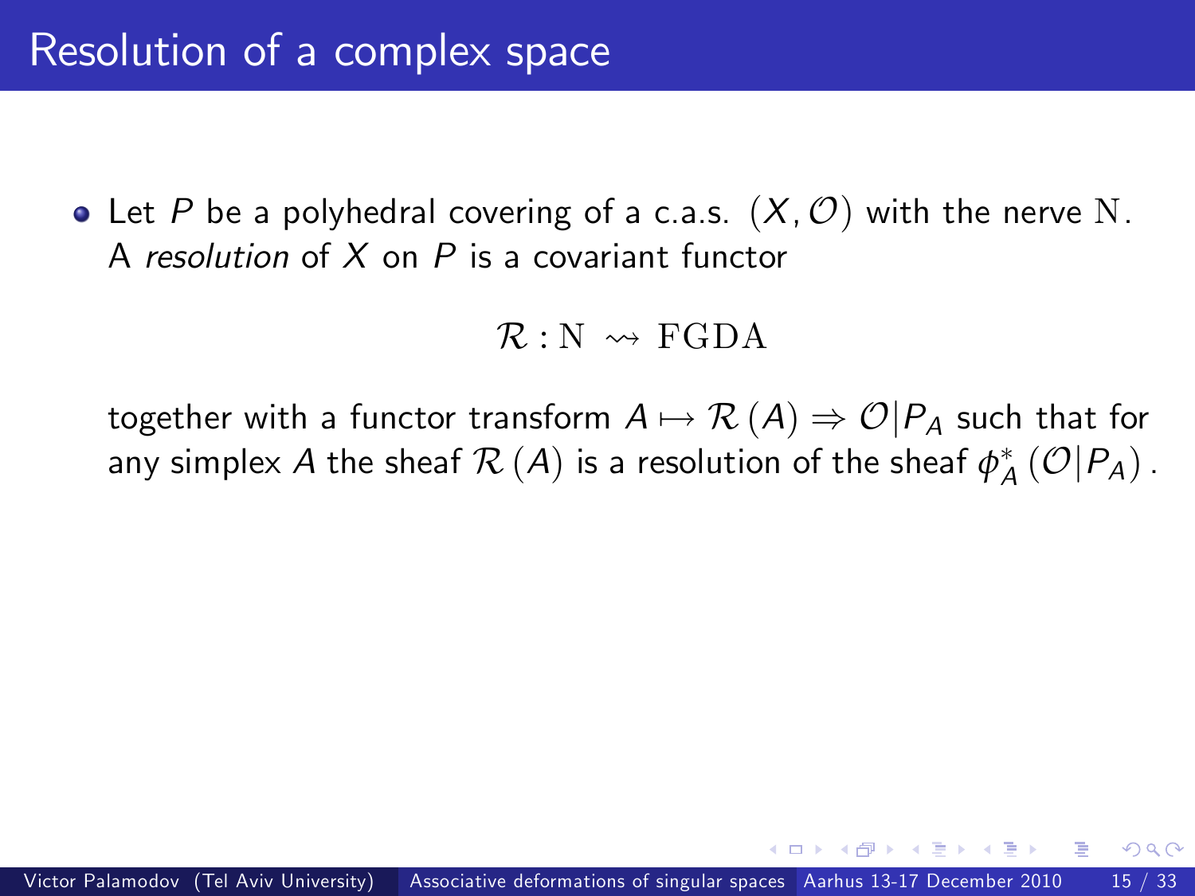# Resolution of a complex space

- Let $P$ be a polyhedral covering of a c.a.s. $(X, \mathcal{O})$ with the nerve $\mathrm{N}$. A *resolution* of $X$ on $P$ is a covariant functor

$$\mathcal{R} : \mathrm{N} \rightsquigarrow \mathrm{FGDA}$$

together with a functor transform $A \mapsto \mathcal{R}(A) \Rightarrow \mathcal{O}|P_A$ such that for any simplex $A$ the sheaf $\mathcal{R}(A)$ is a resolution of the sheaf $\phi_A^*(\mathcal{O}|P_A)$.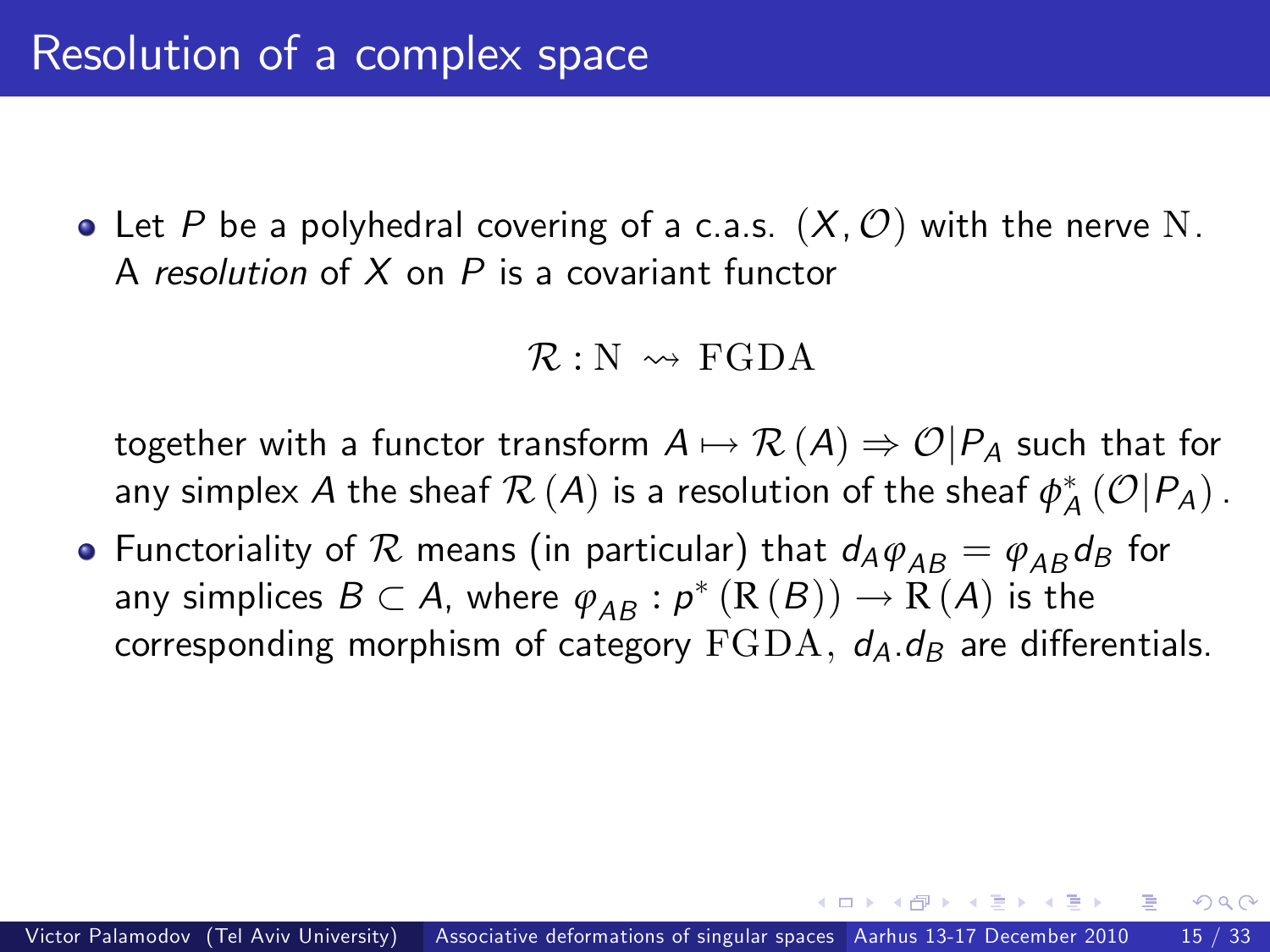# Resolution of a complex space

- Let $P$ be a polyhedral covering of a c.a.s. $(X, \mathcal{O})$ with the nerve $\mathrm{N}$. A *resolution* of $X$ on $P$ is a covariant functor

$$\mathcal{R} : \mathrm{N} \rightsquigarrow \mathrm{FGDA}$$

  together with a functor transform $A \mapsto \mathcal{R}(A) \Rightarrow \mathcal{O}|P_A$ such that for any simplex $A$ the sheaf $\mathcal{R}(A)$ is a resolution of the sheaf $\phi_A^* (\mathcal{O}|P_A)$.

- Functoriality of $\mathcal{R}$ means (in particular) that $d_A \varphi_{AB} = \varphi_{AB} d_B$ for any simplices $B \subset A$, where $\varphi_{AB} : p^* (\mathrm{R}(B)) \to \mathrm{R}(A)$ is the corresponding morphism of category $\mathrm{FGDA}$, $d_A.d_B$ are differentials.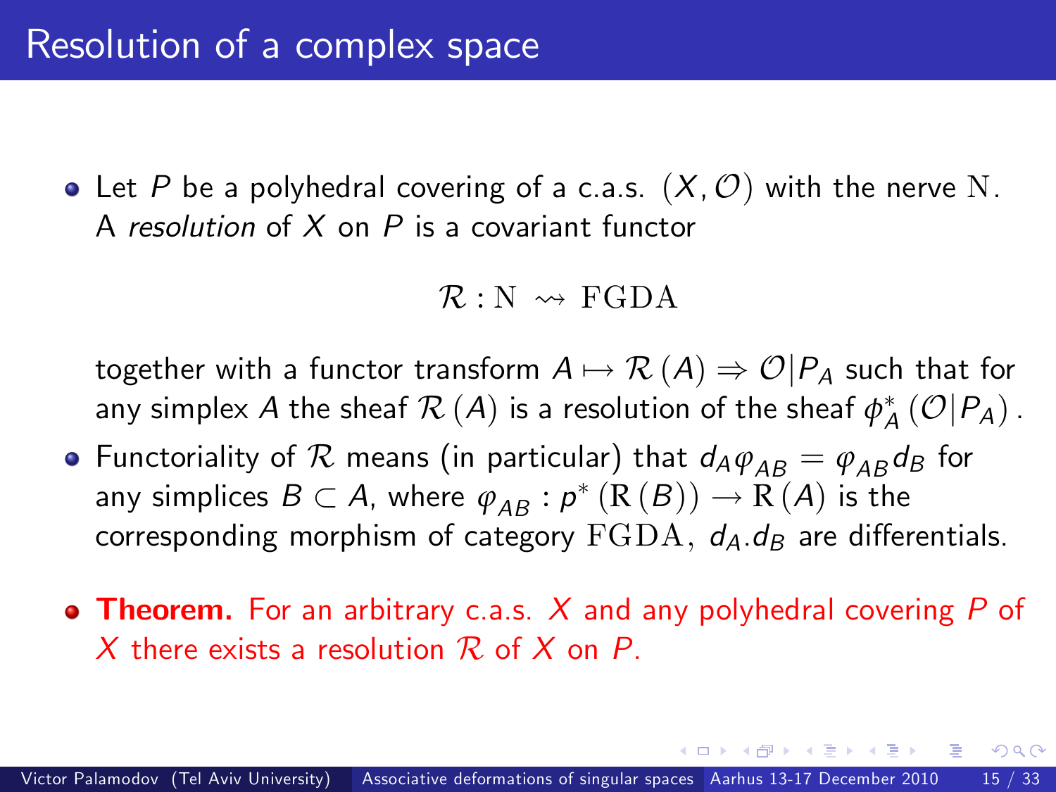# Resolution of a complex space

- Let $P$ be a polyhedral covering of a c.a.s. $(X, \mathcal{O})$ with the nerve $\mathrm{N}$. A *resolution* of $X$ on $P$ is a covariant functor

$$\mathcal{R} : \mathrm{N} \rightsquigarrow \mathrm{FGDA}$$

  together with a functor transform $A \mapsto \mathcal{R}(A) \Rightarrow \mathcal{O}|P_A$ such that for any simplex $A$ the sheaf $\mathcal{R}(A)$ is a resolution of the sheaf $\phi_A^*(\mathcal{O}|P_A)$.

- Functoriality of $\mathcal{R}$ means (in particular) that $d_A \varphi_{AB} = \varphi_{AB} d_B$ for any simplices $B \subset A$, where $\varphi_{AB} : p^*(\mathrm{R}(B)) \to \mathrm{R}(A)$ is the corresponding morphism of category $\mathrm{FGDA}$, $d_A.d_B$ are differentials.

- **Theorem.** For an arbitrary c.a.s. $X$ and any polyhedral covering $P$ of $X$ there exists a resolution $\mathcal{R}$ of $X$ on $P$.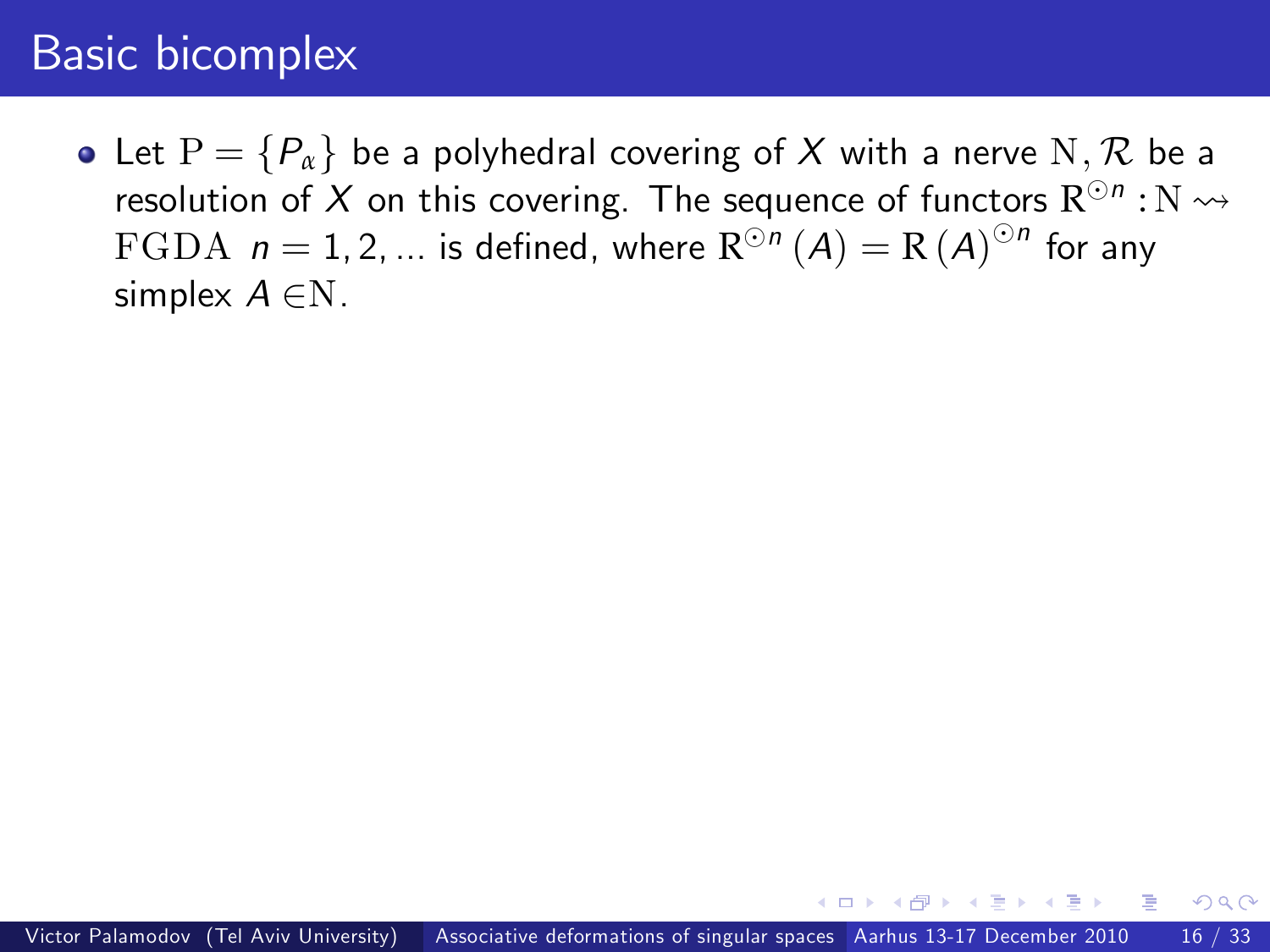# Basic bicomplex

- Let $\mathrm{P} = \{P_\alpha\}$ be a polyhedral covering of $X$ with a nerve $\mathrm{N}$, $\mathcal{R}$ be a resolution of $X$ on this covering. The sequence of functors $\mathrm{R}^{\odot n} : \mathrm{N} \rightsquigarrow \mathrm{FGDA}$ $n = 1, 2, \ldots$ is defined, where $\mathrm{R}^{\odot n}(A) = \mathrm{R}(A)^{\odot n}$ for any simplex $A \in \mathrm{N}$.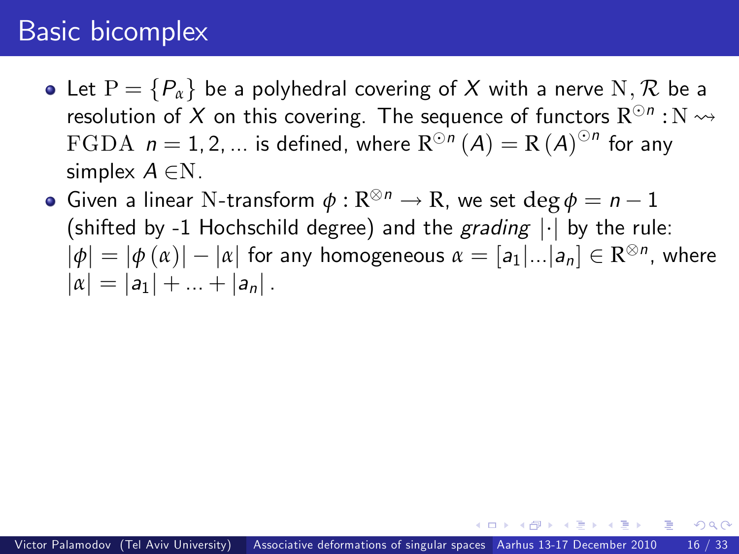# Basic bicomplex

- Let $\mathrm{P} = \{P_\alpha\}$ be a polyhedral covering of $X$ with a nerve $\mathrm{N}, \mathcal{R}$ be a resolution of $X$ on this covering. The sequence of functors $\mathrm{R}^{\odot n} : \mathrm{N} \rightsquigarrow \mathrm{FGDA}$ $n = 1, 2, ...$ is defined, where $\mathrm{R}^{\odot n}(A) = \mathrm{R}(A)^{\odot n}$ for any simplex $A \in \mathrm{N}$.
- Given a linear $\mathrm{N}$-transform $\phi : \mathrm{R}^{\otimes n} \to \mathrm{R}$, we set $\deg \phi = n - 1$ (shifted by -1 Hochschild degree) and the *grading* $|\cdot|$ by the rule: $|\phi| = |\phi(\alpha)| - |\alpha|$ for any homogeneous $\alpha = [a_1|...|a_n] \in \mathrm{R}^{\otimes n}$, where $|\alpha| = |a_1| + ... + |a_n|$.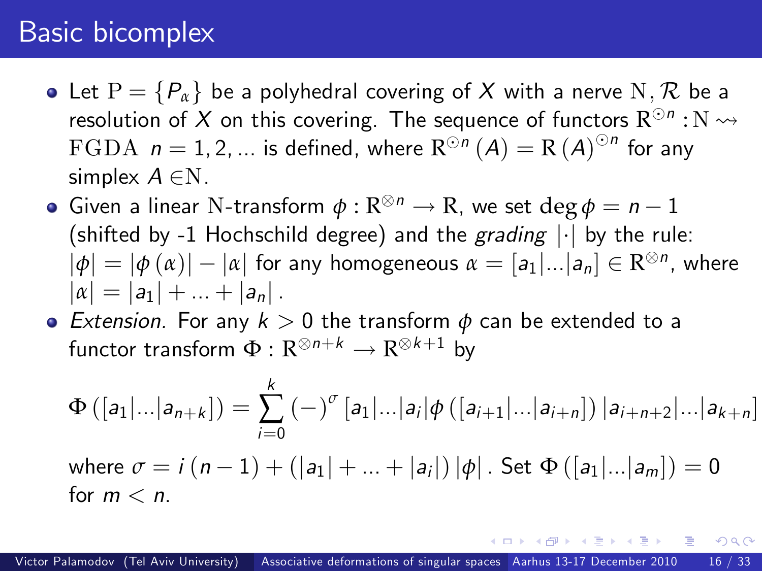# Basic bicomplex

- Let $\mathrm{P} = \{P_\alpha\}$ be a polyhedral covering of $X$ with a nerve $\mathrm{N}$, $\mathcal{R}$ be a resolution of $X$ on this covering. The sequence of functors $\mathrm{R}^{\odot n} : \mathrm{N} \rightsquigarrow \mathrm{FGDA}$ $n = 1, 2, \ldots$ is defined, where $\mathrm{R}^{\odot n}(A) = \mathrm{R}(A)^{\odot n}$ for any simplex $A \in \mathrm{N}$.
- Given a linear $\mathrm{N}$-transform $\phi : \mathrm{R}^{\otimes n} \to \mathrm{R}$, we set $\deg \phi = n - 1$ (shifted by -1 Hochschild degree) and the *grading* $|\cdot|$ by the rule: $|\phi| = |\phi(\alpha)| - |\alpha|$ for any homogeneous $\alpha = [a_1|\ldots|a_n] \in \mathrm{R}^{\otimes n}$, where $|\alpha| = |a_1| + \ldots + |a_n|$.
- *Extension.* For any $k > 0$ the transform $\phi$ can be extended to a functor transform $\Phi : \mathrm{R}^{\otimes n+k} \to \mathrm{R}^{\otimes k+1}$ by

$$\Phi([a_1|\ldots|a_{n+k}]) = \sum_{i=0}^{k} (-)^{\sigma} [a_1|\ldots|a_i|\phi([a_{i+1}|\ldots|a_{i+n}])|a_{i+n+2}|\ldots|a_{k+n}]$$

where $\sigma = i(n-1) + (|a_1| + \ldots + |a_i|)|\phi|$. Set $\Phi([a_1|\ldots|a_m]) = 0$ for $m < n$.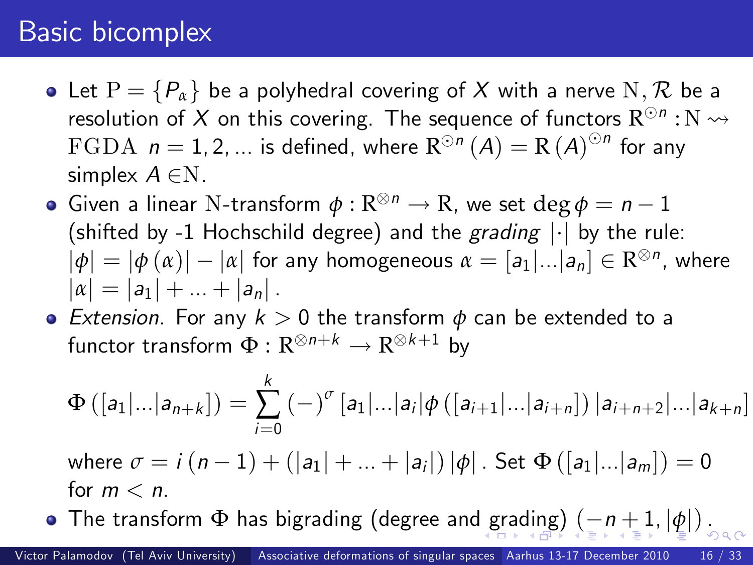# Basic bicomplex

- Let $\mathrm{P} = \{P_\alpha\}$ be a polyhedral covering of $X$ with a nerve $\mathrm{N}, \mathcal{R}$ be a resolution of $X$ on this covering. The sequence of functors $\mathrm{R}^{\odot n} : \mathrm{N} \rightsquigarrow \mathrm{FGDA}$ $n = 1, 2, ...$ is defined, where $\mathrm{R}^{\odot n}(A) = \mathrm{R}(A)^{\odot n}$ for any simplex $A \in \mathrm{N}$.
- Given a linear $\mathrm{N}$-transform $\phi : \mathrm{R}^{\otimes n} \to \mathrm{R}$, we set $\deg \phi = n - 1$ (shifted by -1 Hochschild degree) and the *grading* $|\cdot|$ by the rule: $|\phi| = |\phi(\alpha)| - |\alpha|$ for any homogeneous $\alpha = [a_1|...|a_n] \in \mathrm{R}^{\otimes n}$, where $|\alpha| = |a_1| + ... + |a_n|$.
- *Extension.* For any $k > 0$ the transform $\phi$ can be extended to a functor transform $\Phi : \mathrm{R}^{\otimes n+k} \to \mathrm{R}^{\otimes k+1}$ by

$$\Phi([a_1|...|a_{n+k}]) = \sum_{i=0}^{k} (-)^{\sigma} [a_1|...|a_i|\phi([a_{i+1}|...|a_{i+n}])|a_{i+n+2}|...|a_{k+n}]$$

  where $\sigma = i(n-1) + (|a_1| + ... + |a_i|)|\phi|$. Set $\Phi([a_1|...|a_m]) = 0$ for $m < n$.
- The transform $\Phi$ has bigrading (degree and grading) $(-n+1, |\phi|)$.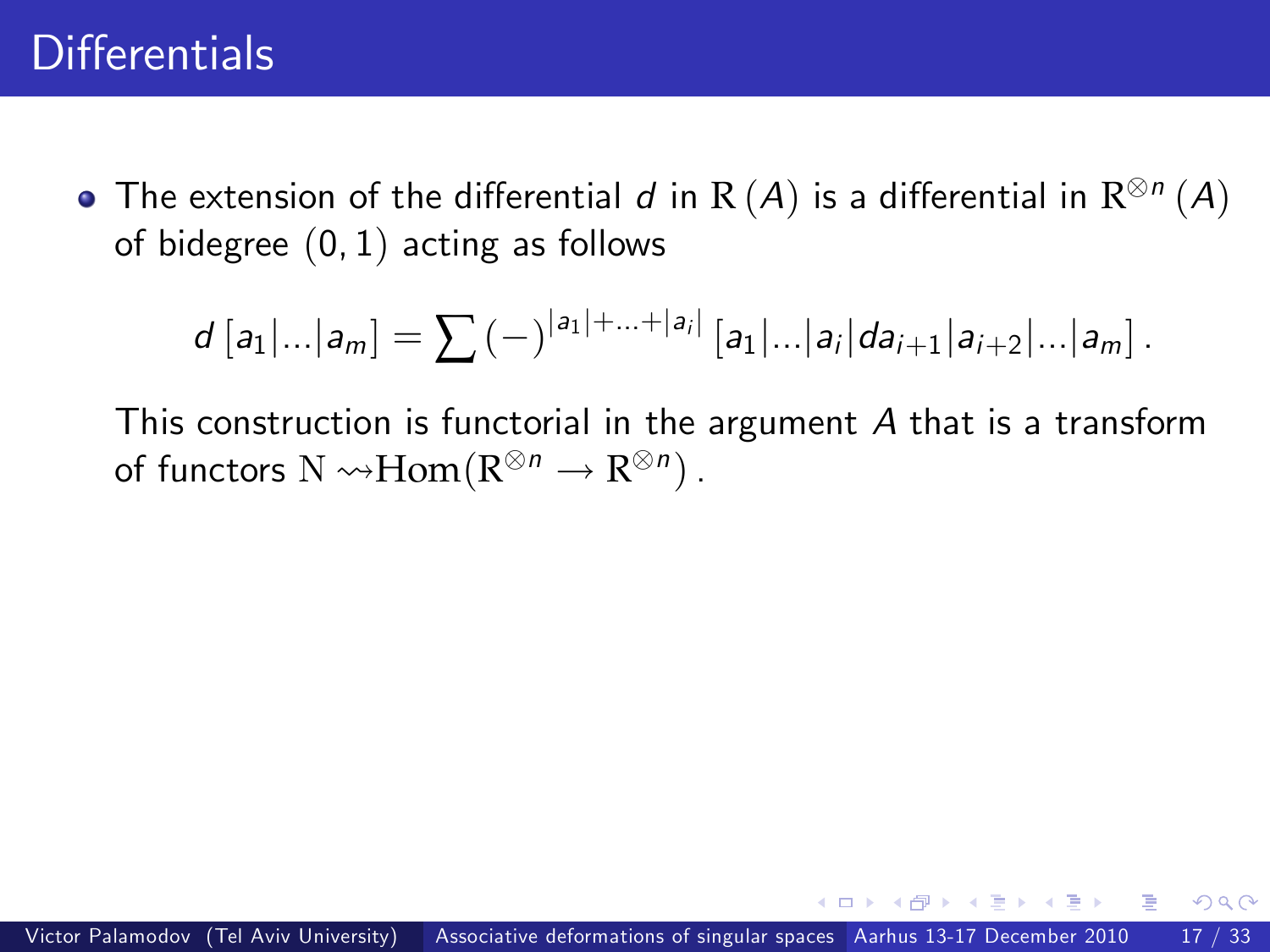# Differentials

- The extension of the differential $d$ in $\mathrm{R}(A)$ is a differential in $\mathrm{R}^{\otimes n}(A)$ of bidegree $(0,1)$ acting as follows

$$d\left[a_1|...|a_m\right] = \sum (-)^{|a_1|+...+|a_i|} \left[a_1|...|a_i|da_{i+1}|a_{i+2}|...|a_m\right].$$

  This construction is functorial in the argument $A$ that is a transform of functors $\mathrm{N} \rightsquigarrow \mathrm{Hom}(\mathrm{R}^{\otimes n} \to \mathrm{R}^{\otimes n})$.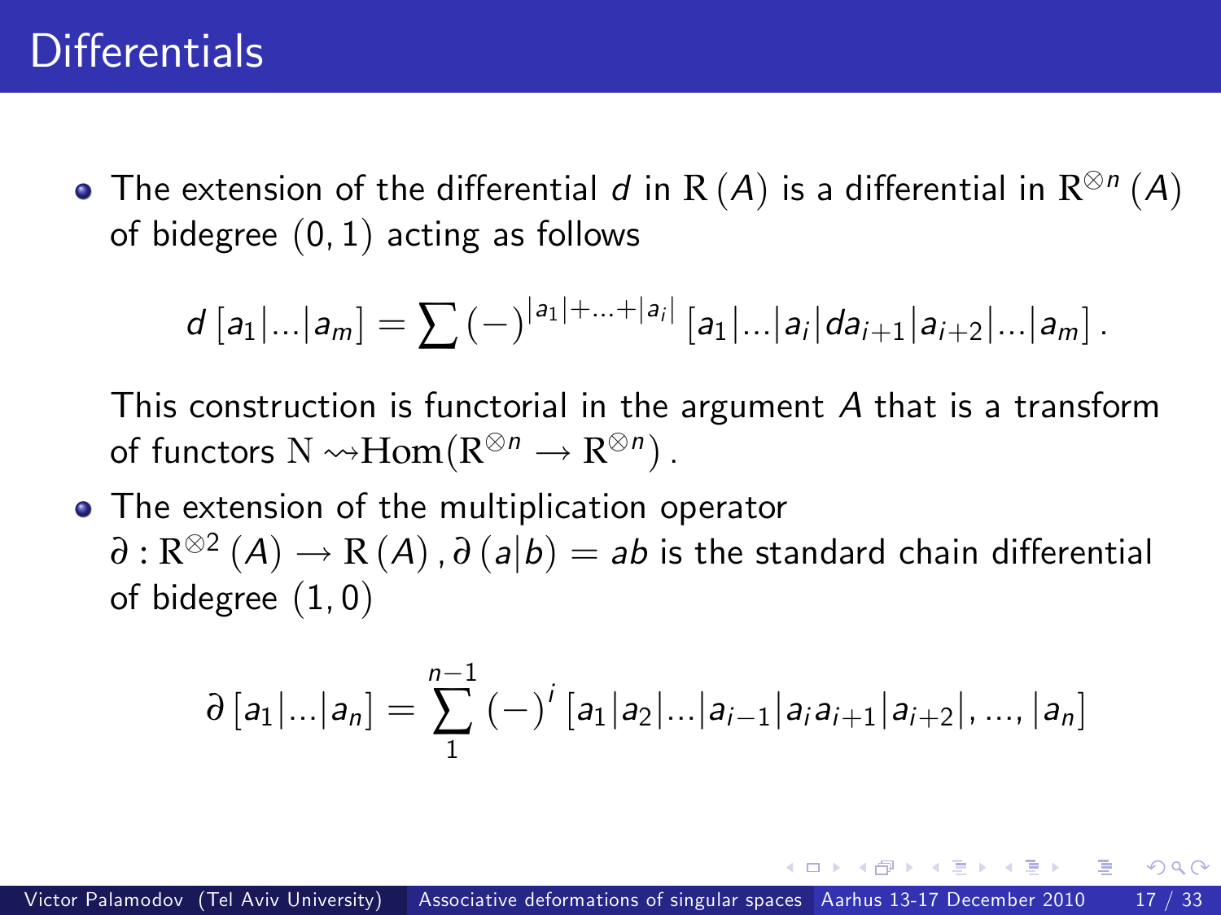# Differentials

- The extension of the differential $d$ in $\mathrm{R}(A)$ is a differential in $\mathrm{R}^{\otimes n}(A)$ of bidegree $(0,1)$ acting as follows

$$d\left[a_1|...|a_m\right] = \sum (-)^{|a_1|+...+|a_i|}\left[a_1|...|a_i|da_{i+1}|a_{i+2}|...|a_m\right].$$

  This construction is functorial in the argument $A$ that is a transform of functors $\mathrm{N} \rightsquigarrow \mathrm{Hom}(\mathrm{R}^{\otimes n} \to \mathrm{R}^{\otimes n})$.

- The extension of the multiplication operator $\partial : \mathrm{R}^{\otimes 2}(A) \to \mathrm{R}(A), \partial(a|b) = ab$ is the standard chain differential of bidegree $(1,0)$

$$\partial\left[a_1|...|a_n\right] = \sum_1^{n-1} (-)^i \left[a_1|a_2|...|a_{i-1}|a_i a_{i+1}|a_{i+2}|, ..., |a_n\right]$$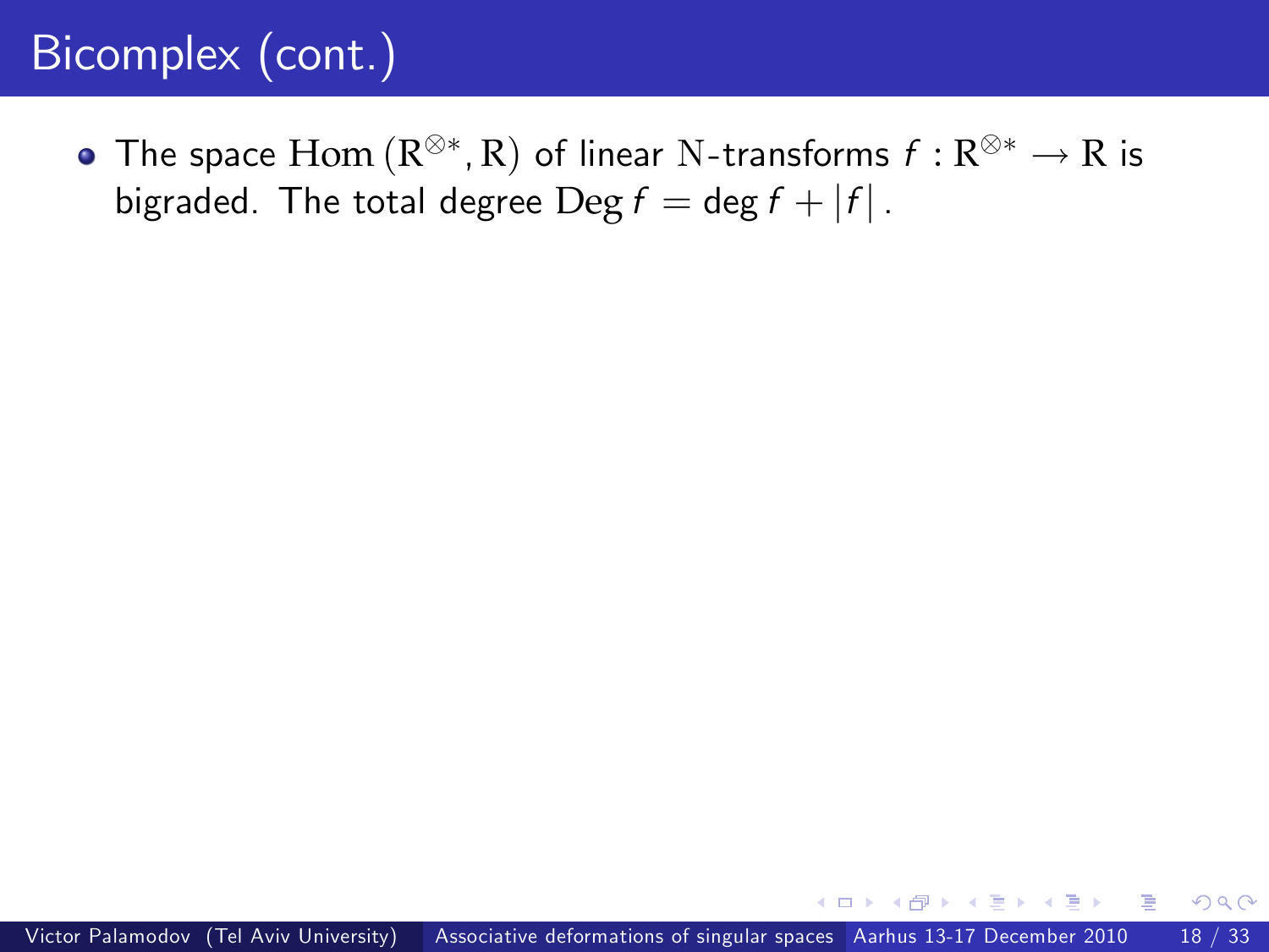# Bicomplex (cont.)

- The space $\mathrm{Hom}\left(\mathrm{R}^{\otimes *}, \mathrm{R}\right)$ of linear $\mathrm{N}$-transforms $f : \mathrm{R}^{\otimes *} \to \mathrm{R}$ is bigraded. The total degree $\mathrm{Deg}\, f = \deg f + |f|$ .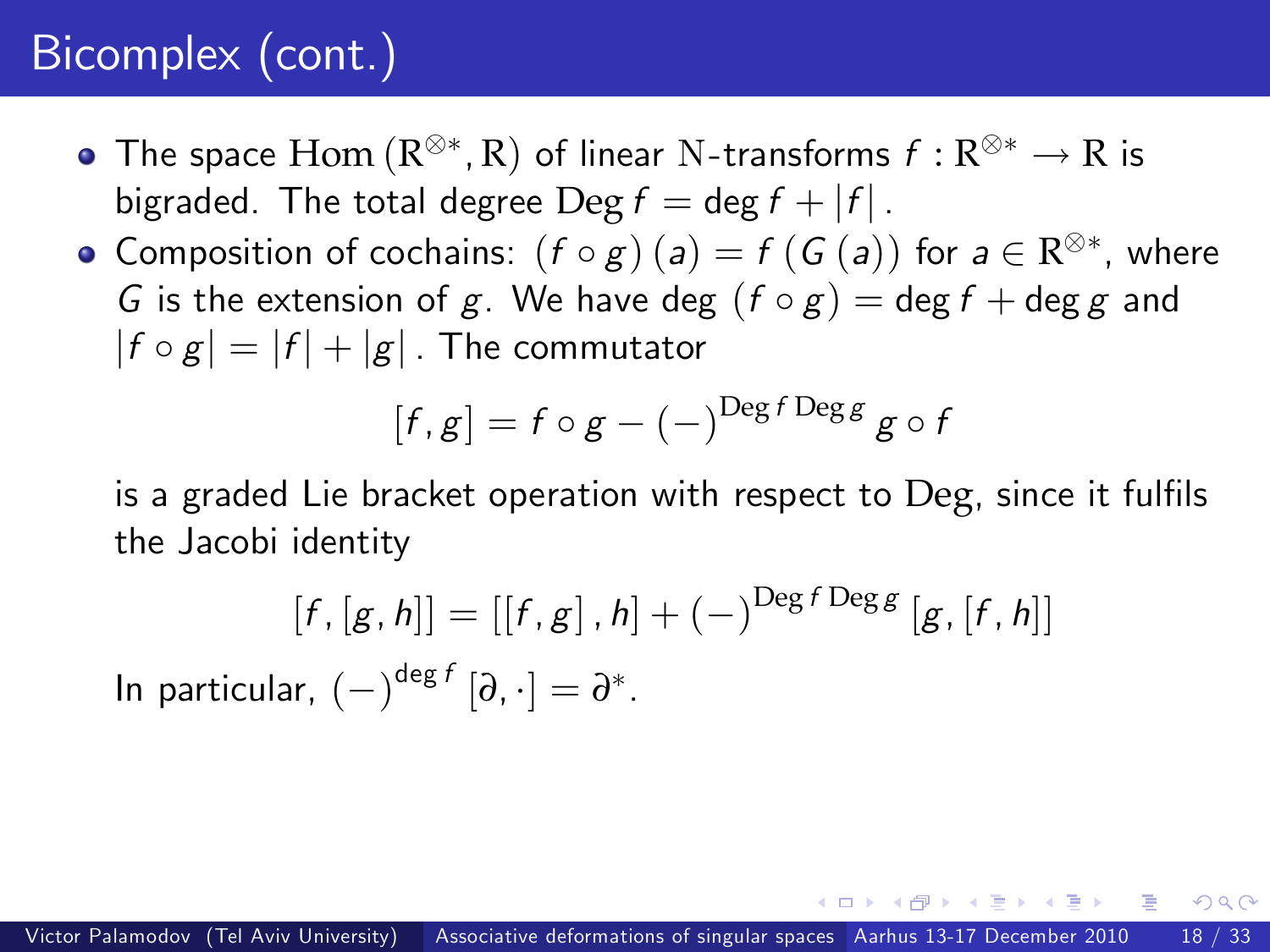# Bicomplex (cont.)

- The space $\mathrm{Hom}\left(\mathrm{R}^{\otimes *}, \mathrm{R}\right)$ of linear $\mathrm{N}$-transforms $f : \mathrm{R}^{\otimes *} \to \mathrm{R}$ is bigraded. The total degree $\mathrm{Deg}\, f = \deg f + |f|$.
- Composition of cochains: $(f \circ g)(a) = f(G(a))$ for $a \in \mathrm{R}^{\otimes *}$, where $G$ is the extension of $g$. We have $\deg(f \circ g) = \deg f + \deg g$ and $|f \circ g| = |f| + |g|$. The commutator

  $$[f, g] = f \circ g - (-)^{\mathrm{Deg}\, f\, \mathrm{Deg}\, g}\, g \circ f$$

  is a graded Lie bracket operation with respect to $\mathrm{Deg}$, since it fulfils the Jacobi identity

  $$[f, [g, h]] = [[f, g], h] + (-)^{\mathrm{Deg}\, f\, \mathrm{Deg}\, g}\, [g, [f, h]]$$

  In particular, $(-)^{\deg f}\, [\partial, \cdot] = \partial^*$.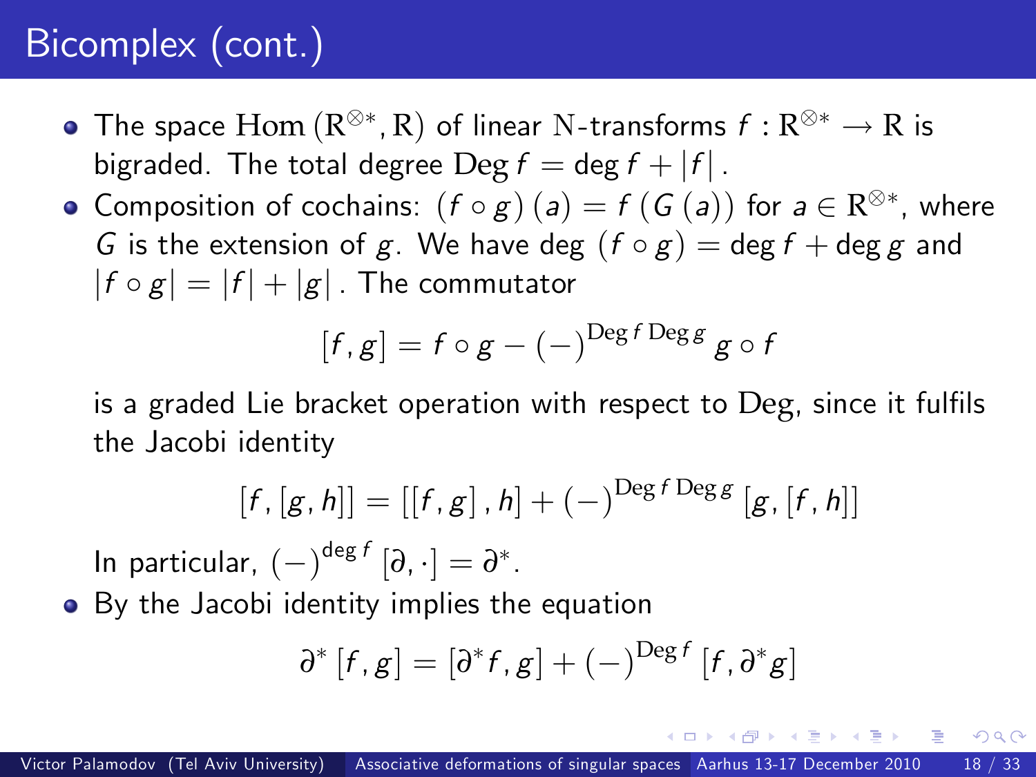# Bicomplex (cont.)

- The space $\mathrm{Hom}\left(\mathrm{R}^{\otimes *}, \mathrm{R}\right)$ of linear $\mathrm{N}$-transforms $f : \mathrm{R}^{\otimes *} \to \mathrm{R}$ is bigraded. The total degree $\mathrm{Deg}\, f = \deg f + |f|$ .
- Composition of cochains: $(f \circ g)(a) = f(G(a))$ for $a \in \mathrm{R}^{\otimes *}$, where $G$ is the extension of $g$. We have $\deg (f \circ g) = \deg f + \deg g$ and $|f \circ g| = |f| + |g|$ . The commutator

$$[f, g] = f \circ g - (-)^{\mathrm{Deg}\, f \, \mathrm{Deg}\, g} \, g \circ f$$

is a graded Lie bracket operation with respect to $\mathrm{Deg}$, since it fulfils the Jacobi identity

$$[f, [g, h]] = [[f, g], h] + (-)^{\mathrm{Deg}\, f \, \mathrm{Deg}\, g} [g, [f, h]]$$

In particular, $(-)^{\deg f} [\partial, \cdot] = \partial^*$.

- By the Jacobi identity implies the equation

$$\partial^* [f, g] = [\partial^* f, g] + (-)^{\mathrm{Deg}\, f} [f, \partial^* g]$$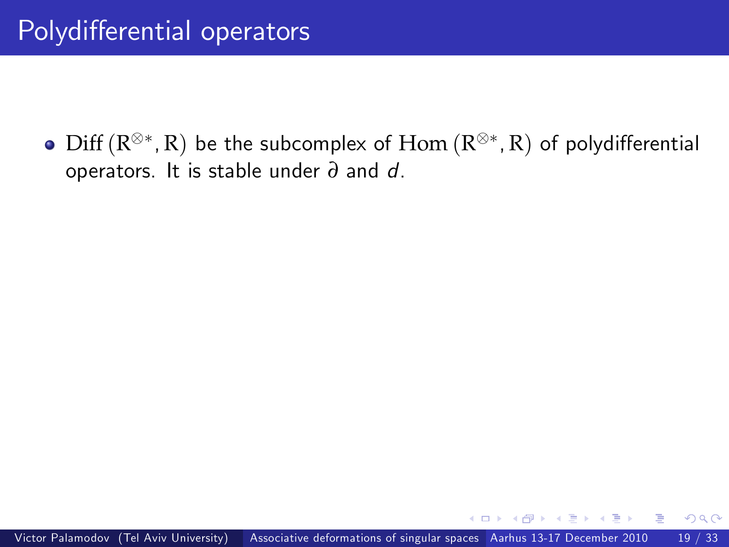# Polydifferential operators

- $\mathrm{Diff}\left(\mathrm{R}^{\otimes *}, \mathrm{R}\right)$ be the subcomplex of $\mathrm{Hom}\left(\mathrm{R}^{\otimes *}, \mathrm{R}\right)$ of polydifferential operators. It is stable under $\partial$ and $d$.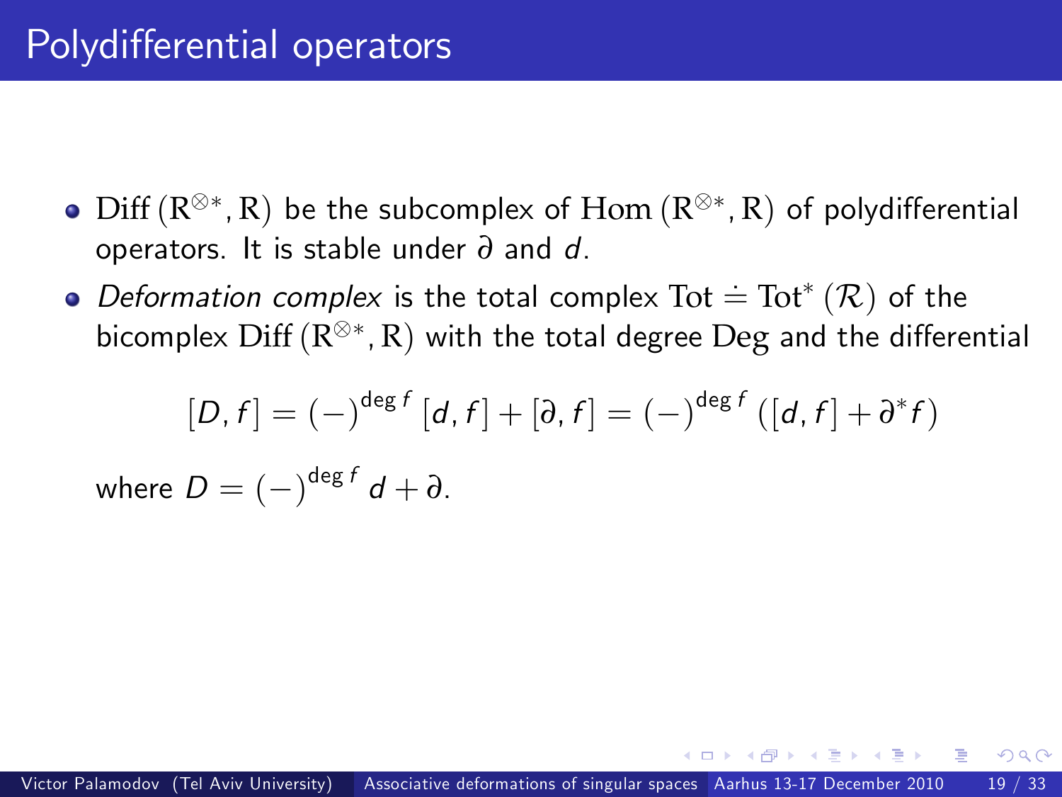# Polydifferential operators

- $\mathrm{Diff}\left(\mathrm{R}^{\otimes *}, \mathrm{R}\right)$ be the subcomplex of $\mathrm{Hom}\left(\mathrm{R}^{\otimes *}, \mathrm{R}\right)$ of polydifferential operators. It is stable under $\partial$ and $d$.
- *Deformation complex* is the total complex $\mathrm{Tot} \doteq \mathrm{Tot}^{*}\left(\mathcal{R}\right)$ of the bicomplex $\mathrm{Diff}\left(\mathrm{R}^{\otimes *}, \mathrm{R}\right)$ with the total degree $\mathrm{Deg}$ and the differential

$$[D, f] = (-)^{\deg f}[d, f] + [\partial, f] = (-)^{\deg f}\left([d, f] + \partial^{*} f\right)$$

where $D = (-)^{\deg f} d + \partial$.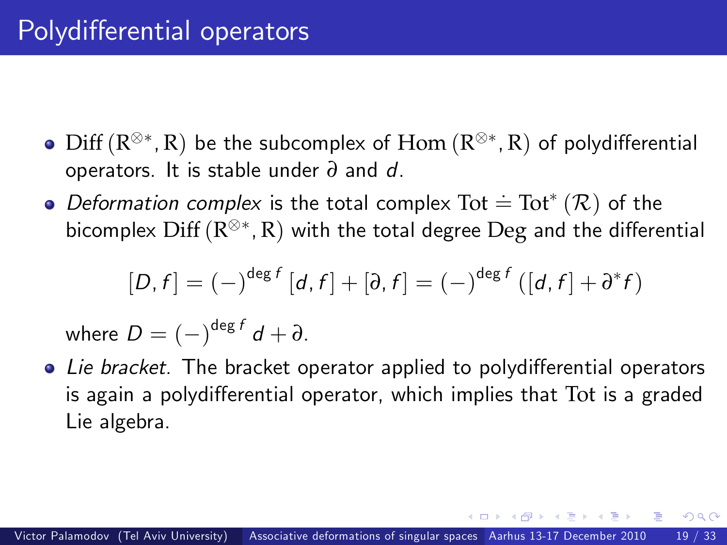# Polydifferential operators

- $\mathrm{Diff}\left(\mathrm{R}^{\otimes *}, \mathrm{R}\right)$ be the subcomplex of $\mathrm{Hom}\left(\mathrm{R}^{\otimes *}, \mathrm{R}\right)$ of polydifferential operators. It is stable under $\partial$ and $d$.
- *Deformation complex* is the total complex $\mathrm{Tot} \doteq \mathrm{Tot}^{*}\left(\mathcal{R}\right)$ of the bicomplex $\mathrm{Diff}\left(\mathrm{R}^{\otimes *}, \mathrm{R}\right)$ with the total degree $\mathrm{Deg}$ and the differential

$$[D, f] = (-)^{\deg f}[d, f] + [\partial, f] = (-)^{\deg f}\left([d, f] + \partial^{*} f\right)$$

  where $D = (-)^{\deg f} d + \partial$.
- *Lie bracket.* The bracket operator applied to polydifferential operators is again a polydifferential operator, which implies that $\mathrm{Tot}$ is a graded Lie algebra.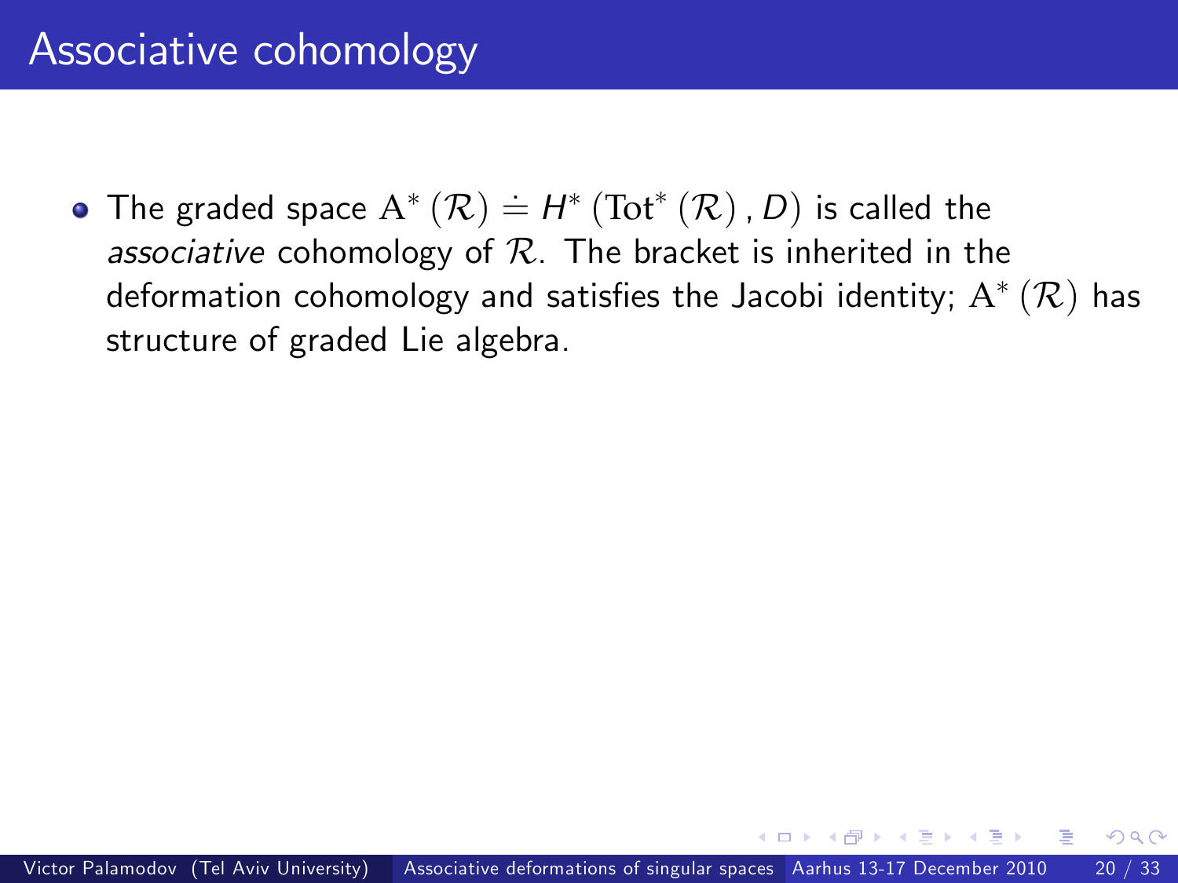# Associative cohomology

- The graded space $\mathrm{A}^*(\mathcal{R}) \doteq H^*(\mathrm{Tot}^*(\mathcal{R}), D)$ is called the *associative* cohomology of $\mathcal{R}$. The bracket is inherited in the deformation cohomology and satisfies the Jacobi identity; $\mathrm{A}^*(\mathcal{R})$ has structure of graded Lie algebra.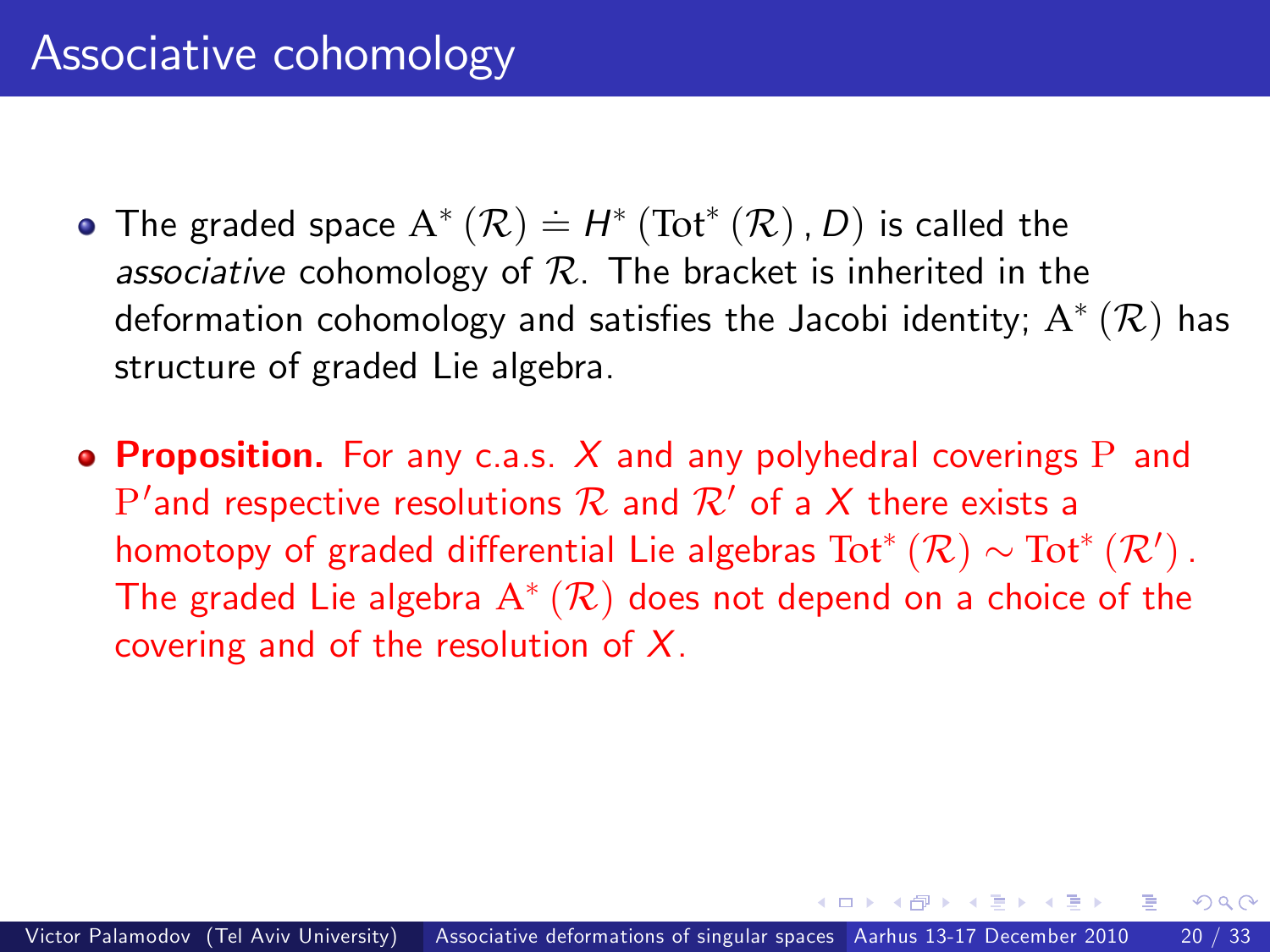# Associative cohomology

- The graded space $\mathrm{A}^*(\mathcal{R}) \doteq H^*(\mathrm{Tot}^*(\mathcal{R}), D)$ is called the *associative* cohomology of $\mathcal{R}$. The bracket is inherited in the deformation cohomology and satisfies the Jacobi identity; $\mathrm{A}^*(\mathcal{R})$ has structure of graded Lie algebra.

- **Proposition.** For any c.a.s. $X$ and any polyhedral coverings $\mathrm{P}$ and $\mathrm{P}'$ and respective resolutions $\mathcal{R}$ and $\mathcal{R}'$ of a $X$ there exists a homotopy of graded differential Lie algebras $\mathrm{Tot}^*(\mathcal{R}) \sim \mathrm{Tot}^*(\mathcal{R}')$. The graded Lie algebra $\mathrm{A}^*(\mathcal{R})$ does not depend on a choice of the covering and of the resolution of $X$.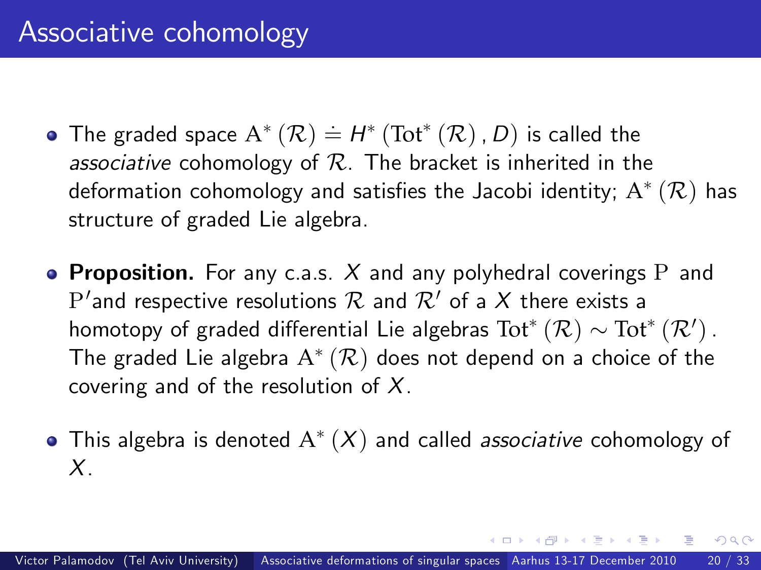# Associative cohomology

- The graded space $\mathrm{A}^*(\mathcal{R}) \doteq H^*(\mathrm{Tot}^*(\mathcal{R}), D)$ is called the *associative* cohomology of $\mathcal{R}$. The bracket is inherited in the deformation cohomology and satisfies the Jacobi identity; $\mathrm{A}^*(\mathcal{R})$ has structure of graded Lie algebra.

- **Proposition.** For any c.a.s. $X$ and any polyhedral coverings $\mathrm{P}$ and $\mathrm{P}'$and respective resolutions $\mathcal{R}$ and $\mathcal{R}'$ of a $X$ there exists a homotopy of graded differential Lie algebras $\mathrm{Tot}^*(\mathcal{R}) \sim \mathrm{Tot}^*(\mathcal{R}')$. The graded Lie algebra $\mathrm{A}^*(\mathcal{R})$ does not depend on a choice of the covering and of the resolution of $X$.

- This algebra is denoted $\mathrm{A}^*(X)$ and called *associative* cohomology of $X$.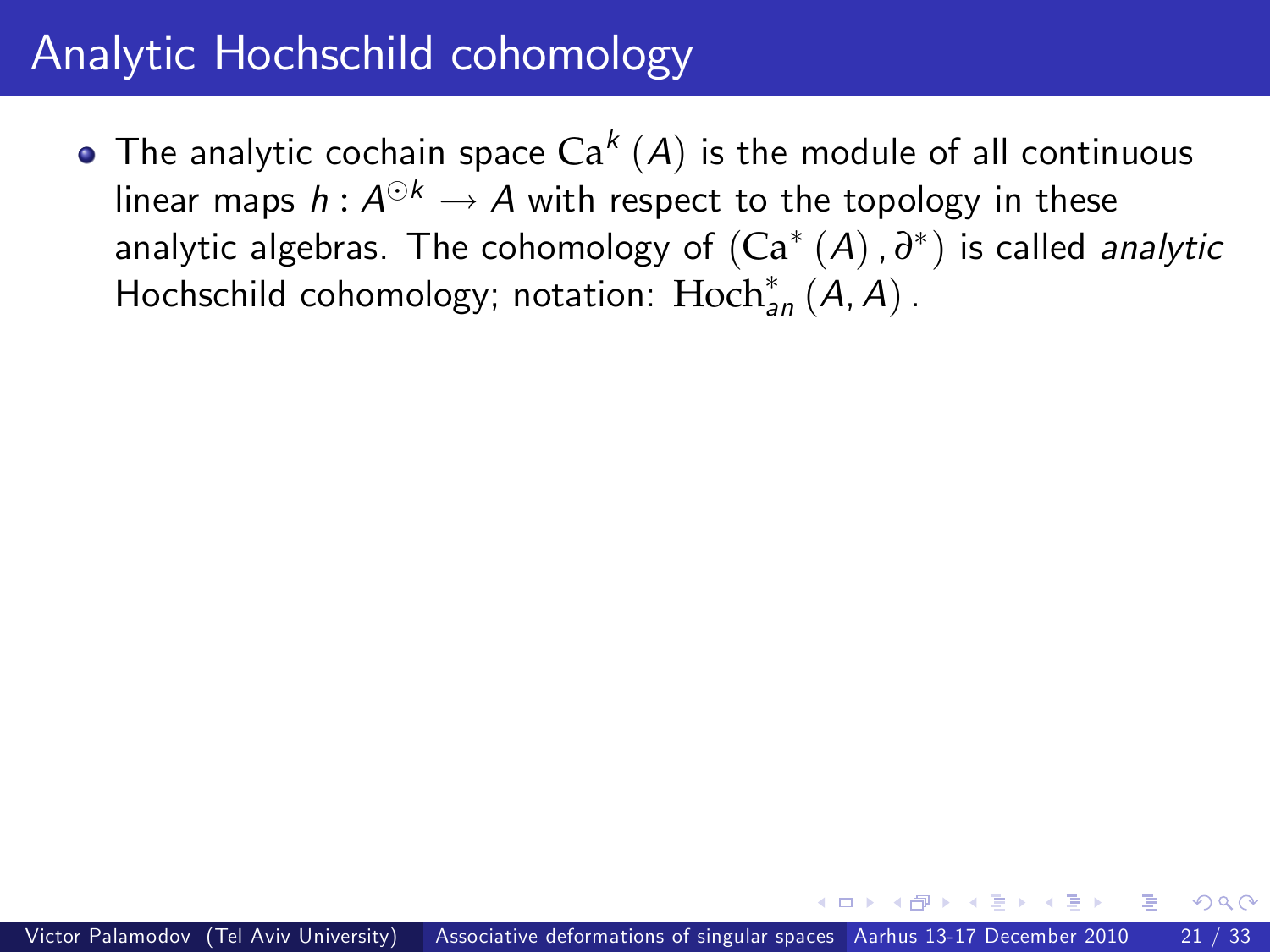# Analytic Hochschild cohomology

- The analytic cochain space $\mathrm{Ca}^k(A)$ is the module of all continuous linear maps $h : A^{\odot k} \to A$ with respect to the topology in these analytic algebras. The cohomology of $(\mathrm{Ca}^*(A), \partial^*)$ is called *analytic* Hochschild cohomology; notation: $\mathrm{Hoch}^*_{an}(A, A)$.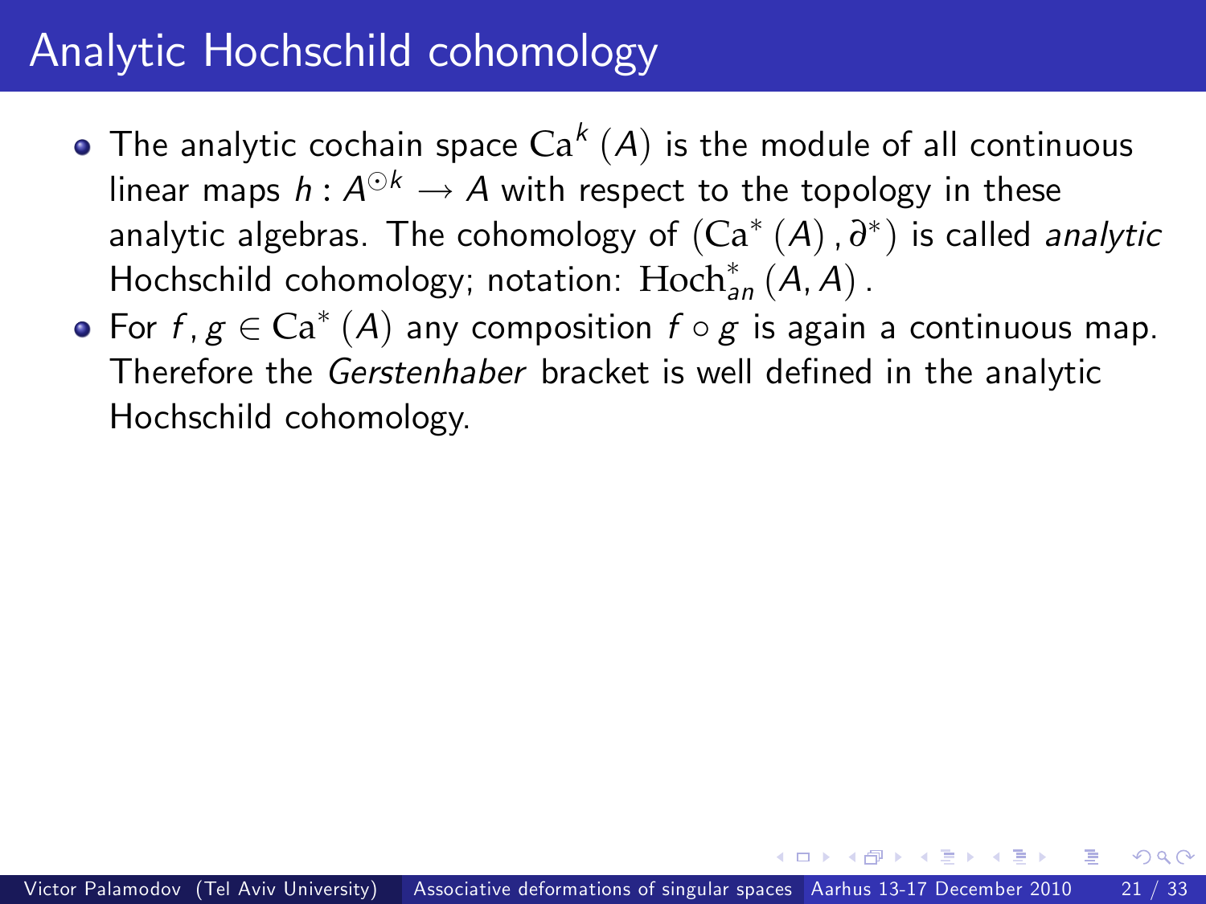## Analytic Hochschild cohomology

- The analytic cochain space $\mathrm{Ca}^k(A)$ is the module of all continuous linear maps $h : A^{\odot k} \to A$ with respect to the topology in these analytic algebras. The cohomology of $(\mathrm{Ca}^*(A), \partial^*)$ is called *analytic* Hochschild cohomology; notation: $\mathrm{Hoch}^*_{an}(A, A)$.
- For $f, g \in \mathrm{Ca}^*(A)$ any composition $f \circ g$ is again a continuous map. Therefore the *Gerstenhaber* bracket is well defined in the analytic Hochschild cohomology.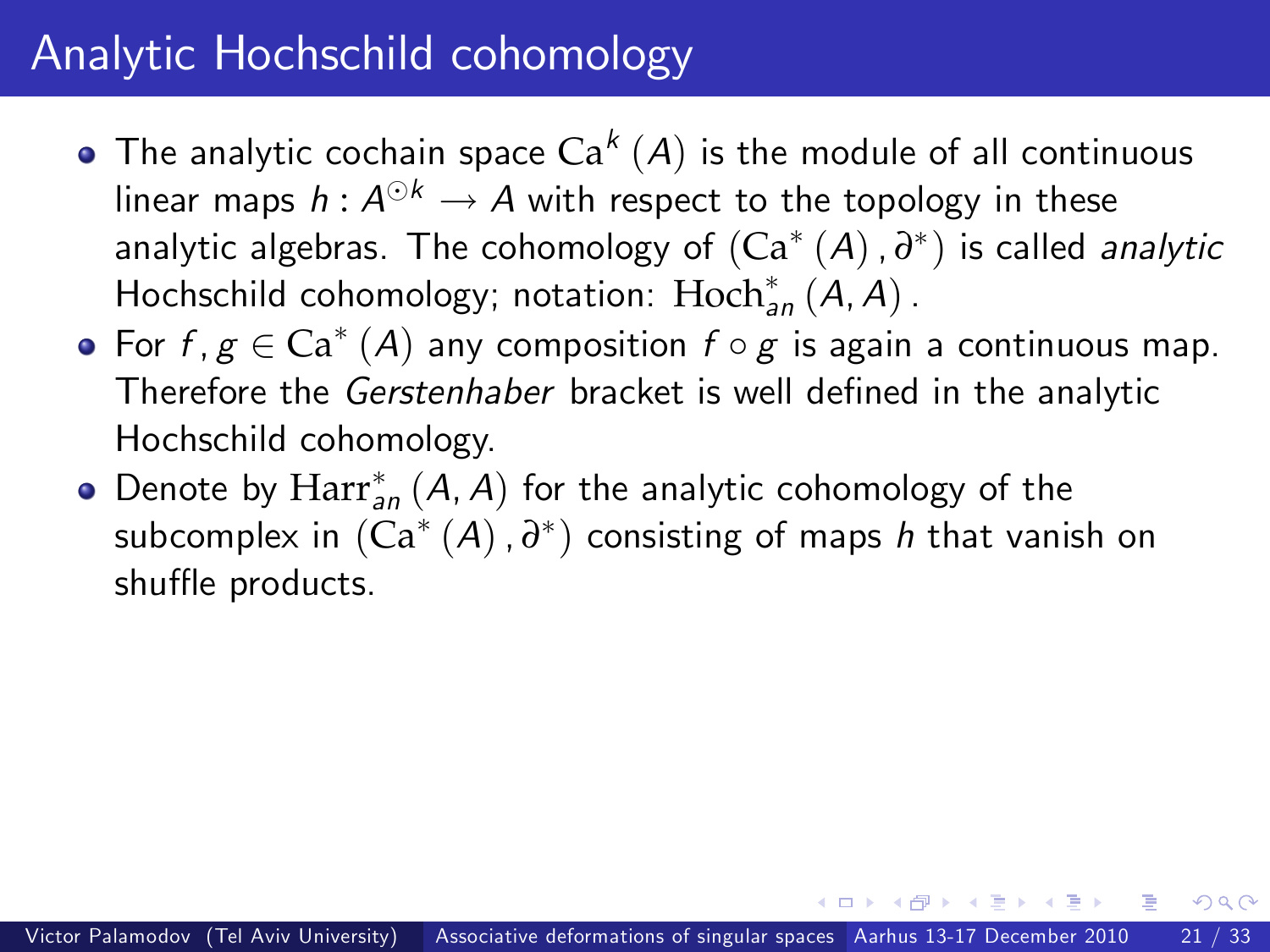# Analytic Hochschild cohomology

- The analytic cochain space $\mathrm{Ca}^{k}(A)$ is the module of all continuous linear maps $h : A^{\odot k} \to A$ with respect to the topology in these analytic algebras. The cohomology of $(\mathrm{Ca}^{*}(A), \partial^{*})$ is called *analytic* Hochschild cohomology; notation: $\mathrm{Hoch}^{*}_{an}(A, A)$.
- For $f, g \in \mathrm{Ca}^{*}(A)$ any composition $f \circ g$ is again a continuous map. Therefore the *Gerstenhaber* bracket is well defined in the analytic Hochschild cohomology.
- Denote by $\mathrm{Harr}^{*}_{an}(A, A)$ for the analytic cohomology of the subcomplex in $(\mathrm{Ca}^{*}(A), \partial^{*})$ consisting of maps $h$ that vanish on shuffle products.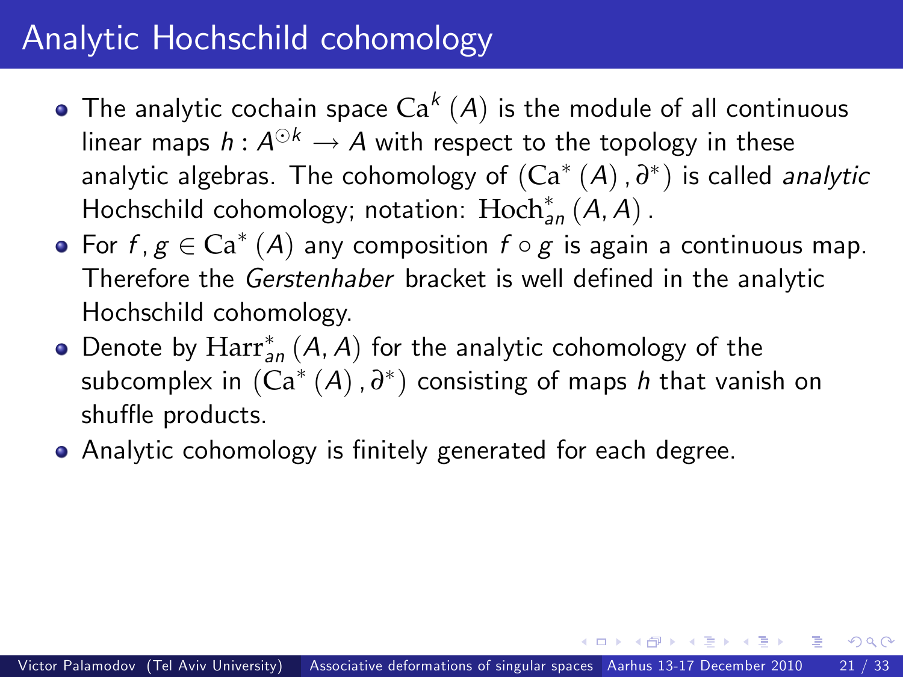# Analytic Hochschild cohomology

- The analytic cochain space $\mathrm{Ca}^k(A)$ is the module of all continuous linear maps $h : A^{\odot k} \to A$ with respect to the topology in these analytic algebras. The cohomology of $(\mathrm{Ca}^*(A), \partial^*)$ is called *analytic* Hochschild cohomology; notation: $\mathrm{Hoch}^*_{an}(A, A)$.
- For $f, g \in \mathrm{Ca}^*(A)$ any composition $f \circ g$ is again a continuous map. Therefore the *Gerstenhaber* bracket is well defined in the analytic Hochschild cohomology.
- Denote by $\mathrm{Harr}^*_{an}(A, A)$ for the analytic cohomology of the subcomplex in $(\mathrm{Ca}^*(A), \partial^*)$ consisting of maps $h$ that vanish on shuffle products.
- Analytic cohomology is finitely generated for each degree.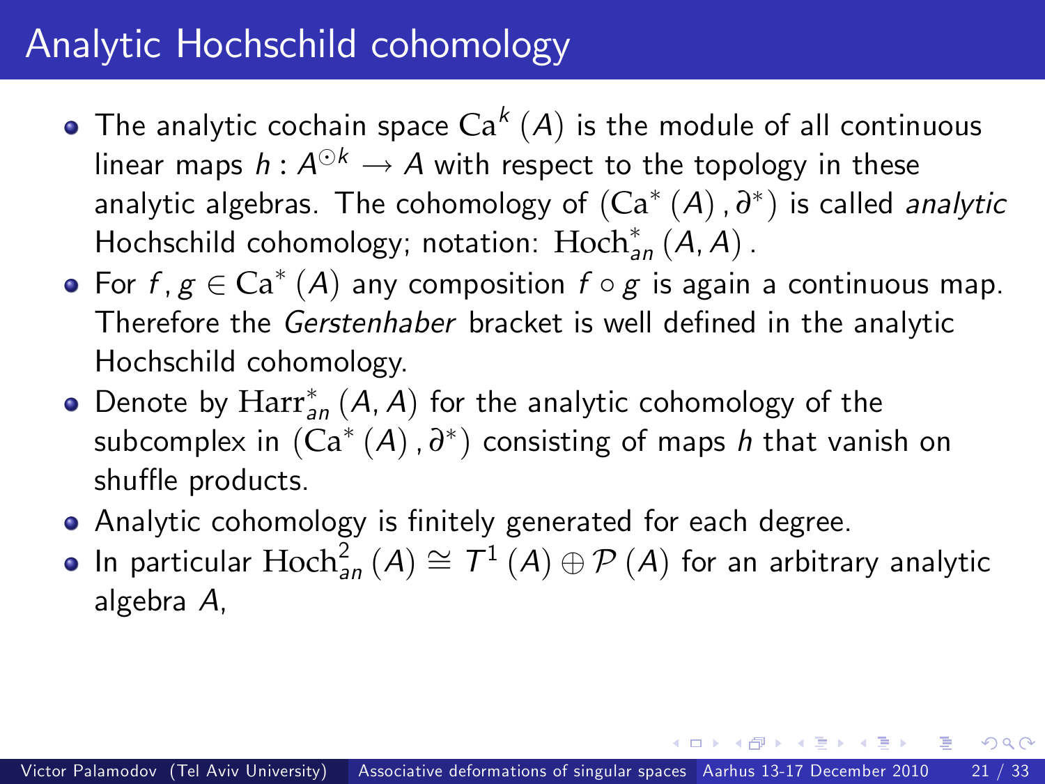# Analytic Hochschild cohomology

- The analytic cochain space $\mathrm{Ca}^k(A)$ is the module of all continuous linear maps $h : A^{\odot k} \to A$ with respect to the topology in these analytic algebras. The cohomology of $(\mathrm{Ca}^*(A), \partial^*)$ is called *analytic* Hochschild cohomology; notation: $\mathrm{Hoch}^*_{an}(A, A)$.
- For $f, g \in \mathrm{Ca}^*(A)$ any composition $f \circ g$ is again a continuous map. Therefore the *Gerstenhaber* bracket is well defined in the analytic Hochschild cohomology.
- Denote by $\mathrm{Harr}^*_{an}(A, A)$ for the analytic cohomology of the subcomplex in $(\mathrm{Ca}^*(A), \partial^*)$ consisting of maps $h$ that vanish on shuffle products.
- Analytic cohomology is finitely generated for each degree.
- In particular $\mathrm{Hoch}^2_{an}(A) \cong T^1(A) \oplus \mathcal{P}(A)$ for an arbitrary analytic algebra $A$,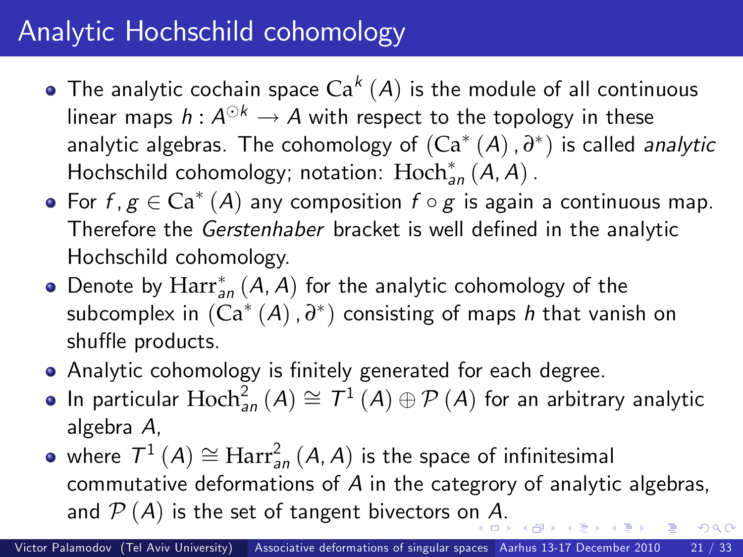# Analytic Hochschild cohomology

- The analytic cochain space $\mathrm{Ca}^k(A)$ is the module of all continuous linear maps $h : A^{\odot k} \rightarrow A$ with respect to the topology in these analytic algebras. The cohomology of $(\mathrm{Ca}^*(A), \partial^*)$ is called *analytic* Hochschild cohomology; notation: $\mathrm{Hoch}^*_{an}(A, A)$.
- For $f, g \in \mathrm{Ca}^*(A)$ any composition $f \circ g$ is again a continuous map. Therefore the *Gerstenhaber* bracket is well defined in the analytic Hochschild cohomology.
- Denote by $\mathrm{Harr}^*_{an}(A, A)$ for the analytic cohomology of the subcomplex in $(\mathrm{Ca}^*(A), \partial^*)$ consisting of maps $h$ that vanish on shuffle products.
- Analytic cohomology is finitely generated for each degree.
- In particular $\mathrm{Hoch}^2_{an}(A) \cong T^1(A) \oplus \mathcal{P}(A)$ for an arbitrary analytic algebra $A$,
- where $T^1(A) \cong \mathrm{Harr}^2_{an}(A, A)$ is the space of infinitesimal commutative deformations of $A$ in the categrory of analytic algebras, and $\mathcal{P}(A)$ is the set of tangent bivectors on $A$.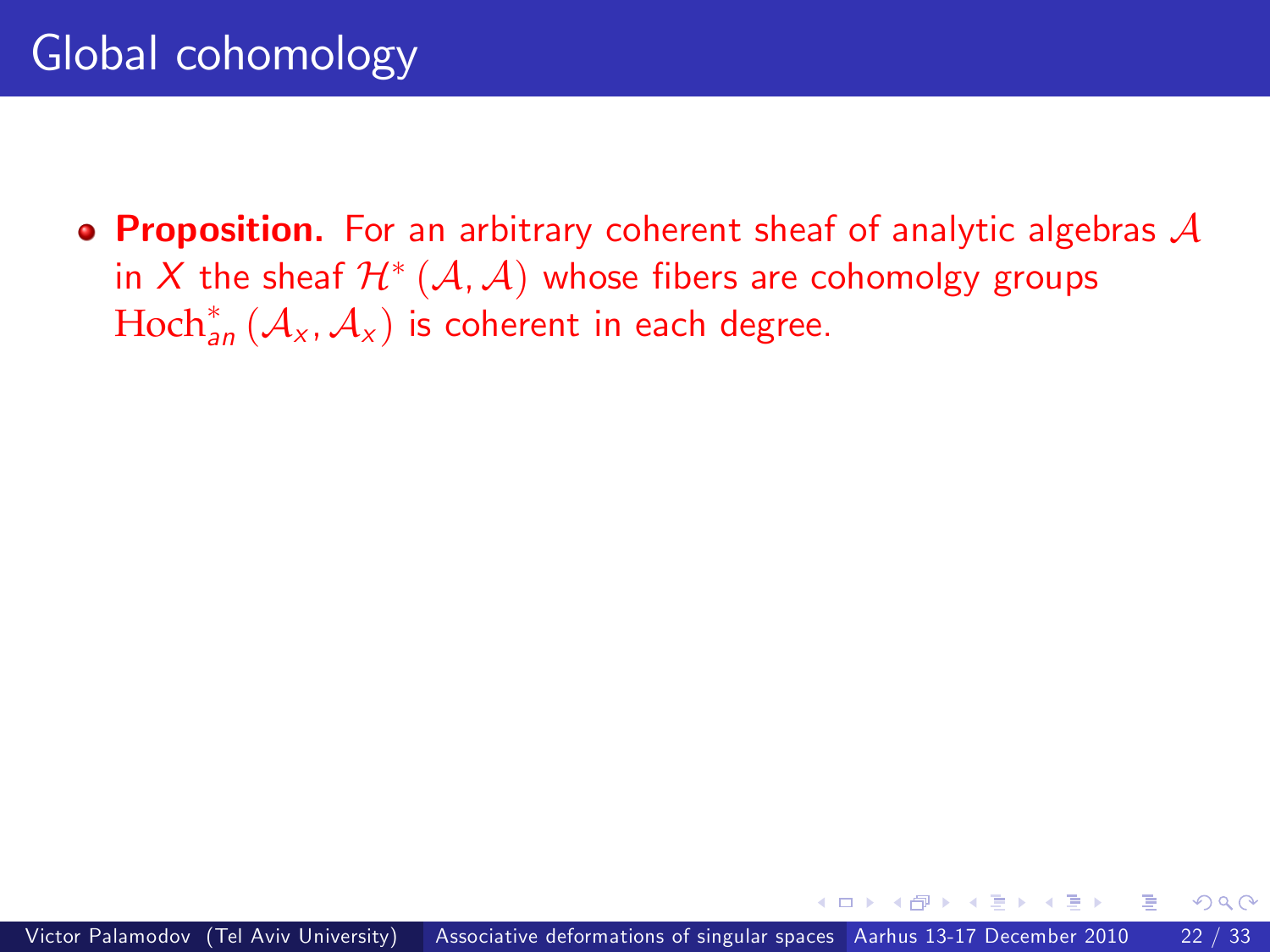# Global cohomology

- **Proposition.** For an arbitrary coherent sheaf of analytic algebras $\mathcal{A}$ in $X$ the sheaf $\mathcal{H}^*(\mathcal{A}, \mathcal{A})$ whose fibers are cohomolgy groups $\mathrm{Hoch}^*_{an}(\mathcal{A}_x, \mathcal{A}_x)$ is coherent in each degree.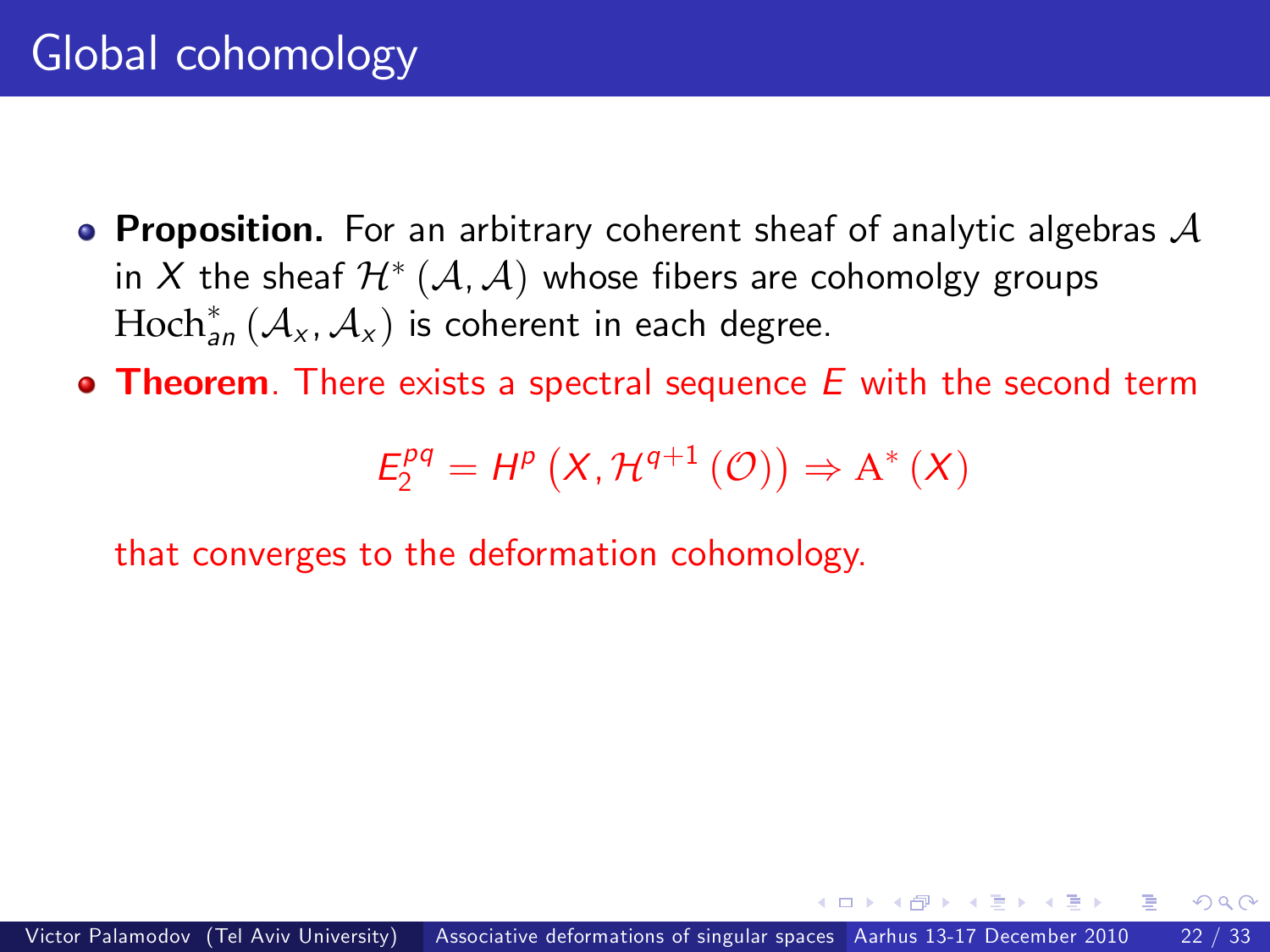# Global cohomology

- **Proposition.** For an arbitrary coherent sheaf of analytic algebras $\mathcal{A}$ in $X$ the sheaf $\mathcal{H}^*(\mathcal{A}, \mathcal{A})$ whose fibers are cohomolgy groups $\mathrm{Hoch}^*_{an}(\mathcal{A}_x, \mathcal{A}_x)$ is coherent in each degree.
- **Theorem**. There exists a spectral sequence $E$ with the second term

$$E_2^{pq} = H^p\left(X, \mathcal{H}^{q+1}(\mathcal{O})\right) \Rightarrow \mathrm{A}^*(X)$$

  that converges to the deformation cohomology.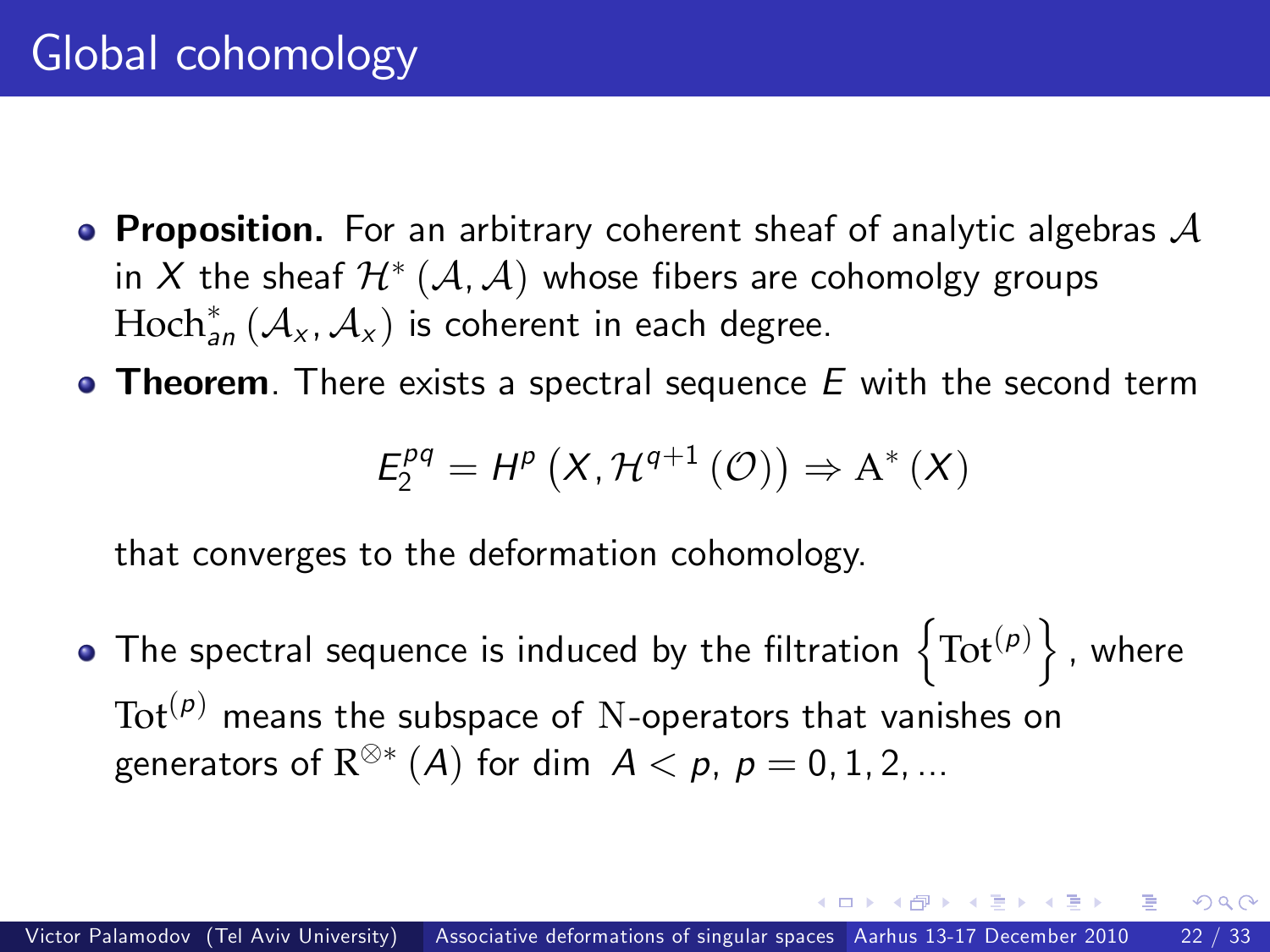# Global cohomology

- **Proposition.** For an arbitrary coherent sheaf of analytic algebras $\mathcal{A}$ in $X$ the sheaf $\mathcal{H}^*(\mathcal{A}, \mathcal{A})$ whose fibers are cohomolgy groups $\mathrm{Hoch}^*_{an}(\mathcal{A}_x, \mathcal{A}_x)$ is coherent in each degree.
- **Theorem**. There exists a spectral sequence $E$ with the second term

$$E_2^{pq} = H^p\left(X, \mathcal{H}^{q+1}(\mathcal{O})\right) \Rightarrow \mathrm{A}^*(X)$$

  that converges to the deformation cohomology.
- The spectral sequence is induced by the filtration $\left\{\mathrm{Tot}^{(p)}\right\}$, where $\mathrm{Tot}^{(p)}$ means the subspace of $\mathrm{N}$-operators that vanishes on generators of $\mathrm{R}^{\otimes *}(A)$ for dim $A < p$, $p = 0, 1, 2, \ldots$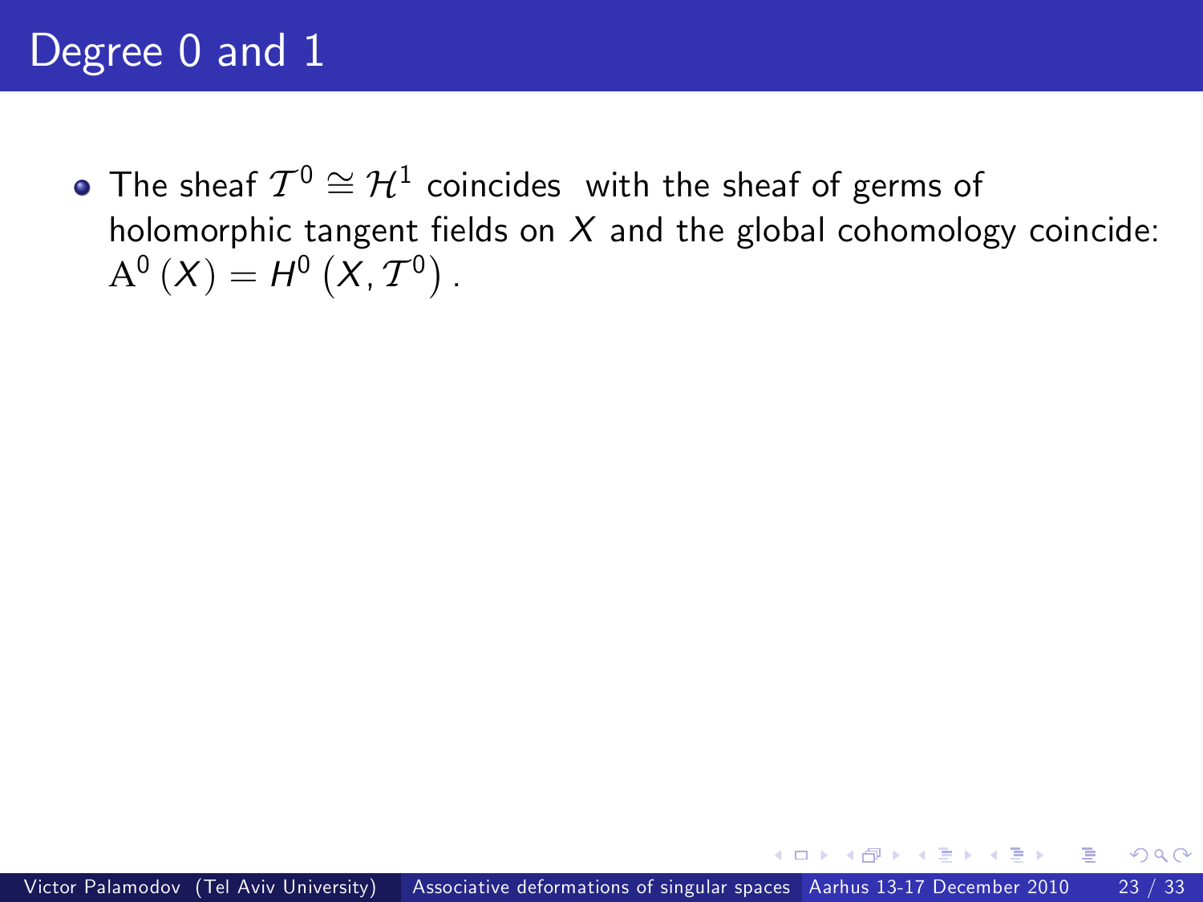# Degree 0 and 1

- The sheaf $\mathcal{T}^0 \cong \mathcal{H}^1$ coincides with the sheaf of germs of holomorphic tangent fields on $X$ and the global cohomology coincide: $\mathrm{A}^0(X) = H^0\left(X, \mathcal{T}^0\right)$.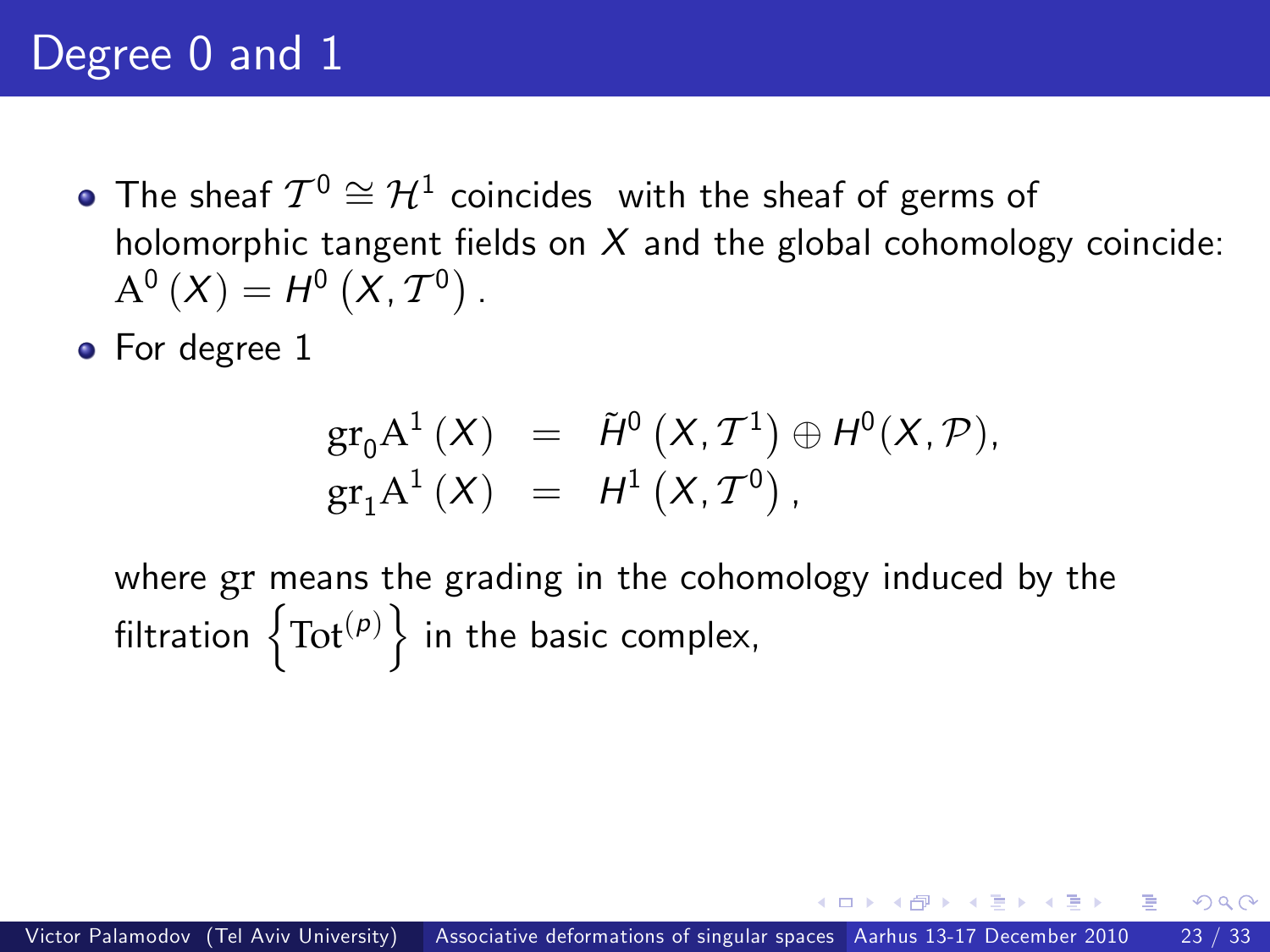# Degree 0 and 1

- The sheaf $\mathcal{T}^0 \cong \mathcal{H}^1$ coincides with the sheaf of germs of holomorphic tangent fields on $X$ and the global cohomology coincide: $\mathrm{A}^0(X) = H^0(X, \mathcal{T}^0)$.
- For degree 1

$$
\begin{aligned}
\mathrm{gr}_0 \mathrm{A}^1(X) &= \tilde{H}^0(X, \mathcal{T}^1) \oplus H^0(X, \mathcal{P}), \\
\mathrm{gr}_1 \mathrm{A}^1(X) &= H^1(X, \mathcal{T}^0),
\end{aligned}
$$

  where $\mathrm{gr}$ means the grading in the cohomology induced by the filtration $\left\{\mathrm{Tot}^{(p)}\right\}$ in the basic complex,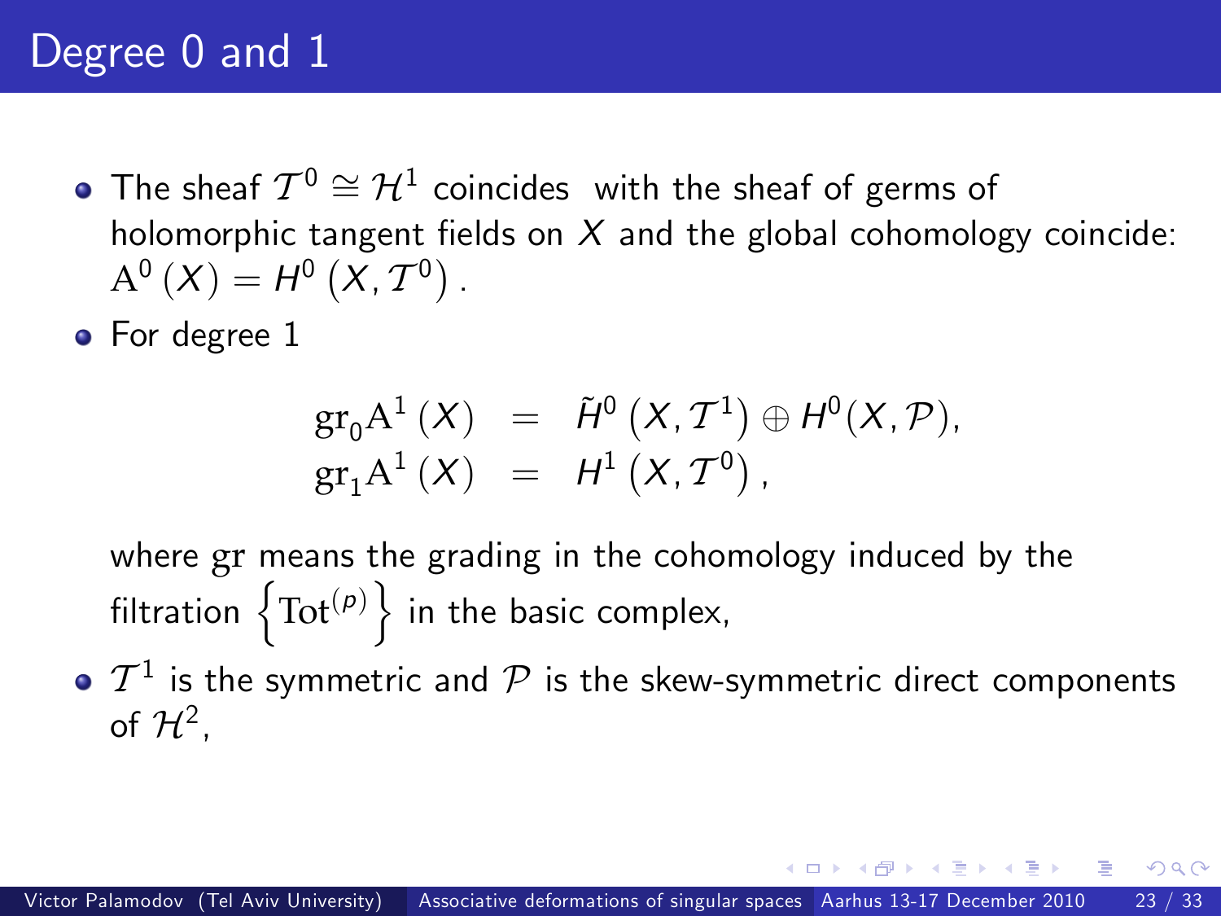# Degree 0 and 1

- The sheaf $\mathcal{T}^0 \cong \mathcal{H}^1$ coincides with the sheaf of germs of holomorphic tangent fields on $X$ and the global cohomology coincide: $\mathrm{A}^0(X) = H^0(X, \mathcal{T}^0)$.
- For degree 1

$$
\begin{aligned}
\mathrm{gr}_0 \mathrm{A}^1(X) &= \tilde{H}^0(X, \mathcal{T}^1) \oplus H^0(X, \mathcal{P}), \\
\mathrm{gr}_1 \mathrm{A}^1(X) &= H^1(X, \mathcal{T}^0),
\end{aligned}
$$

  where $\mathrm{gr}$ means the grading in the cohomology induced by the filtration $\left\{\mathrm{Tot}^{(p)}\right\}$ in the basic complex,
- $\mathcal{T}^1$ is the symmetric and $\mathcal{P}$ is the skew-symmetric direct components of $\mathcal{H}^2$,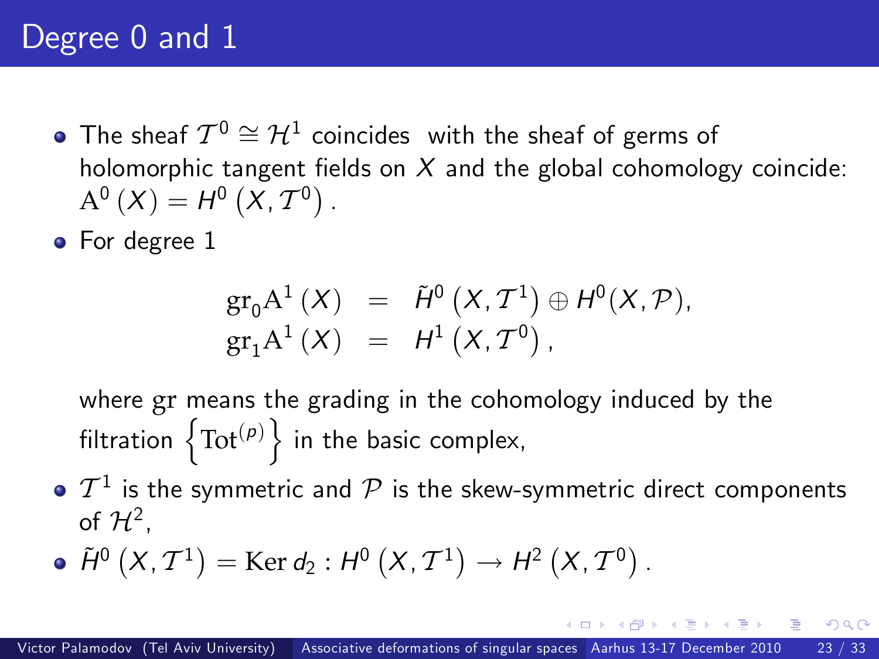# Degree 0 and 1

- The sheaf $\mathcal{T}^0 \cong \mathcal{H}^1$ coincides with the sheaf of germs of holomorphic tangent fields on $X$ and the global cohomology coincide: $\mathrm{A}^0(X) = H^0(X, \mathcal{T}^0)$.
- For degree 1

$$
\begin{aligned}
\mathrm{gr}_0 \mathrm{A}^1(X) &= \tilde{H}^0(X, \mathcal{T}^1) \oplus H^0(X, \mathcal{P}), \\
\mathrm{gr}_1 \mathrm{A}^1(X) &= H^1(X, \mathcal{T}^0),
\end{aligned}
$$

  where $\mathrm{gr}$ means the grading in the cohomology induced by the filtration $\left\{\mathrm{Tot}^{(p)}\right\}$ in the basic complex,

- $\mathcal{T}^1$ is the symmetric and $\mathcal{P}$ is the skew-symmetric direct components of $\mathcal{H}^2$,
- $\tilde{H}^0(X, \mathcal{T}^1) = \mathrm{Ker}\, d_2 : H^0(X, \mathcal{T}^1) \to H^2(X, \mathcal{T}^0)$.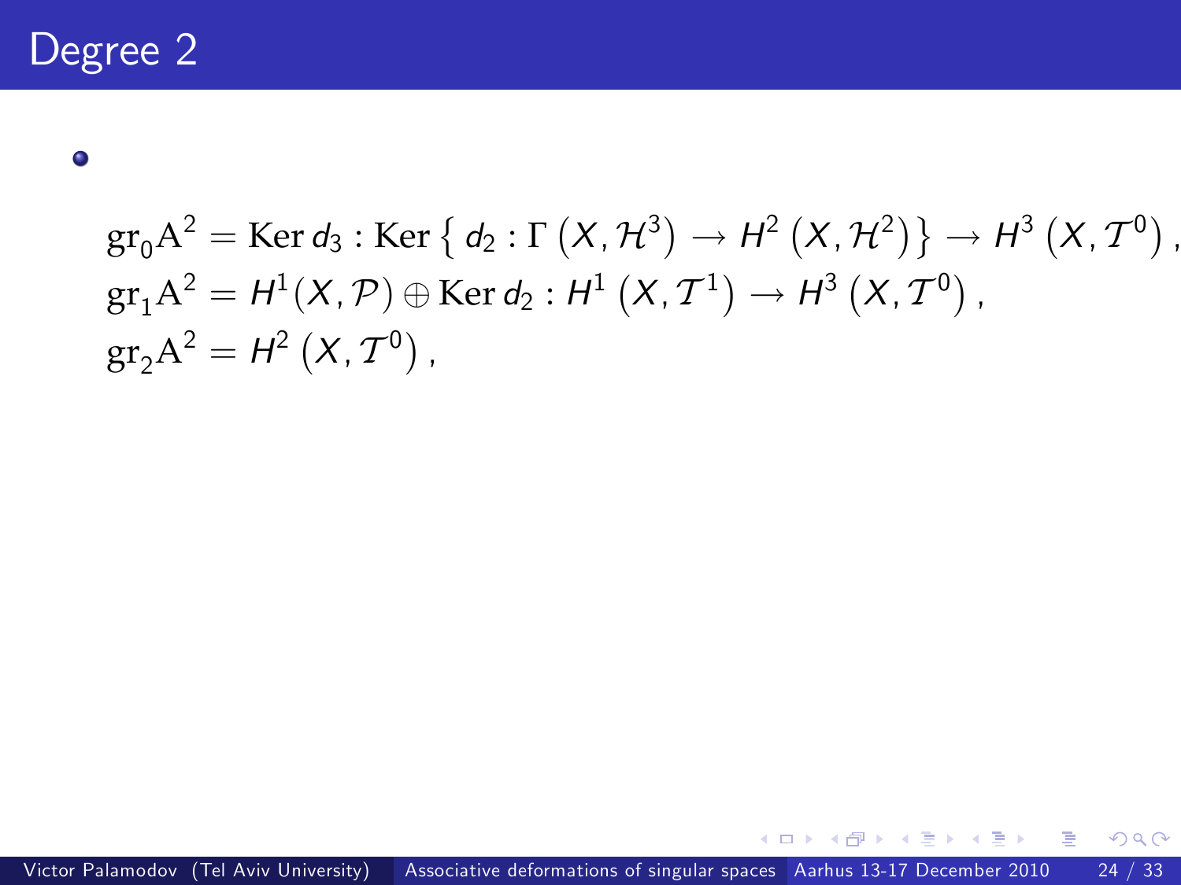# Degree 2

- $$\mathrm{gr}_0 \mathrm{A}^2 = \mathrm{Ker}\, d_3 : \mathrm{Ker}\left\{ d_2 : \Gamma\left(X, \mathcal{H}^3\right) \to H^2\left(X, \mathcal{H}^2\right)\right\} \to H^3\left(X, \mathcal{T}^0\right),$$
$$\mathrm{gr}_1 \mathrm{A}^2 = H^1(X, \mathcal{P}) \oplus \mathrm{Ker}\, d_2 : H^1\left(X, \mathcal{T}^1\right) \to H^3\left(X, \mathcal{T}^0\right),$$
$$\mathrm{gr}_2 \mathrm{A}^2 = H^2\left(X, \mathcal{T}^0\right),$$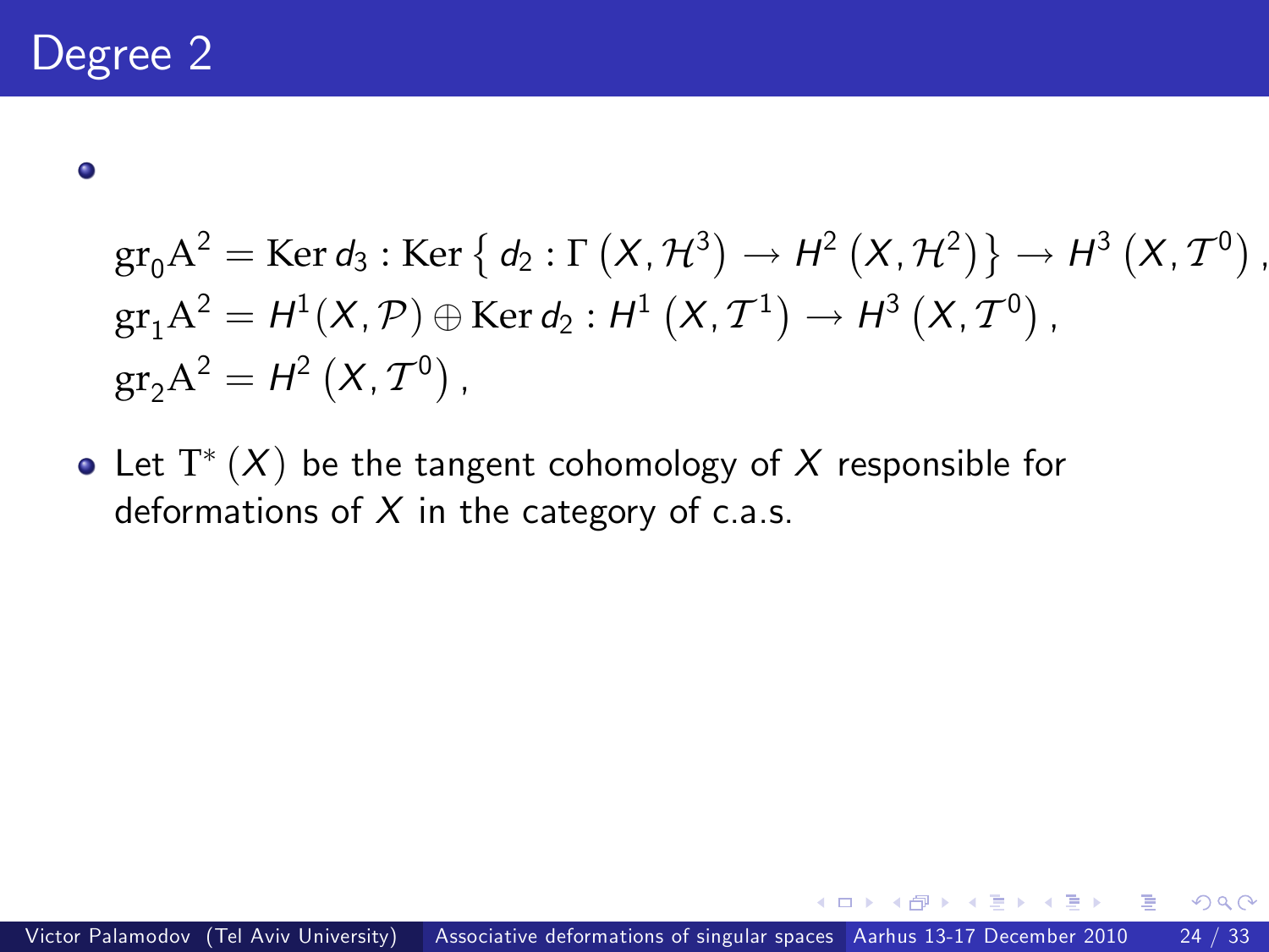# Degree 2

- $$\mathrm{gr}_0 \mathrm{A}^2 = \mathrm{Ker}\, d_3 : \mathrm{Ker}\left\{ d_2 : \Gamma\left(X, \mathcal{H}^3\right) \to H^2\left(X, \mathcal{H}^2\right)\right\} \to H^3\left(X, \mathcal{T}^0\right),$$
  $$\mathrm{gr}_1 \mathrm{A}^2 = H^1(X, \mathcal{P}) \oplus \mathrm{Ker}\, d_2 : H^1\left(X, \mathcal{T}^1\right) \to H^3\left(X, \mathcal{T}^0\right),$$
  $$\mathrm{gr}_2 \mathrm{A}^2 = H^2\left(X, \mathcal{T}^0\right),$$

- Let $\mathrm{T}^*(X)$ be the tangent cohomology of $X$ responsible for deformations of $X$ in the category of c.a.s.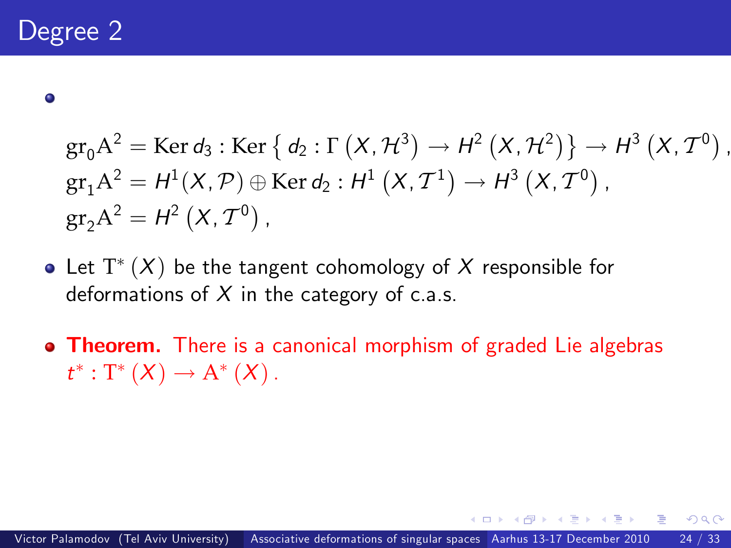# Degree 2

- $$\mathrm{gr}_0 \mathrm{A}^2 = \mathrm{Ker}\, d_3 : \mathrm{Ker}\left\{ d_2 : \Gamma\left(X, \mathcal{H}^3\right) \to H^2\left(X, \mathcal{H}^2\right)\right\} \to H^3\left(X, \mathcal{T}^0\right),$$
  $$\mathrm{gr}_1 \mathrm{A}^2 = H^1(X, \mathcal{P}) \oplus \mathrm{Ker}\, d_2 : H^1\left(X, \mathcal{T}^1\right) \to H^3\left(X, \mathcal{T}^0\right),$$
  $$\mathrm{gr}_2 \mathrm{A}^2 = H^2\left(X, \mathcal{T}^0\right),$$

- Let $\mathrm{T}^*(X)$ be the tangent cohomology of $X$ responsible for deformations of $X$ in the category of c.a.s.

- **Theorem.** There is a canonical morphism of graded Lie algebras $t^* : \mathrm{T}^*(X) \to \mathrm{A}^*(X)$.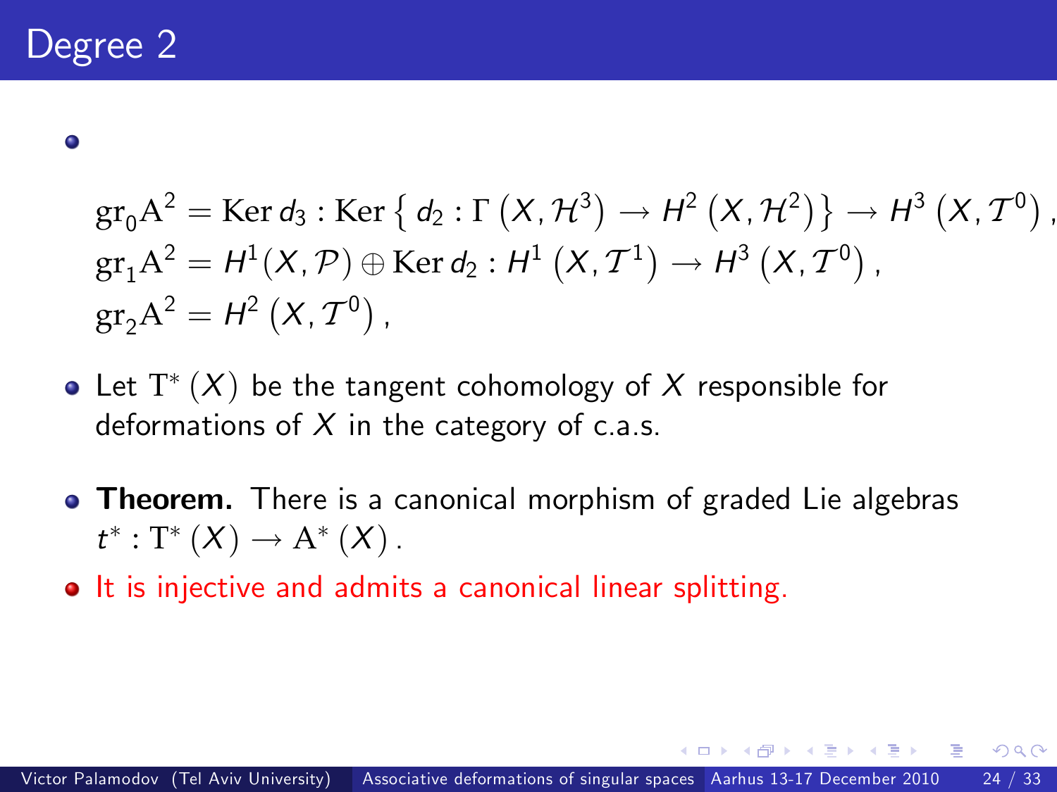# Degree 2

- $$\mathrm{gr}_0 \mathrm{A}^2 = \mathrm{Ker}\, d_3 : \mathrm{Ker}\left\{ d_2 : \Gamma\left(X, \mathcal{H}^3\right) \to H^2\left(X, \mathcal{H}^2\right)\right\} \to H^3\left(X, \mathcal{T}^0\right),$$
  $$\mathrm{gr}_1 \mathrm{A}^2 = H^1(X, \mathcal{P}) \oplus \mathrm{Ker}\, d_2 : H^1\left(X, \mathcal{T}^1\right) \to H^3\left(X, \mathcal{T}^0\right),$$
  $$\mathrm{gr}_2 \mathrm{A}^2 = H^2\left(X, \mathcal{T}^0\right),$$
- Let $\mathrm{T}^*(X)$ be the tangent cohomology of $X$ responsible for deformations of $X$ in the category of c.a.s.
- **Theorem.** There is a canonical morphism of graded Lie algebras $t^* : \mathrm{T}^*(X) \to \mathrm{A}^*(X)$.
- It is injective and admits a canonical linear splitting.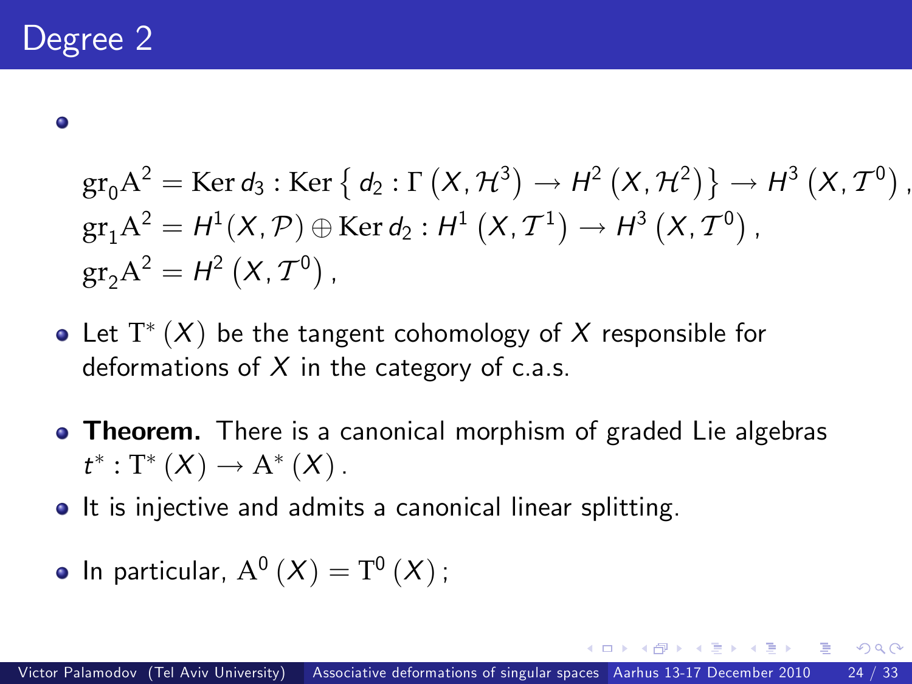# Degree 2

- $$\mathrm{gr}_0\mathrm{A}^2 = \mathrm{Ker}\, d_3 : \mathrm{Ker}\left\{ d_2 : \Gamma\left(X, \mathcal{H}^3\right) \to H^2\left(X, \mathcal{H}^2\right)\right\} \to H^3\left(X, \mathcal{T}^0\right),$$
  $$\mathrm{gr}_1\mathrm{A}^2 = H^1(X, \mathcal{P}) \oplus \mathrm{Ker}\, d_2 : H^1\left(X, \mathcal{T}^1\right) \to H^3\left(X, \mathcal{T}^0\right),$$
  $$\mathrm{gr}_2\mathrm{A}^2 = H^2\left(X, \mathcal{T}^0\right),$$

- Let $\mathrm{T}^*(X)$ be the tangent cohomology of $X$ responsible for deformations of $X$ in the category of c.a.s.

- **Theorem.** There is a canonical morphism of graded Lie algebras $t^* : \mathrm{T}^*(X) \to \mathrm{A}^*(X)$.

- It is injective and admits a canonical linear splitting.

- In particular, $\mathrm{A}^0(X) = \mathrm{T}^0(X)$;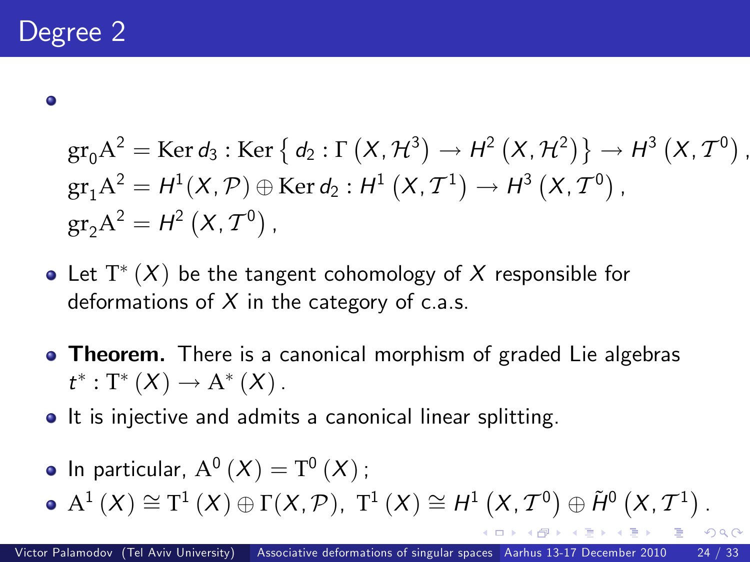# Degree 2

- $$\mathrm{gr}_0\mathrm{A}^2 = \mathrm{Ker}\, d_3 : \mathrm{Ker}\left\{ d_2 : \Gamma\left(X, \mathcal{H}^3\right) \to H^2\left(X, \mathcal{H}^2\right)\right\} \to H^3\left(X, \mathcal{T}^0\right),$$
  $$\mathrm{gr}_1\mathrm{A}^2 = H^1(X, \mathcal{P}) \oplus \mathrm{Ker}\, d_2 : H^1\left(X, \mathcal{T}^1\right) \to H^3\left(X, \mathcal{T}^0\right),$$
  $$\mathrm{gr}_2\mathrm{A}^2 = H^2\left(X, \mathcal{T}^0\right),$$

- Let $\mathrm{T}^*(X)$ be the tangent cohomology of $X$ responsible for deformations of $X$ in the category of c.a.s.

- **Theorem.** There is a canonical morphism of graded Lie algebras $t^* : \mathrm{T}^*(X) \to \mathrm{A}^*(X)$.

- It is injective and admits a canonical linear splitting.

- In particular, $\mathrm{A}^0(X) = \mathrm{T}^0(X)$;

- $\mathrm{A}^1(X) \cong \mathrm{T}^1(X) \oplus \Gamma(X, \mathcal{P}),\ \mathrm{T}^1(X) \cong H^1\left(X, \mathcal{T}^0\right) \oplus \tilde{H}^0\left(X, \mathcal{T}^1\right)$.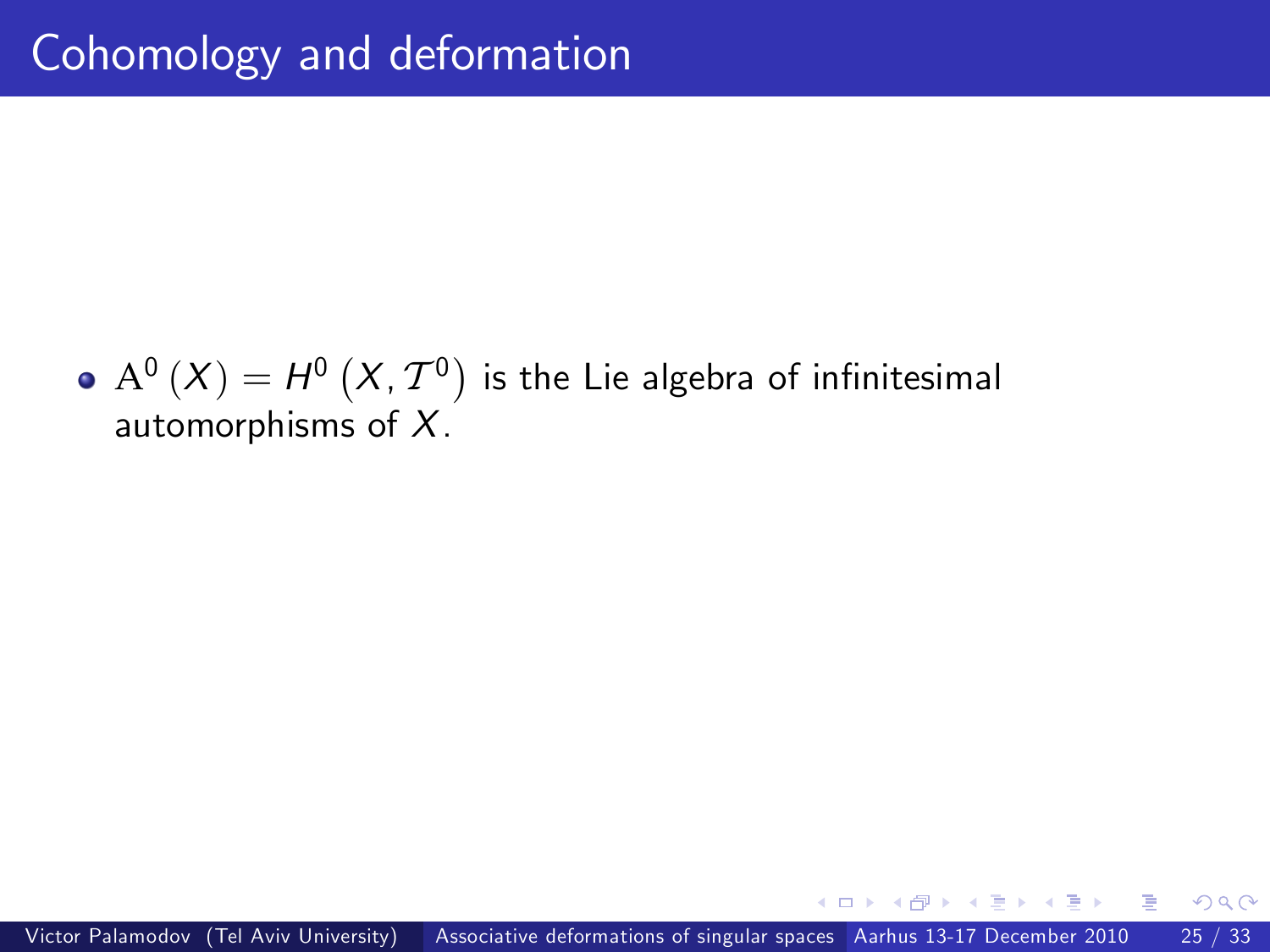# Cohomology and deformation

- $\mathrm{A}^0(X) = H^0(X, \mathcal{T}^0)$ is the Lie algebra of infinitesimal automorphisms of $X$.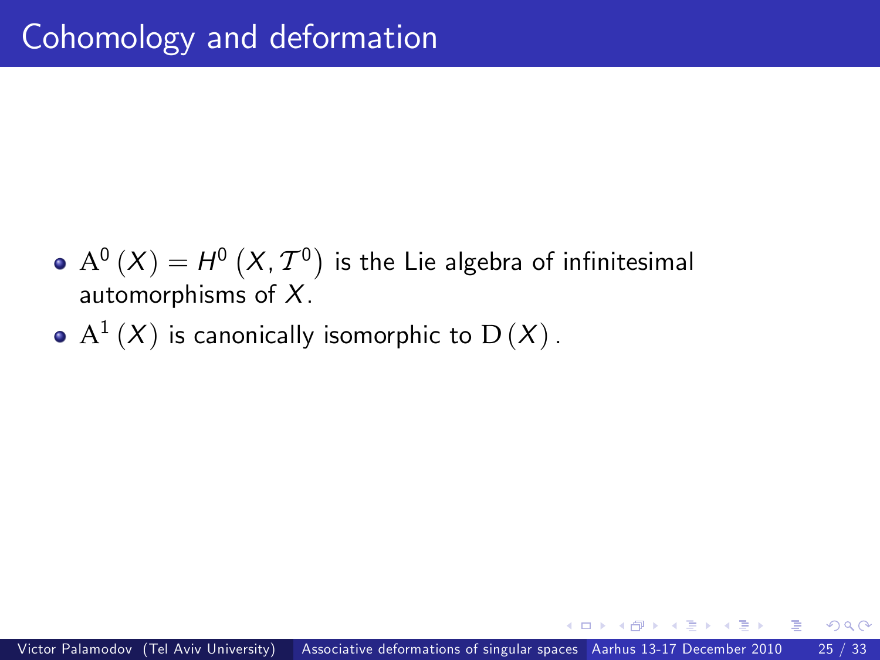# Cohomology and deformation

- $\mathrm{A}^0(X) = H^0(X, \mathcal{T}^0)$ is the Lie algebra of infinitesimal automorphisms of $X$.
- $\mathrm{A}^1(X)$ is canonically isomorphic to $\mathrm{D}(X)$.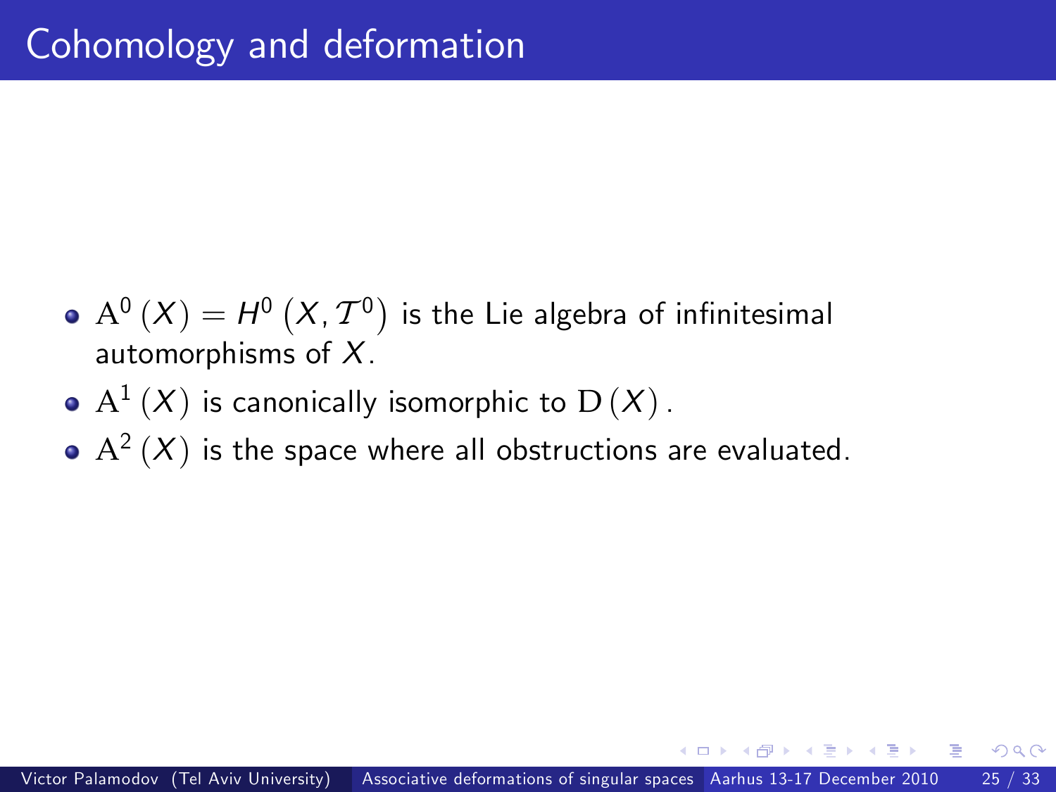# Cohomology and deformation

- $\mathrm{A}^0(X) = H^0(X, \mathcal{T}^0)$ is the Lie algebra of infinitesimal automorphisms of $X$.
- $\mathrm{A}^1(X)$ is canonically isomorphic to $\mathrm{D}(X)$.
- $\mathrm{A}^2(X)$ is the space where all obstructions are evaluated.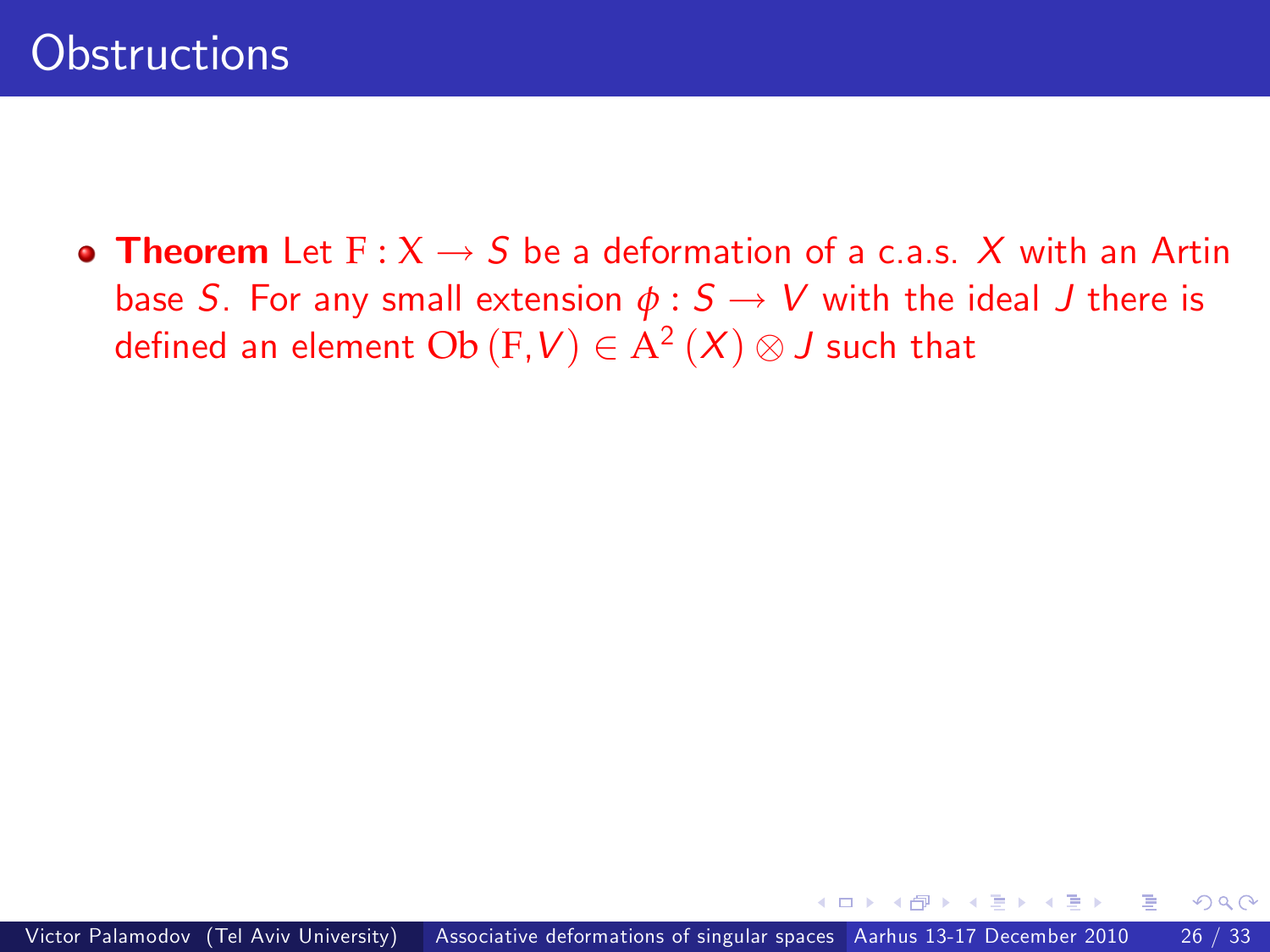# Obstructions

- **Theorem** Let $\mathrm{F} : \mathrm{X} \to S$ be a deformation of a c.a.s. $X$ with an Artin base $S$. For any small extension $\phi : S \to V$ with the ideal $J$ there is defined an element $\mathrm{Ob}\,(\mathrm{F}, V) \in \mathrm{A}^2\,(X) \otimes J$ such that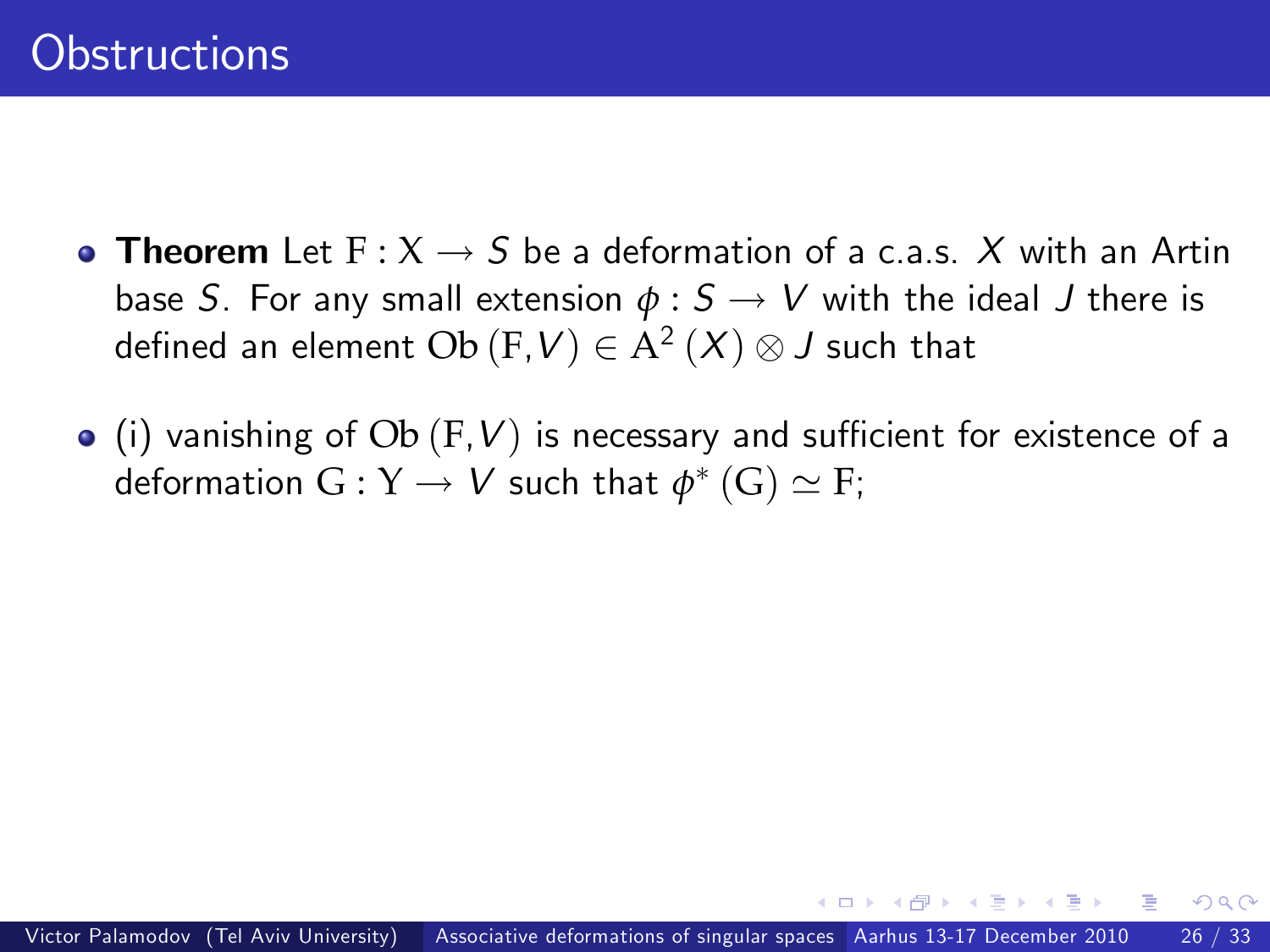# Obstructions

- **Theorem** Let $\mathrm{F} : \mathrm{X} \to S$ be a deformation of a c.a.s. $X$ with an Artin base $S$. For any small extension $\phi : S \to V$ with the ideal $J$ there is defined an element $\mathrm{Ob}\,(\mathrm{F}, V) \in \mathrm{A}^2\,(X) \otimes J$ such that
- (i) vanishing of $\mathrm{Ob}\,(\mathrm{F}, V)$ is necessary and sufficient for existence of a deformation $\mathrm{G} : \mathrm{Y} \to V$ such that $\phi^*\,(\mathrm{G}) \simeq \mathrm{F}$;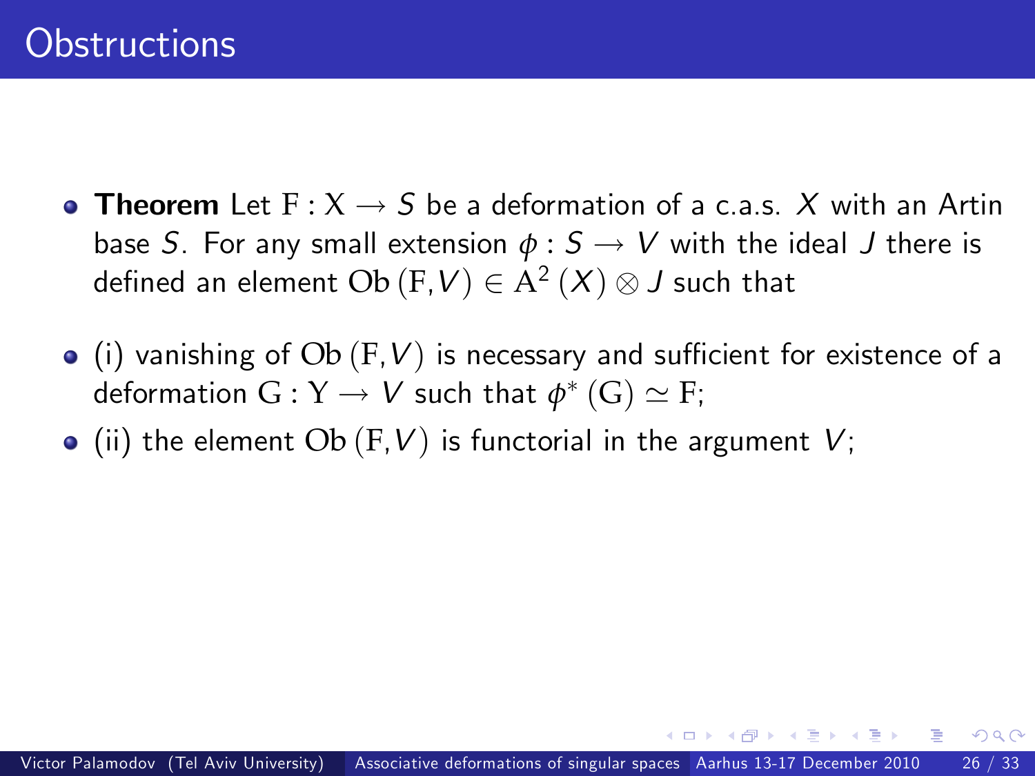# Obstructions

- **Theorem** Let $\mathrm{F} : \mathrm{X} \to S$ be a deformation of a c.a.s. $X$ with an Artin base $S$. For any small extension $\phi : S \to V$ with the ideal $J$ there is defined an element $\mathrm{Ob}\left(\mathrm{F}, V\right) \in \mathrm{A}^2\left(X\right) \otimes J$ such that
- (i) vanishing of $\mathrm{Ob}\left(\mathrm{F}, V\right)$ is necessary and sufficient for existence of a deformation $\mathrm{G} : \mathrm{Y} \to V$ such that $\phi^*\left(\mathrm{G}\right) \simeq \mathrm{F}$;
- (ii) the element $\mathrm{Ob}\left(\mathrm{F}, V\right)$ is functorial in the argument $V$;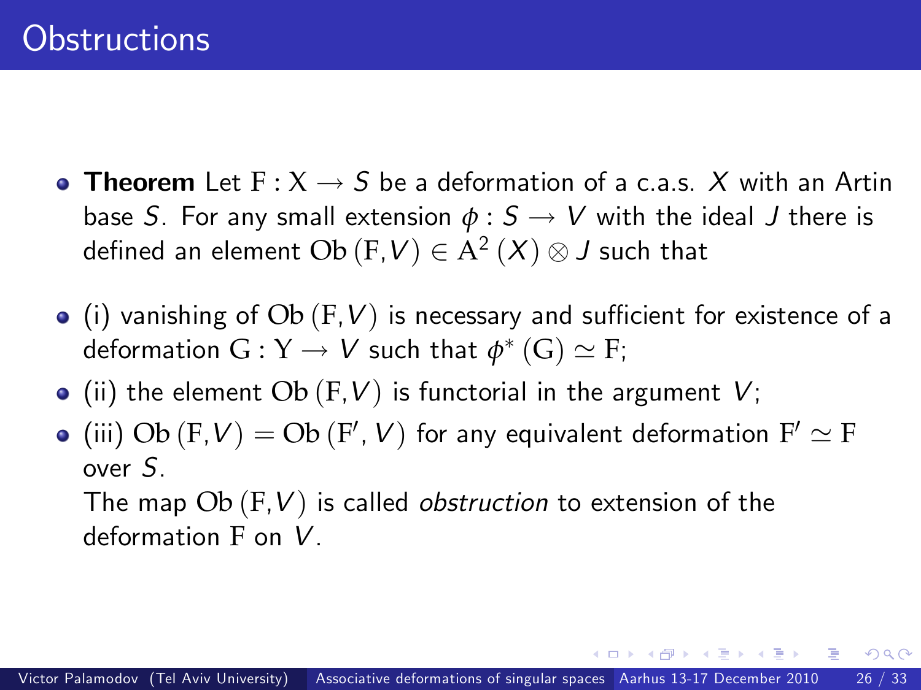# Obstructions

- **Theorem** Let $\mathrm{F} : \mathrm{X} \rightarrow S$ be a deformation of a c.a.s. $X$ with an Artin base $S$. For any small extension $\phi : S \rightarrow V$ with the ideal $J$ there is defined an element $\mathrm{Ob}\,(\mathrm{F}, V) \in \mathrm{A}^2\,(X) \otimes J$ such that
- (i) vanishing of $\mathrm{Ob}\,(\mathrm{F}, V)$ is necessary and sufficient for existence of a deformation $\mathrm{G} : \mathrm{Y} \rightarrow V$ such that $\phi^*\,(\mathrm{G}) \simeq \mathrm{F}$;
- (ii) the element $\mathrm{Ob}\,(\mathrm{F}, V)$ is functorial in the argument $V$;
- (iii) $\mathrm{Ob}\,(\mathrm{F}, V) = \mathrm{Ob}\,(\mathrm{F}', V)$ for any equivalent deformation $\mathrm{F}' \simeq \mathrm{F}$ over $S$.

  The map $\mathrm{Ob}\,(\mathrm{F}, V)$ is called *obstruction* to extension of the deformation $\mathrm{F}$ on $V$.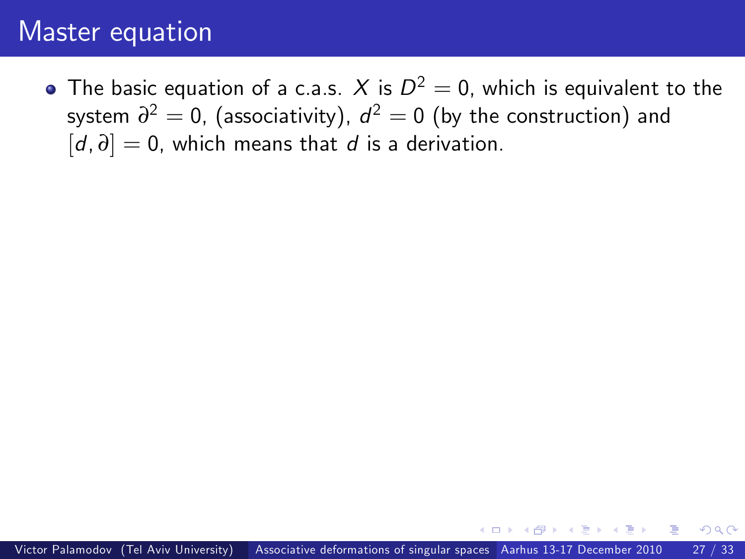# Master equation

- The basic equation of a c.a.s. $X$ is $D^2 = 0$, which is equivalent to the system $\partial^2 = 0$, (associativity), $d^2 = 0$ (by the construction) and $[d, \partial] = 0$, which means that $d$ is a derivation.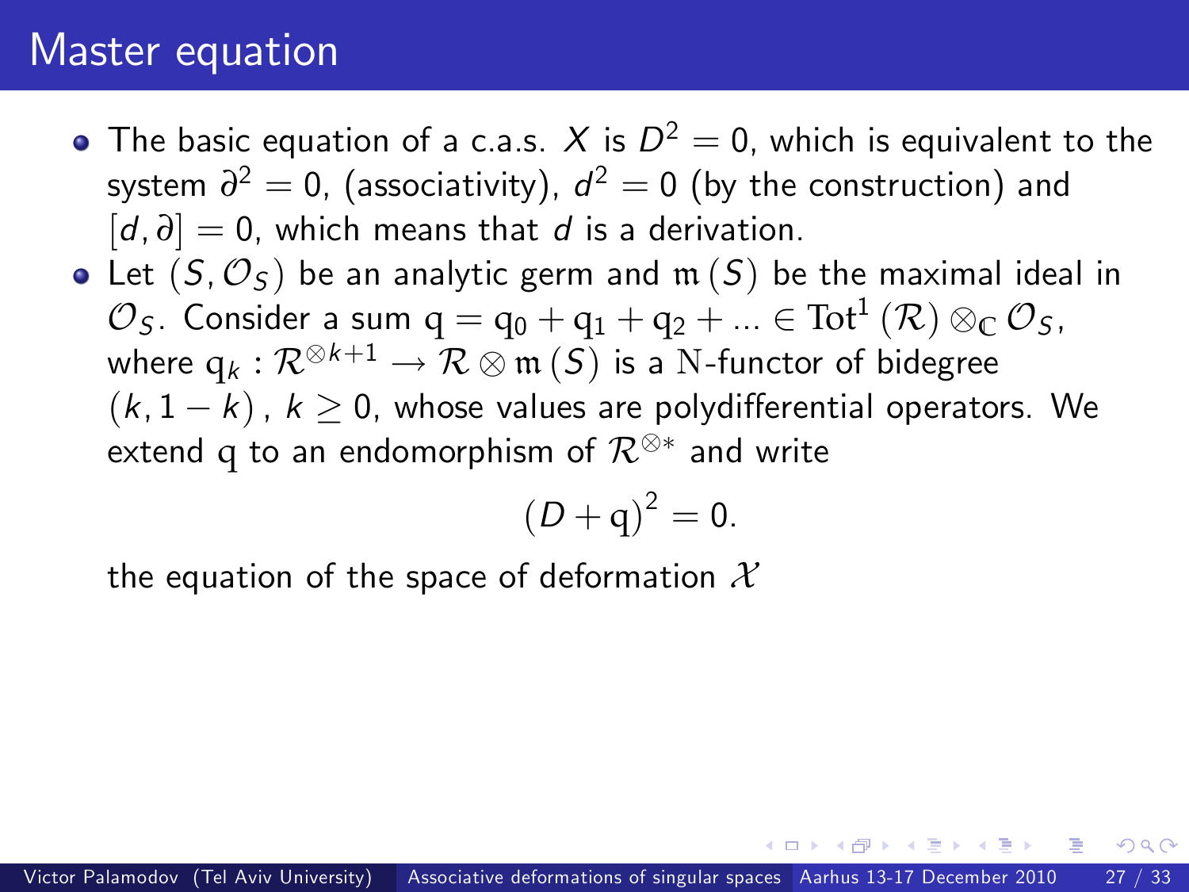# Master equation

- The basic equation of a c.a.s. $X$ is $D^2 = 0$, which is equivalent to the system $\partial^2 = 0$, (associativity), $d^2 = 0$ (by the construction) and $[d, \partial] = 0$, which means that $d$ is a derivation.
- Let $(S, \mathcal{O}_S)$ be an analytic germ and $\mathfrak{m}(S)$ be the maximal ideal in $\mathcal{O}_S$. Consider a sum $\mathrm{q} = \mathrm{q}_0 + \mathrm{q}_1 + \mathrm{q}_2 + ... \in \mathrm{Tot}^1(\mathcal{R}) \otimes_{\mathbb{C}} \mathcal{O}_S$, where $\mathrm{q}_k : \mathcal{R}^{\otimes k+1} \to \mathcal{R} \otimes \mathfrak{m}(S)$ is a $\mathrm{N}$-functor of bidegree $(k, 1-k)$, $k \geq 0$, whose values are polydifferential operators. We extend $\mathrm{q}$ to an endomorphism of $\mathcal{R}^{\otimes *}$ and write

$$(D + \mathrm{q})^2 = 0.$$

the equation of the space of deformation $\mathcal{X}$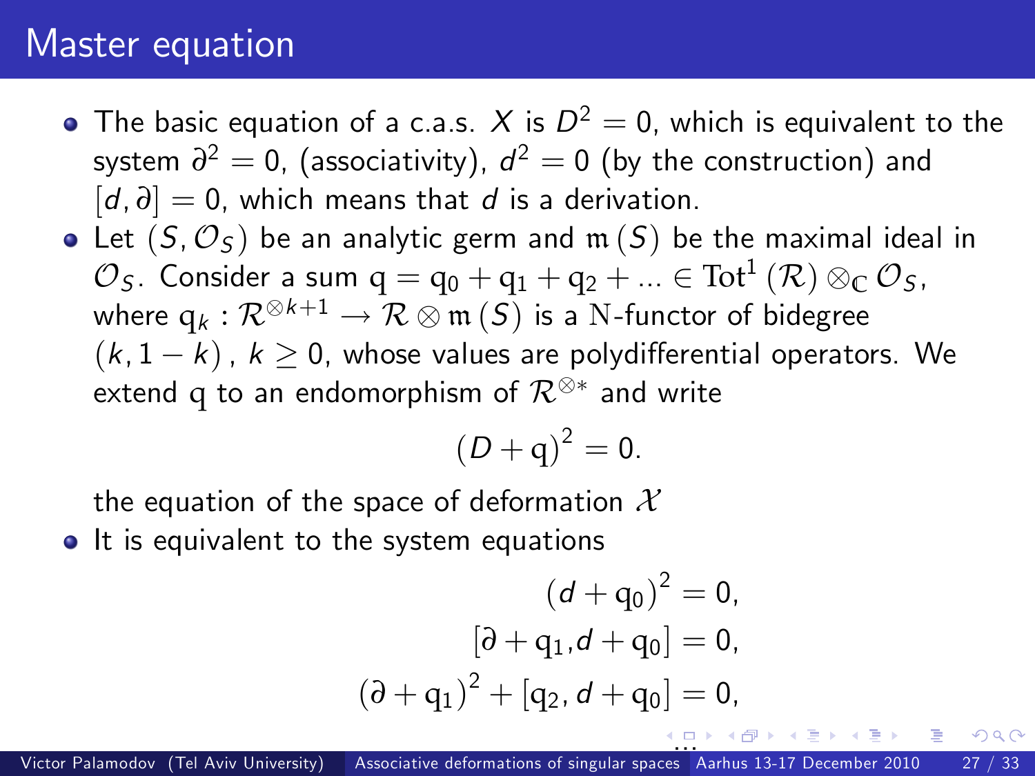# Master equation

- The basic equation of a c.a.s. $X$ is $D^2 = 0$, which is equivalent to the system $\partial^2 = 0$, (associativity), $d^2 = 0$ (by the construction) and $[d, \partial] = 0$, which means that $d$ is a derivation.
- Let $(S, \mathcal{O}_S)$ be an analytic germ and $\mathfrak{m}(S)$ be the maximal ideal in $\mathcal{O}_S$. Consider a sum $\mathrm{q} = \mathrm{q}_0 + \mathrm{q}_1 + \mathrm{q}_2 + ... \in \mathrm{Tot}^1(\mathcal{R}) \otimes_{\mathbb{C}} \mathcal{O}_S$, where $\mathrm{q}_k : \mathcal{R}^{\otimes k+1} \to \mathcal{R} \otimes \mathfrak{m}(S)$ is a $\mathrm{N}$-functor of bidegree $(k, 1-k)$, $k \geq 0$, whose values are polydifferential operators. We extend $\mathrm{q}$ to an endomorphism of $\mathcal{R}^{\otimes *}$ and write

  $$(D + \mathrm{q})^2 = 0.$$

  the equation of the space of deformation $\mathcal{X}$
- It is equivalent to the system equations

$$(d + \mathrm{q}_0)^2 = 0,$$
$$[\partial + \mathrm{q}_1, d + \mathrm{q}_0] = 0,$$
$$(\partial + \mathrm{q}_1)^2 + [\mathrm{q}_2, d + \mathrm{q}_0] = 0,$$
$$\ldots$$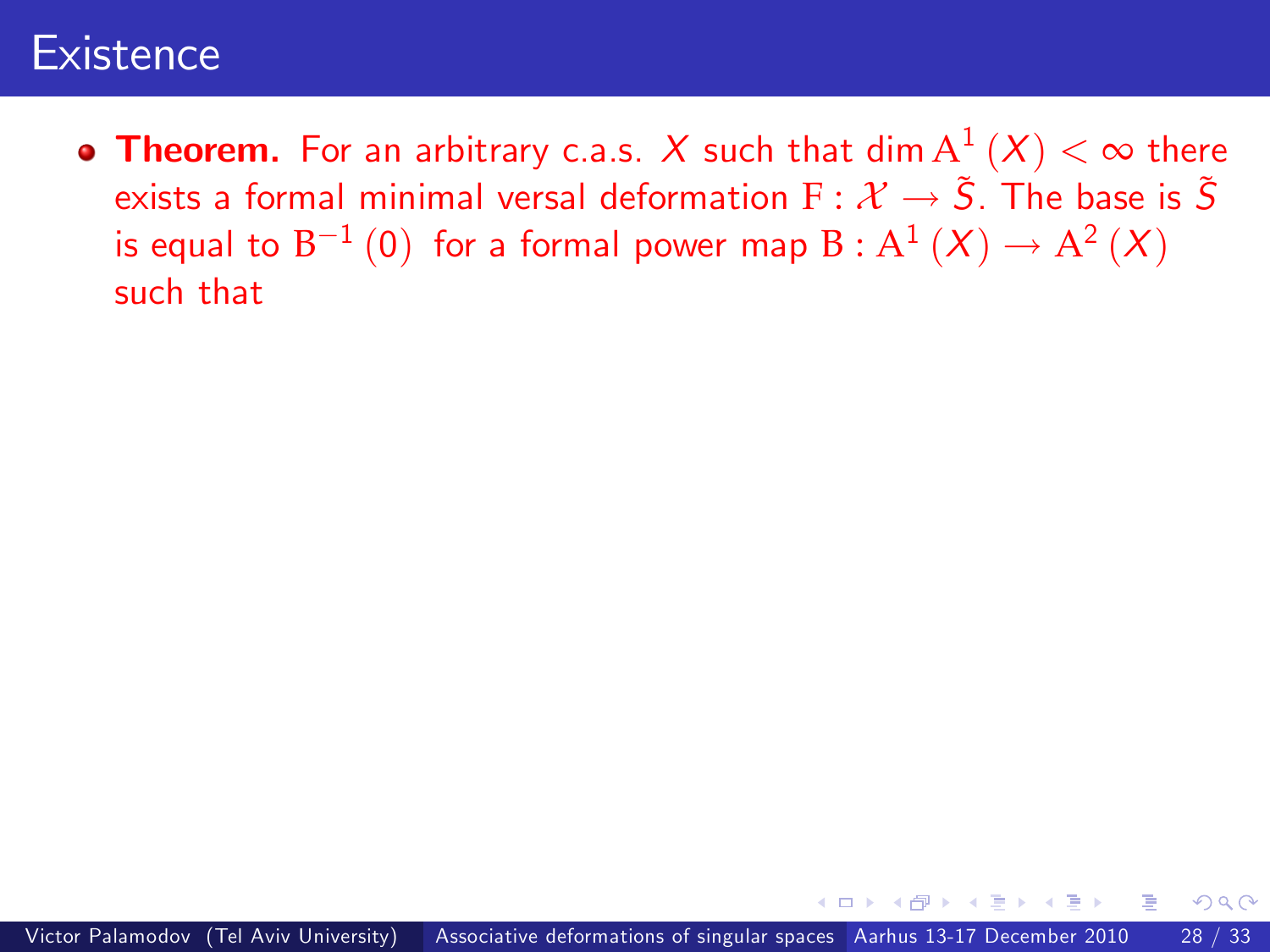# Existence

- **Theorem.** For an arbitrary c.a.s. $X$ such that $\dim \mathrm{A}^1(X) < \infty$ there exists a formal minimal versal deformation $\mathrm{F} : \mathcal{X} \to \tilde{S}$. The base is $\tilde{S}$ is equal to $\mathrm{B}^{-1}(0)$ for a formal power map $\mathrm{B} : \mathrm{A}^1(X) \to \mathrm{A}^2(X)$ such that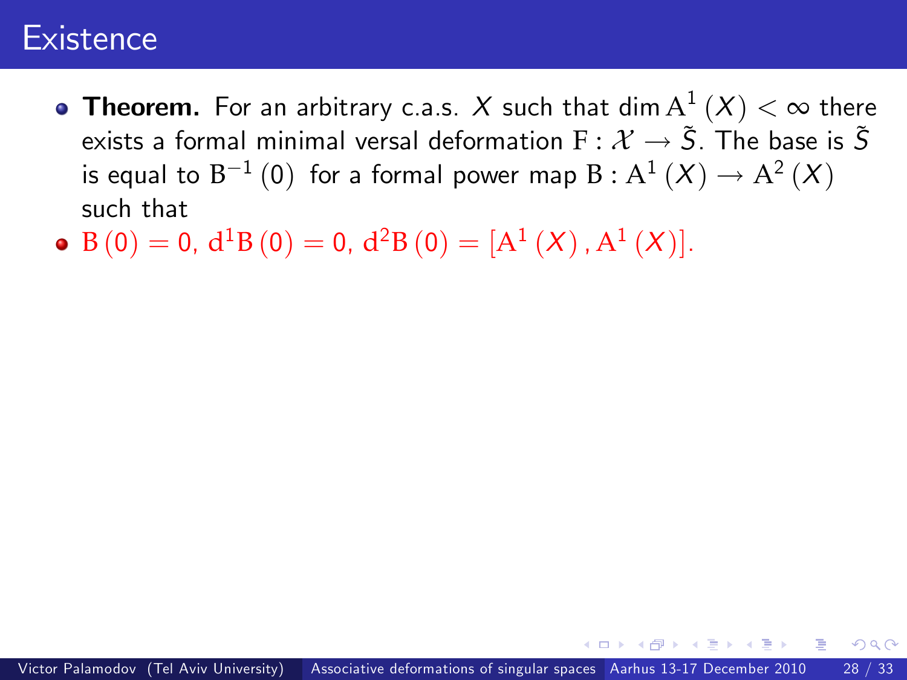# Existence

- **Theorem.** For an arbitrary c.a.s. $X$ such that $\dim \mathrm{A}^1(X) < \infty$ there exists a formal minimal versal deformation $\mathrm{F} : \mathcal{X} \to \tilde{S}$. The base is $\tilde{S}$ is equal to $\mathrm{B}^{-1}(0)$ for a formal power map $\mathrm{B} : \mathrm{A}^1(X) \to \mathrm{A}^2(X)$ such that
- $\mathrm{B}(0) = 0$, $\mathrm{d}^1\mathrm{B}(0) = 0$, $\mathrm{d}^2\mathrm{B}(0) = [\mathrm{A}^1(X), \mathrm{A}^1(X)]$.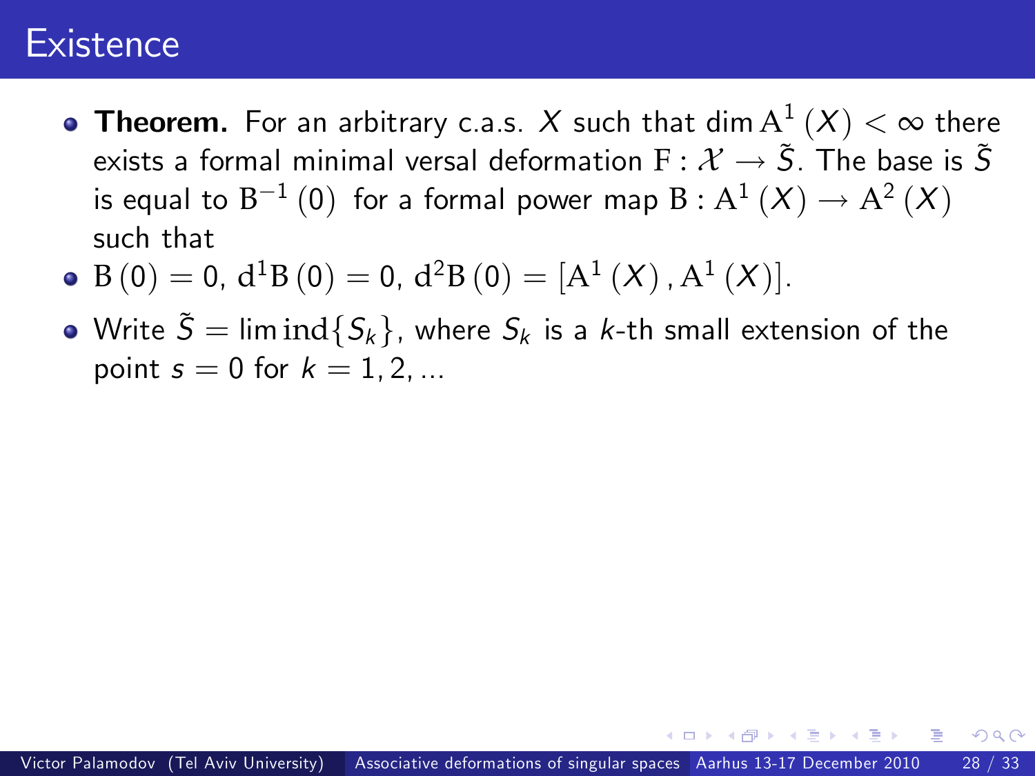# Existence

- **Theorem.** For an arbitrary c.a.s. $X$ such that $\dim \mathrm{A}^1(X) < \infty$ there exists a formal minimal versal deformation $\mathrm{F} : \mathcal{X} \to \tilde{S}$. The base is $\tilde{S}$ is equal to $\mathrm{B}^{-1}(0)$ for a formal power map $\mathrm{B} : \mathrm{A}^1(X) \to \mathrm{A}^2(X)$ such that
- $\mathrm{B}(0) = 0$, $\mathrm{d}^1\mathrm{B}(0) = 0$, $\mathrm{d}^2\mathrm{B}(0) = [\mathrm{A}^1(X), \mathrm{A}^1(X)]$.
- Write $\tilde{S} = \lim \mathrm{ind}\{S_k\}$, where $S_k$ is a $k$-th small extension of the point $s = 0$ for $k = 1, 2, ...$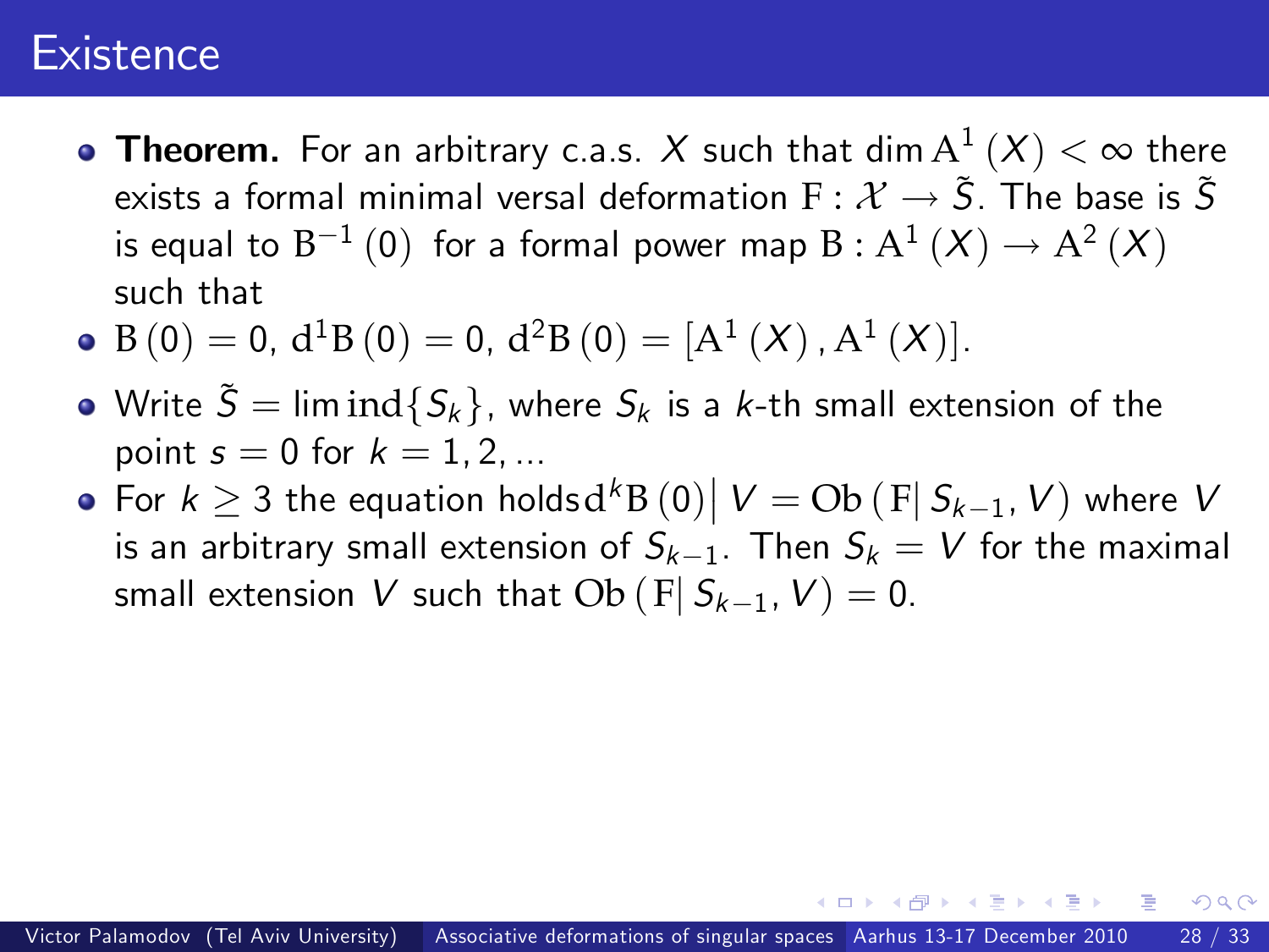# Existence

- **Theorem.** For an arbitrary c.a.s. $X$ such that $\dim \mathrm{A}^1(X) < \infty$ there exists a formal minimal versal deformation $\mathrm{F} : \mathcal{X} \to \tilde{S}$. The base is $\tilde{S}$ is equal to $\mathrm{B}^{-1}(0)$ for a formal power map $\mathrm{B} : \mathrm{A}^1(X) \to \mathrm{A}^2(X)$ such that
- $\mathrm{B}(0) = 0$, $\mathrm{d}^1\mathrm{B}(0) = 0$, $\mathrm{d}^2\mathrm{B}(0) = [\mathrm{A}^1(X), \mathrm{A}^1(X)]$.
- Write $\tilde{S} = \lim \mathrm{ind}\{S_k\}$, where $S_k$ is a $k$-th small extension of the point $s = 0$ for $k = 1, 2, ...$
- For $k \geq 3$ the equation holds $\mathrm{d}^k\mathrm{B}(0)\big| V = \mathrm{Ob}(\mathrm{F}|\, S_{k-1}, V)$ where $V$ is an arbitrary small extension of $S_{k-1}$. Then $S_k = V$ for the maximal small extension $V$ such that $\mathrm{Ob}(\mathrm{F}|\, S_{k-1}, V) = 0$.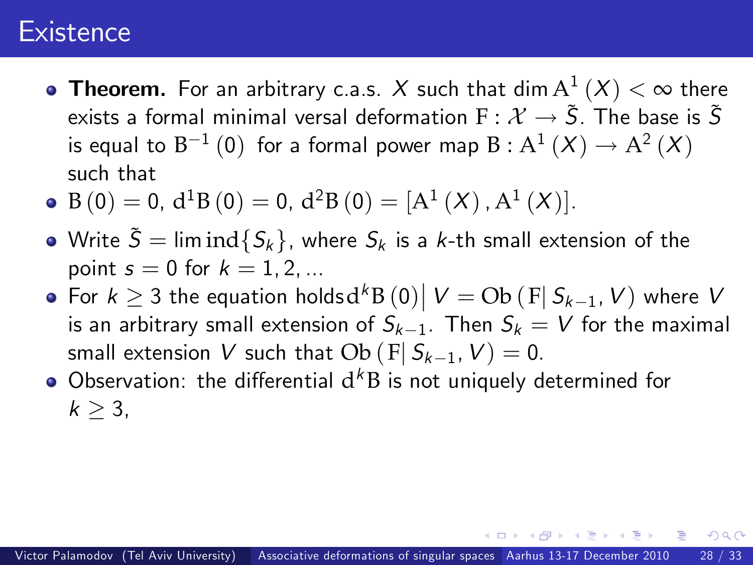# Existence

- **Theorem.** For an arbitrary c.a.s. $X$ such that $\dim \mathrm{A}^1(X) < \infty$ there exists a formal minimal versal deformation $\mathrm{F} : \mathcal{X} \to \tilde{S}$. The base is $\tilde{S}$ is equal to $\mathrm{B}^{-1}(0)$ for a formal power map $\mathrm{B} : \mathrm{A}^1(X) \to \mathrm{A}^2(X)$ such that
- $\mathrm{B}(0) = 0$, $\mathrm{d}^1\mathrm{B}(0) = 0$, $\mathrm{d}^2\mathrm{B}(0) = [\mathrm{A}^1(X), \mathrm{A}^1(X)]$.
- Write $\tilde{S} = \lim \mathrm{ind}\{S_k\}$, where $S_k$ is a $k$-th small extension of the point $s = 0$ for $k = 1, 2, ...$
- For $k \geq 3$ the equation holds $\mathrm{d}^k\mathrm{B}(0)\big| V = \mathrm{Ob}(\mathrm{F}| S_{k-1}, V)$ where $V$ is an arbitrary small extension of $S_{k-1}$. Then $S_k = V$ for the maximal small extension $V$ such that $\mathrm{Ob}(\mathrm{F}| S_{k-1}, V) = 0$.
- Observation: the differential $\mathrm{d}^k\mathrm{B}$ is not uniquely determined for $k \geq 3$,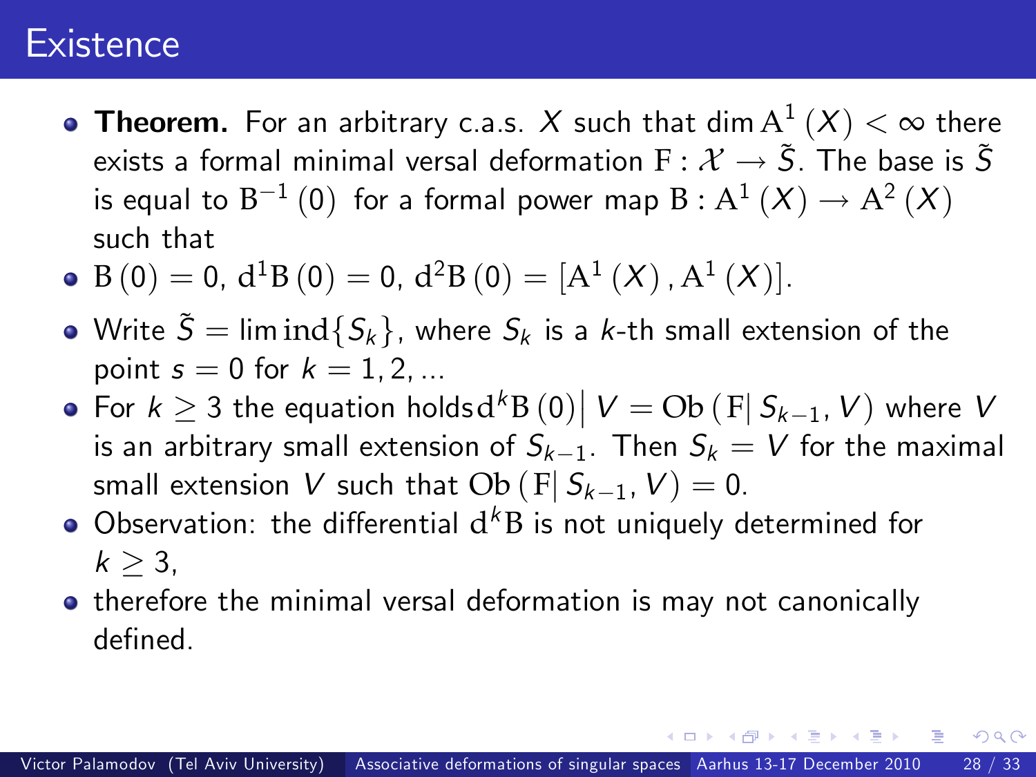# Existence

- **Theorem.** For an arbitrary c.a.s. $X$ such that $\dim \mathrm{A}^1(X) < \infty$ there exists a formal minimal versal deformation $\mathrm{F} : \mathcal{X} \to \tilde{S}$. The base is $\tilde{S}$ is equal to $\mathrm{B}^{-1}(0)$ for a formal power map $\mathrm{B} : \mathrm{A}^1(X) \to \mathrm{A}^2(X)$ such that
- $\mathrm{B}(0) = 0$, $\mathrm{d}^1\mathrm{B}(0) = 0$, $\mathrm{d}^2\mathrm{B}(0) = [\mathrm{A}^1(X), \mathrm{A}^1(X)]$.
- Write $\tilde{S} = \lim \mathrm{ind}\{S_k\}$, where $S_k$ is a $k$-th small extension of the point $s = 0$ for $k = 1, 2, ...$
- For $k \geq 3$ the equation holds $\mathrm{d}^k\mathrm{B}(0)\big| V = \mathrm{Ob}(\mathrm{F}|\, S_{k-1}, V)$ where $V$ is an arbitrary small extension of $S_{k-1}$. Then $S_k = V$ for the maximal small extension $V$ such that $\mathrm{Ob}(\mathrm{F}|\, S_{k-1}, V) = 0$.
- Observation: the differential $\mathrm{d}^k\mathrm{B}$ is not uniquely determined for $k \geq 3$,
- therefore the minimal versal deformation is may not canonically defined.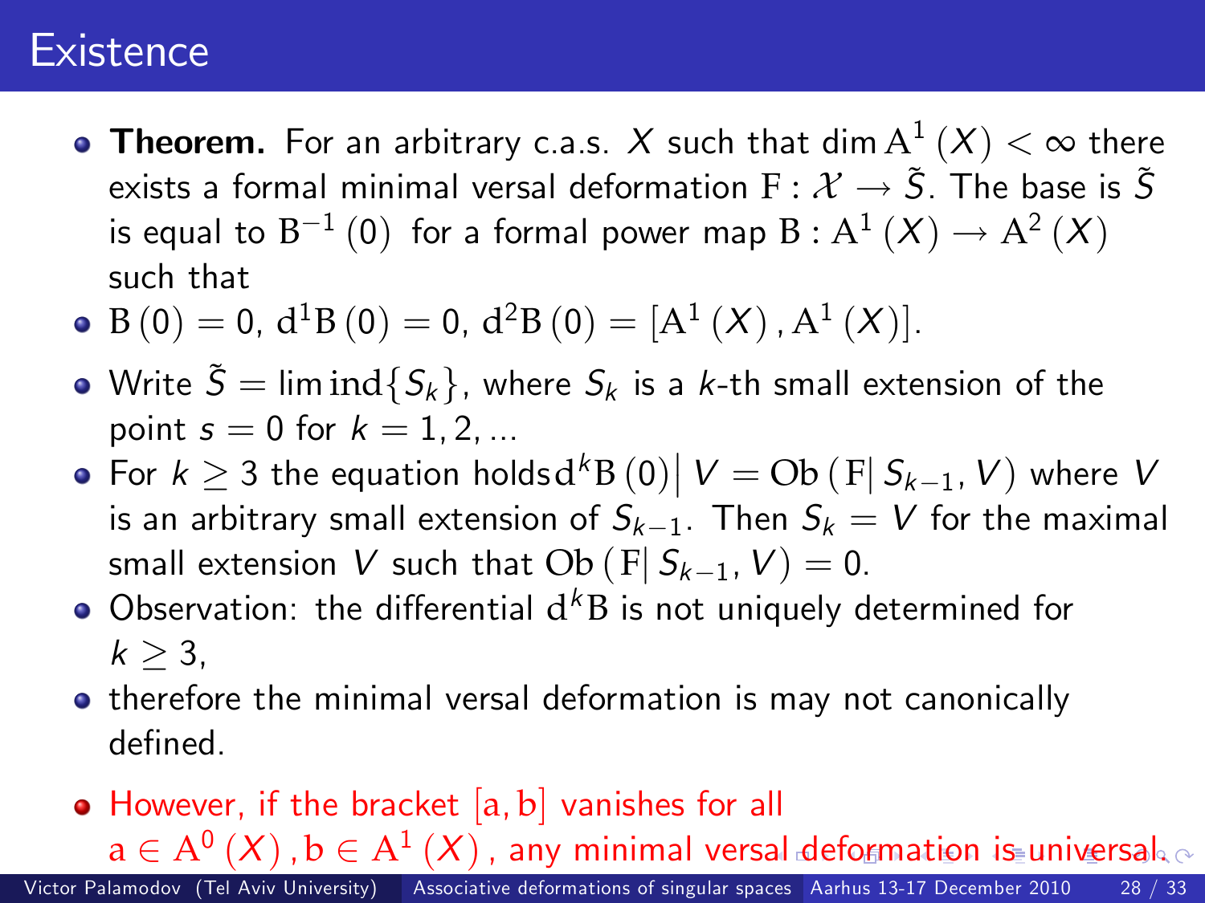# Existence

- **Theorem.** For an arbitrary c.a.s. $X$ such that $\dim \mathrm{A}^1(X) < \infty$ there exists a formal minimal versal deformation $\mathrm{F} : \mathcal{X} \to \tilde{S}$. The base is $\tilde{S}$ is equal to $\mathrm{B}^{-1}(0)$ for a formal power map $\mathrm{B} : \mathrm{A}^1(X) \to \mathrm{A}^2(X)$ such that
- $\mathrm{B}(0) = 0$, $\mathrm{d}^1\mathrm{B}(0) = 0$, $\mathrm{d}^2\mathrm{B}(0) = [\mathrm{A}^1(X), \mathrm{A}^1(X)]$.
- Write $\tilde{S} = \lim \mathrm{ind}\{S_k\}$, where $S_k$ is a $k$-th small extension of the point $s = 0$ for $k = 1, 2, \ldots$
- For $k \geq 3$ the equation holds $\mathrm{d}^k\mathrm{B}(0)\big|\, V = \mathrm{Ob}(\mathrm{F}|\, S_{k-1}, V)$ where $V$ is an arbitrary small extension of $S_{k-1}$. Then $S_k = V$ for the maximal small extension $V$ such that $\mathrm{Ob}(\mathrm{F}|\, S_{k-1}, V) = 0$.
- Observation: the differential $\mathrm{d}^k\mathrm{B}$ is not uniquely determined for $k \geq 3$,
- therefore the minimal versal deformation is may not canonically defined.
- However, if the bracket $[\mathrm{a}, \mathrm{b}]$ vanishes for all $\mathrm{a} \in \mathrm{A}^0(X), \mathrm{b} \in \mathrm{A}^1(X)$, any minimal versal deformation is universal.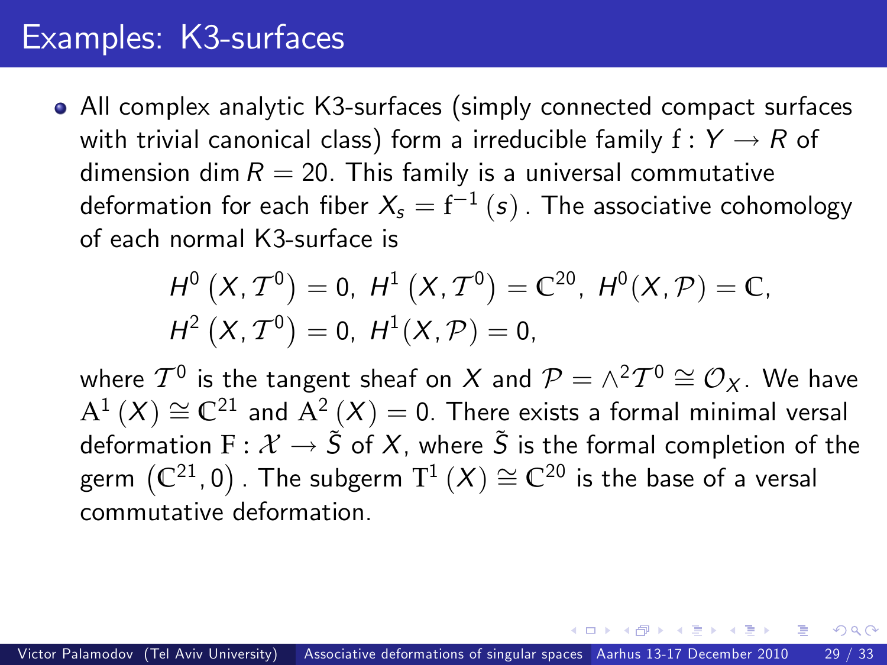# Examples: K3-surfaces

- All complex analytic K3-surfaces (simply connected compact surfaces with trivial canonical class) form a irreducible family $\mathrm{f} : Y \to R$ of dimension $\dim R = 20$. This family is a universal commutative deformation for each fiber $X_s = \mathrm{f}^{-1}(s)$. The associative cohomology of each normal K3-surface is

$$
\begin{aligned}
&H^0\left(X, \mathcal{T}^0\right) = 0,\ H^1\left(X, \mathcal{T}^0\right) = \mathbb{C}^{20},\ H^0(X, \mathcal{P}) = \mathbb{C}, \\
&H^2\left(X, \mathcal{T}^0\right) = 0,\ H^1(X, \mathcal{P}) = 0,
\end{aligned}
$$

  where $\mathcal{T}^0$ is the tangent sheaf on $X$ and $\mathcal{P} = \wedge^2 \mathcal{T}^0 \cong \mathcal{O}_X$. We have $\mathrm{A}^1(X) \cong \mathbb{C}^{21}$ and $\mathrm{A}^2(X) = 0$. There exists a formal minimal versal deformation $\mathrm{F} : \mathcal{X} \to \tilde{S}$ of $X$, where $\tilde{S}$ is the formal completion of the germ $\left(\mathbb{C}^{21}, 0\right)$. The subgerm $\mathrm{T}^1(X) \cong \mathbb{C}^{20}$ is the base of a versal commutative deformation.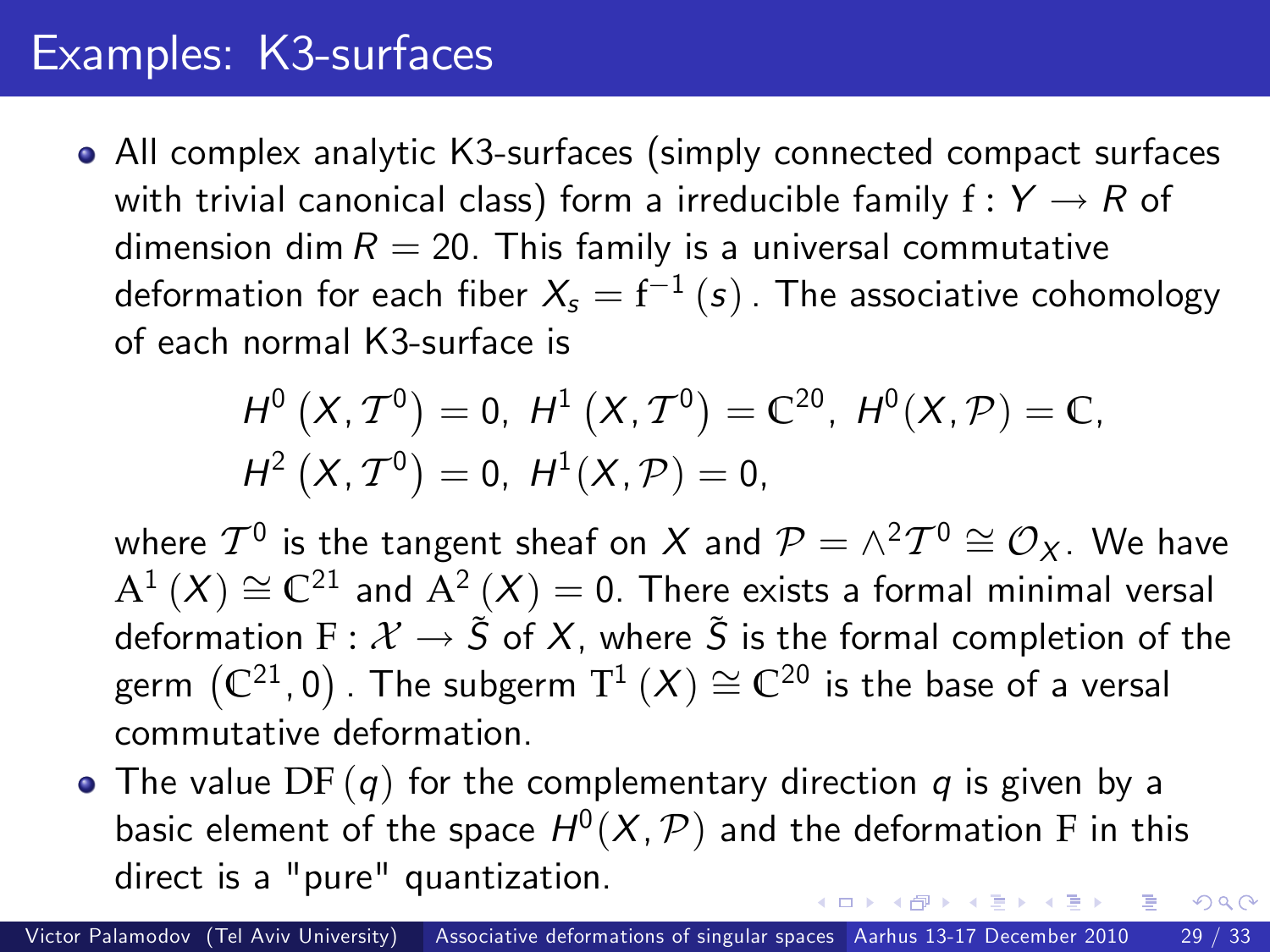# Examples: K3-surfaces

- All complex analytic K3-surfaces (simply connected compact surfaces with trivial canonical class) form a irreducible family $\mathrm{f} : Y \to R$ of dimension $\dim R = 20$. This family is a universal commutative deformation for each fiber $X_s = \mathrm{f}^{-1}(s)$. The associative cohomology of each normal K3-surface is

$$
\begin{aligned}
&H^0\left(X, \mathcal{T}^0\right) = 0,\ H^1\left(X, \mathcal{T}^0\right) = \mathbb{C}^{20},\ H^0(X, \mathcal{P}) = \mathbb{C}, \\
&H^2\left(X, \mathcal{T}^0\right) = 0,\ H^1(X, \mathcal{P}) = 0,
\end{aligned}
$$

  where $\mathcal{T}^0$ is the tangent sheaf on $X$ and $\mathcal{P} = \wedge^2 \mathcal{T}^0 \cong \mathcal{O}_X$. We have $\mathrm{A}^1(X) \cong \mathbb{C}^{21}$ and $\mathrm{A}^2(X) = 0$. There exists a formal minimal versal deformation $\mathrm{F} : \mathcal{X} \to \tilde{S}$ of $X$, where $\tilde{S}$ is the formal completion of the germ $\left(\mathbb{C}^{21}, 0\right)$. The subgerm $\mathrm{T}^1(X) \cong \mathbb{C}^{20}$ is the base of a versal commutative deformation.

- The value $\mathrm{DF}(q)$ for the complementary direction $q$ is given by a basic element of the space $H^0(X, \mathcal{P})$ and the deformation $\mathrm{F}$ in this direct is a "pure" quantization.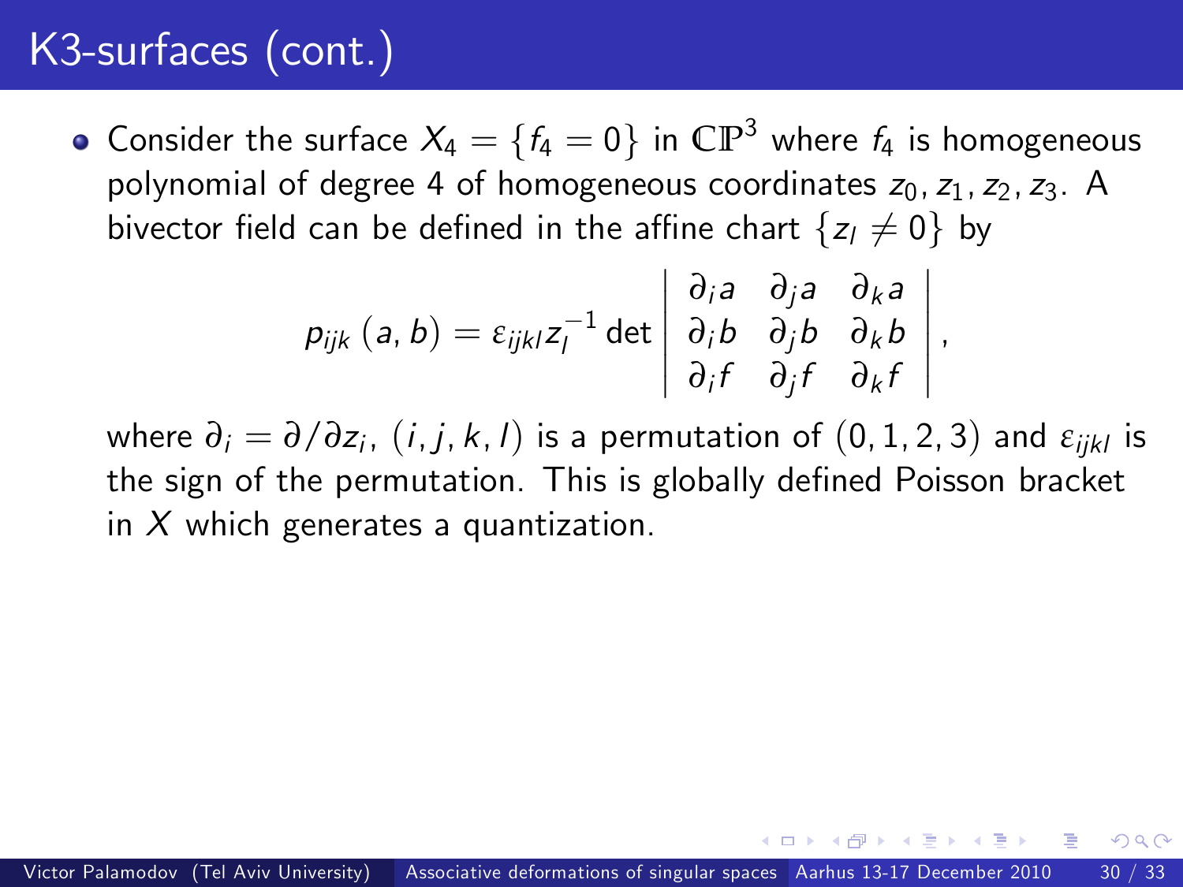# K3-surfaces (cont.)

- Consider the surface $X_4 = \{f_4 = 0\}$ in $\mathbb{CP}^3$ where $f_4$ is homogeneous polynomial of degree 4 of homogeneous coordinates $z_0, z_1, z_2, z_3$. A bivector field can be defined in the affine chart $\{z_l \neq 0\}$ by

$$p_{ijk}\,(a, b) = \varepsilon_{ijkl} z_l^{-1} \det \begin{vmatrix} \partial_i a & \partial_j a & \partial_k a \\ \partial_i b & \partial_j b & \partial_k b \\ \partial_i f & \partial_j f & \partial_k f \end{vmatrix},$$

where $\partial_i = \partial / \partial z_i$, $(i, j, k, l)$ is a permutation of $(0, 1, 2, 3)$ and $\varepsilon_{ijkl}$ is the sign of the permutation. This is globally defined Poisson bracket in $X$ which generates a quantization.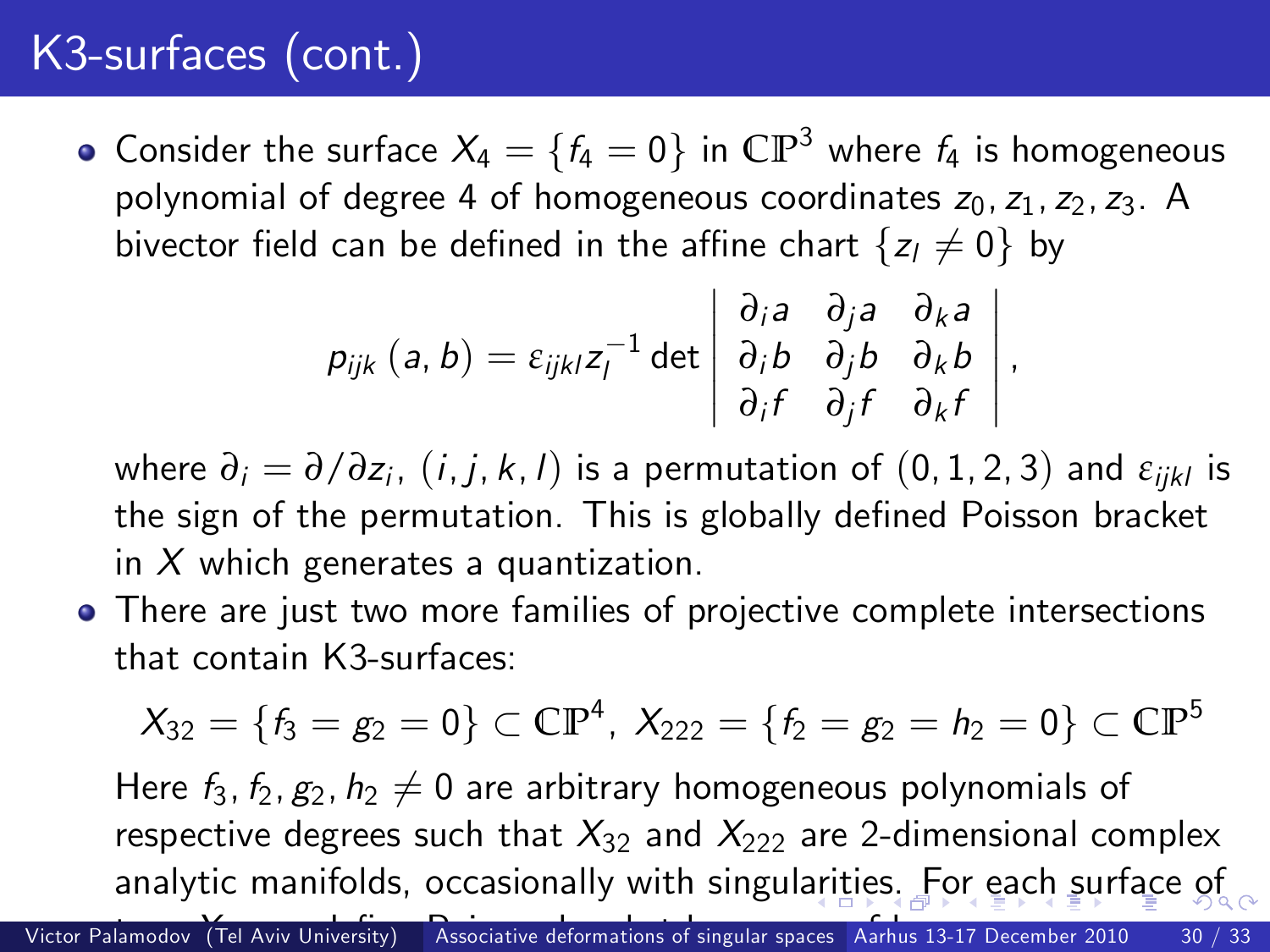# K3-surfaces (cont.)

- Consider the surface $X_4 = \{f_4 = 0\}$ in $\mathbb{CP}^3$ where $f_4$ is homogeneous polynomial of degree 4 of homogeneous coordinates $z_0, z_1, z_2, z_3$. A bivector field can be defined in the affine chart $\{z_l \neq 0\}$ by

$$p_{ijk}(a,b) = \varepsilon_{ijkl} z_l^{-1} \det \begin{vmatrix} \partial_i a & \partial_j a & \partial_k a \\ \partial_i b & \partial_j b & \partial_k b \\ \partial_i f & \partial_j f & \partial_k f \end{vmatrix},$$

  where $\partial_i = \partial/\partial z_i$, $(i,j,k,l)$ is a permutation of $(0,1,2,3)$ and $\varepsilon_{ijkl}$ is the sign of the permutation. This is globally defined Poisson bracket in $X$ which generates a quantization.

- There are just two more families of projective complete intersections that contain K3-surfaces:

$$X_{32} = \{f_3 = g_2 = 0\} \subset \mathbb{CP}^4,\ X_{222} = \{f_2 = g_2 = h_2 = 0\} \subset \mathbb{CP}^5$$

  Here $f_3, f_2, g_2, h_2 \neq 0$ are arbitrary homogeneous polynomials of respective degrees such that $X_{32}$ and $X_{222}$ are 2-dimensional complex analytic manifolds, occasionally with singularities. For each surface of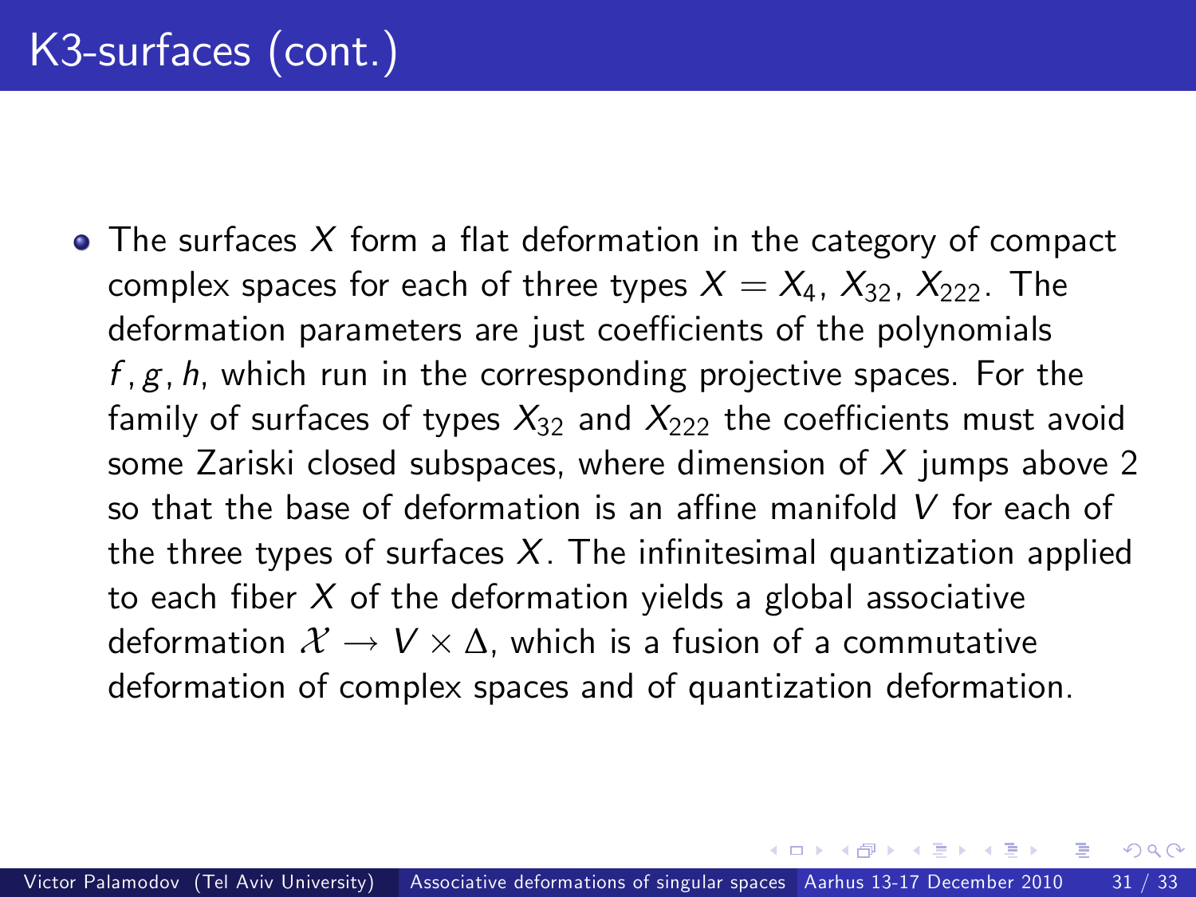# K3-surfaces (cont.)

- The surfaces $X$ form a flat deformation in the category of compact complex spaces for each of three types $X = X_4,\ X_{32},\ X_{222}$. The deformation parameters are just coefficients of the polynomials $f, g, h$, which run in the corresponding projective spaces. For the family of surfaces of types $X_{32}$ and $X_{222}$ the coefficients must avoid some Zariski closed subspaces, where dimension of $X$ jumps above 2 so that the base of deformation is an affine manifold $V$ for each of the three types of surfaces $X$. The infinitesimal quantization applied to each fiber $X$ of the deformation yields a global associative deformation $\mathcal{X} \to V \times \Delta$, which is a fusion of a commutative deformation of complex spaces and of quantization deformation.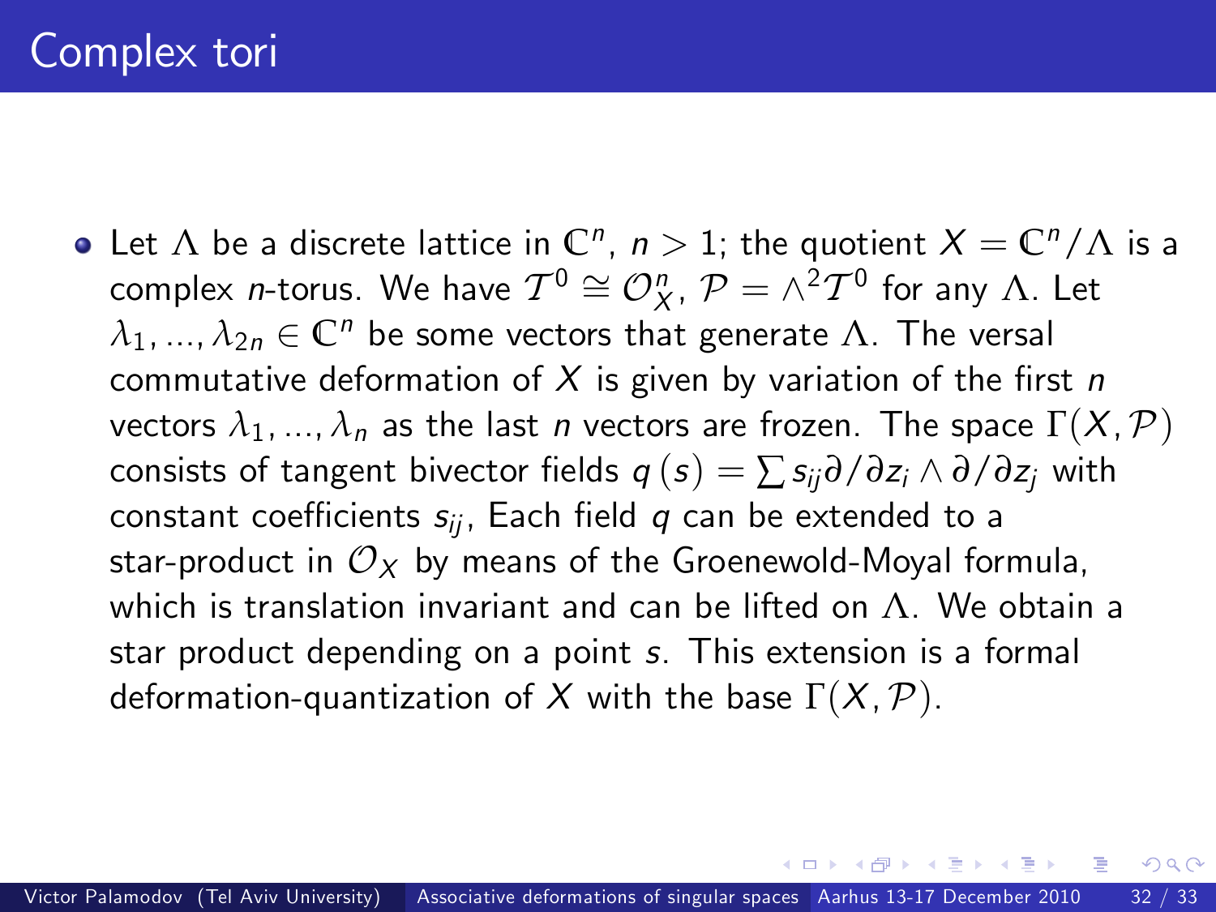# Complex tori

- Let $\Lambda$ be a discrete lattice in $\mathbb{C}^n$, $n > 1$; the quotient $X = \mathbb{C}^n/\Lambda$ is a complex $n$-torus. We have $\mathcal{T}^0 \cong \mathcal{O}_X^n$, $\mathcal{P} = \wedge^2 \mathcal{T}^0$ for any $\Lambda$. Let $\lambda_1, ..., \lambda_{2n} \in \mathbb{C}^n$ be some vectors that generate $\Lambda$. The versal commutative deformation of $X$ is given by variation of the first $n$ vectors $\lambda_1, ..., \lambda_n$ as the last $n$ vectors are frozen. The space $\Gamma(X, \mathcal{P})$ consists of tangent bivector fields $q(s) = \sum s_{ij} \partial/\partial z_i \wedge \partial/\partial z_j$ with constant coefficients $s_{ij}$, Each field $q$ can be extended to a star-product in $\mathcal{O}_X$ by means of the Groenewold-Moyal formula, which is translation invariant and can be lifted on $\Lambda$. We obtain a star product depending on a point $s$. This extension is a formal deformation-quantization of $X$ with the base $\Gamma(X, \mathcal{P})$.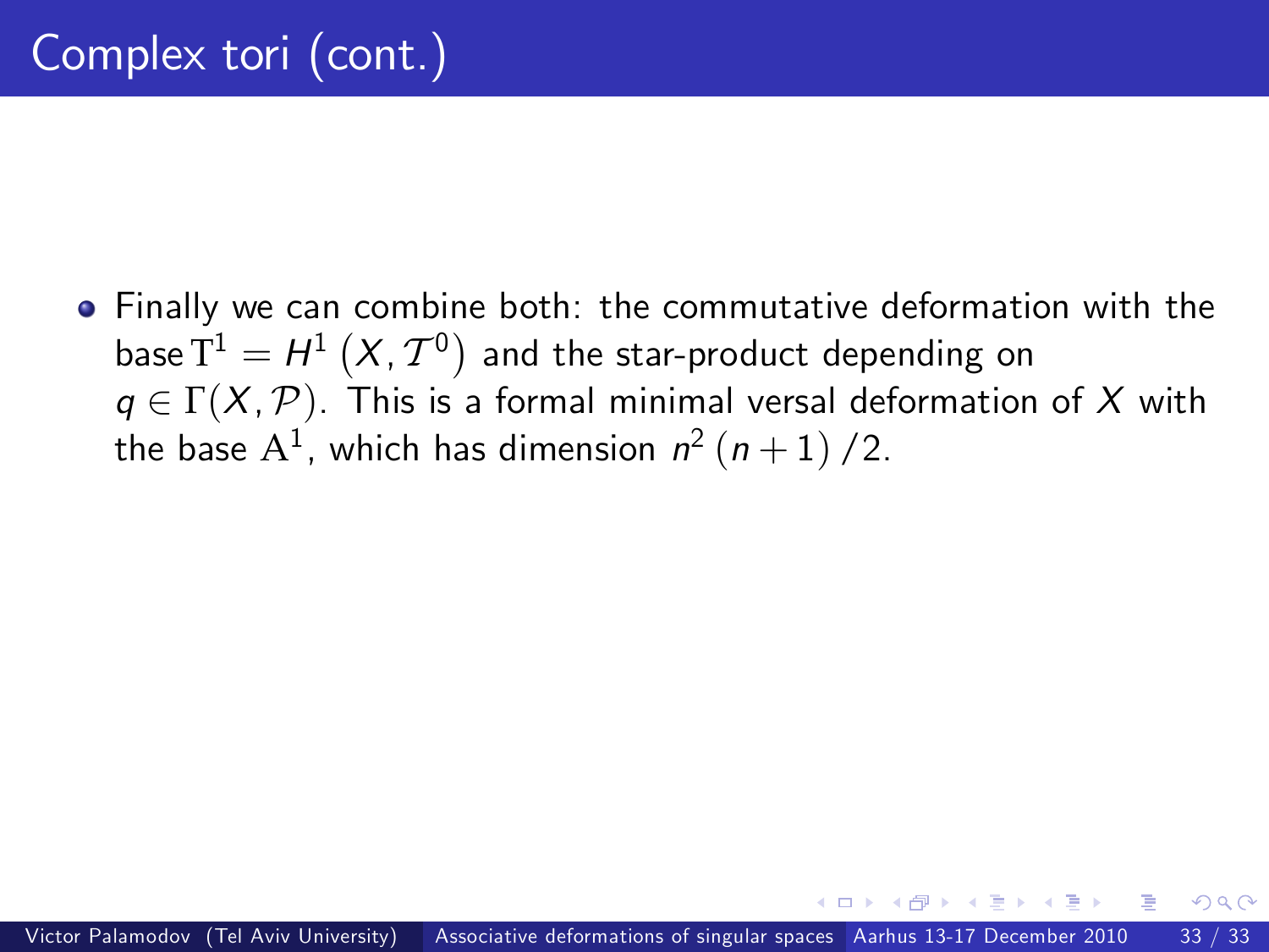# Complex tori (cont.)

- Finally we can combine both: the commutative deformation with the base $\mathrm{T}^1 = H^1\left(X, \mathcal{T}^0\right)$ and the star-product depending on $q \in \Gamma(X, \mathcal{P})$. This is a formal minimal versal deformation of $X$ with the base $\mathrm{A}^1$, which has dimension $n^2\left(n+1\right)/2$.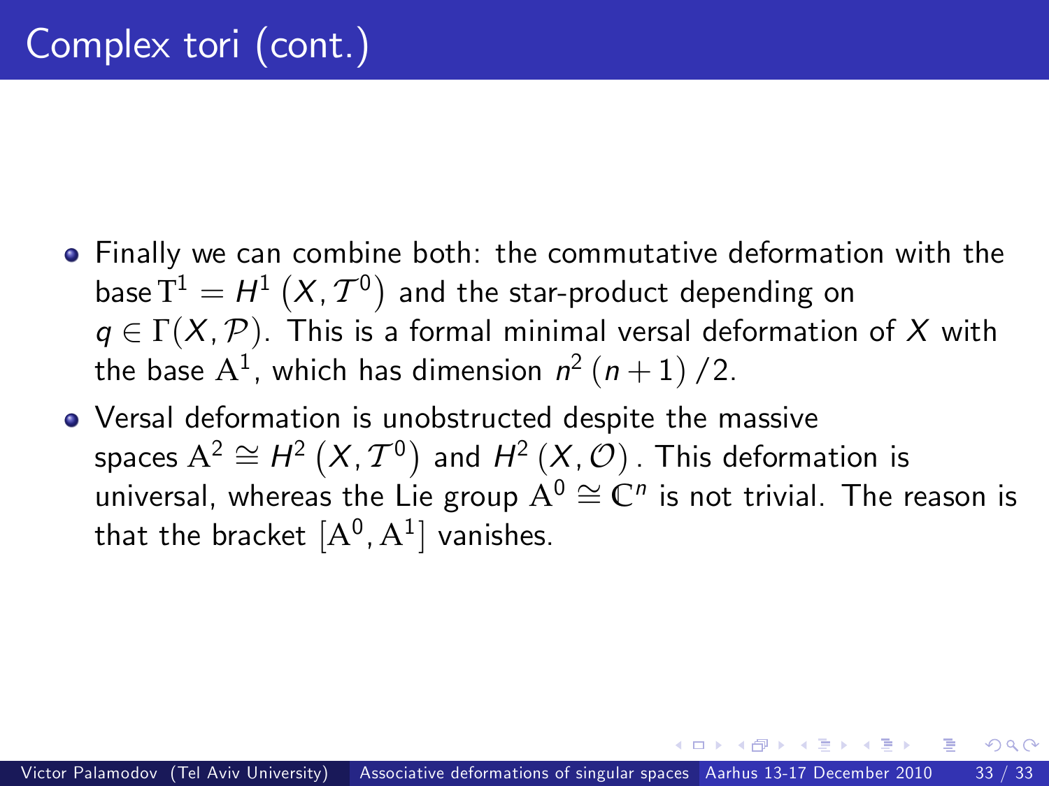# Complex tori (cont.)

- Finally we can combine both: the commutative deformation with the base $\mathrm{T}^1 = H^1\left(X, \mathcal{T}^0\right)$ and the star-product depending on $q \in \Gamma(X, \mathcal{P})$. This is a formal minimal versal deformation of $X$ with the base $\mathrm{A}^1$, which has dimension $n^2\left(n+1\right)/2$.
- Versal deformation is unobstructed despite the massive spaces $\mathrm{A}^2 \cong H^2\left(X, \mathcal{T}^0\right)$ and $H^2\left(X, \mathcal{O}\right)$. This deformation is universal, whereas the Lie group $\mathrm{A}^0 \cong \mathbb{C}^n$ is not trivial. The reason is that the bracket $\left[\mathrm{A}^0, \mathrm{A}^1\right]$ vanishes.